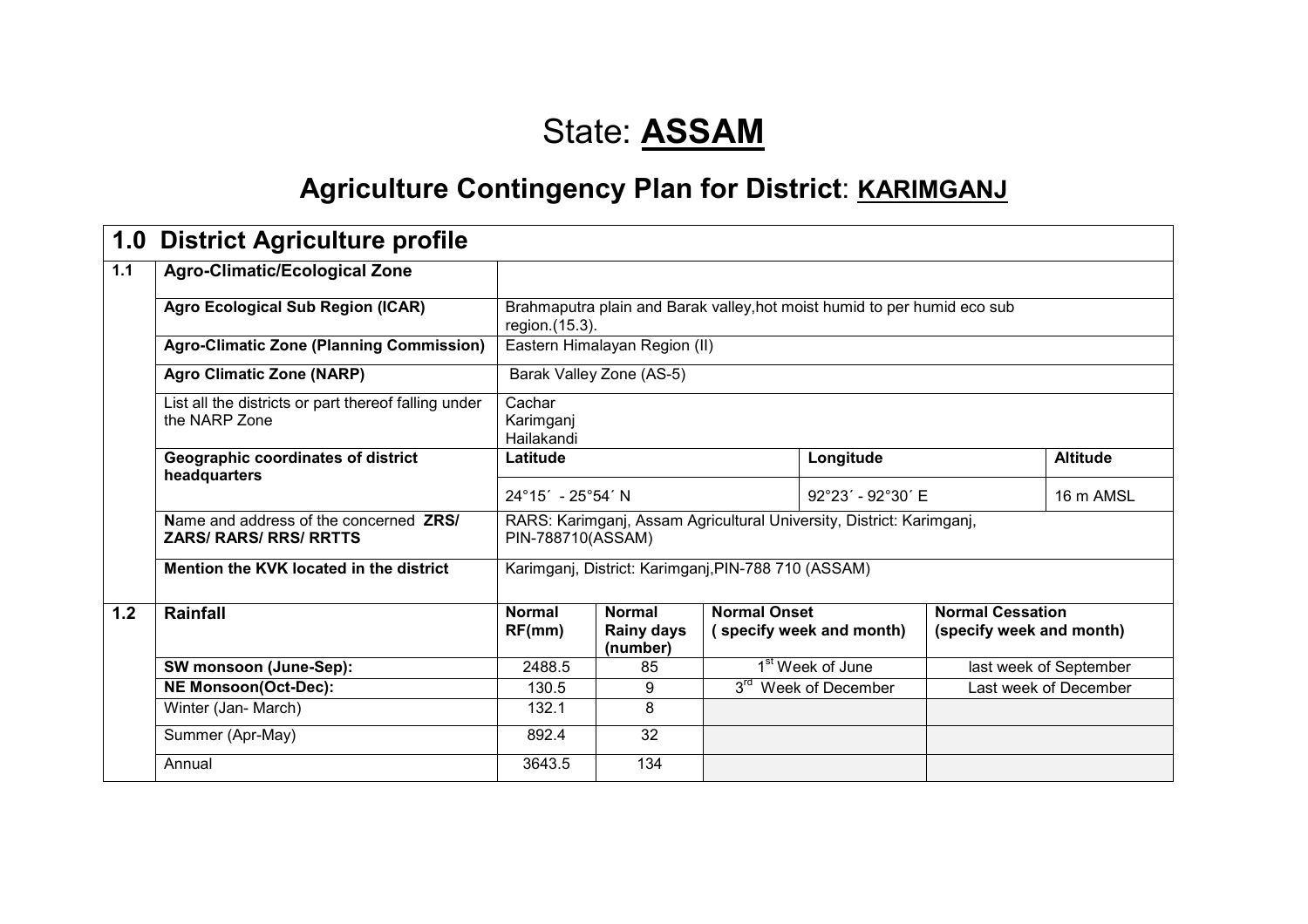# State: **ASSAM**

## Agriculture Contingency Plan for District: **KARIMGANJ**

| **1.0** | **District Agriculture profile** | | | | | |
|---|---|---|---|---|---|---|
| **1.1** | **Agro-Climatic/Ecological Zone** | | | | | |
| | **Agro Ecological Sub Region (ICAR)** | Brahmaputra plain and Barak valley,hot moist humid to per humid eco sub region.(15.3). | | | | |
| | **Agro-Climatic Zone (Planning Commission)** | Eastern Himalayan Region (II) | | | | |
| | **Agro Climatic Zone (NARP)** | Barak Valley Zone (AS-5) | | | | |
| | List all the districts or part thereof falling under the NARP Zone | Cachar<br>Karimganj<br>Hailakandi | | | | |
| | **Geographic coordinates of district headquarters** | **Latitude** | | | **Longitude** | **Altitude** |
| | | 24°15´ - 25°54´ N | | | 92°23´ - 92°30´ E | 16 m AMSL |
| | **Name and address of the concerned ZRS/ ZARS/ RARS/ RRS/ RRTTS** | RARS: Karimganj, Assam Agricultural University, District: Karimganj, PIN-788710(ASSAM) | | | | |
| | **Mention the KVK located in the district** | Karimganj, District: Karimganj,PIN-788 710 (ASSAM) | | | | |
| **1.2** | **Rainfall** | **Normal RF(mm)** | **Normal Rainy days (number)** | **Normal Onset ( specify week and month)** | | **Normal Cessation (specify week and month)** |
| | **SW monsoon (June-Sep):** | 2488.5 | 85 | 1st Week of June | | last week of September |
| | **NE Monsoon(Oct-Dec):** | 130.5 | 9 | 3rd Week of December | | Last week of December |
| | Winter (Jan- March) | 132.1 | 8 | | | |
| | Summer (Apr-May) | 892.4 | 32 | | | |
| | Annual | 3643.5 | 134 | | | |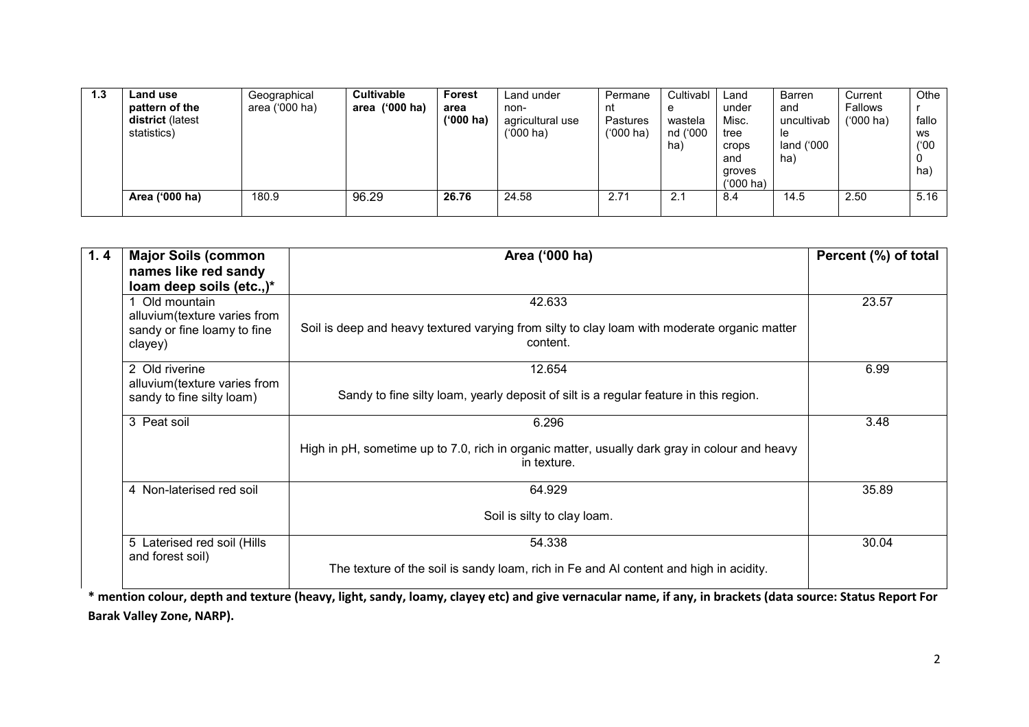| 1.3 | Land use pattern of the district (latest statistics) | Geographical area ('000 ha) | Cultivable area ('000 ha) | Forest area ('000 ha) | Land under non-agricultural use ('000 ha) | Permanent Pastures ('000 ha) | Cultivable wasteland ('000 ha) | Land under Misc. tree crops and groves ('000 ha) | Barren and uncultivable land ('000 ha) | Current Fallows ('000 ha) | Other fallows ('000 ha) |
|---|---|---|---|---|---|---|---|---|---|---|---|
| | **Area ('000 ha)** | 180.9 | 96.29 | **26.76** | 24.58 | 2.71 | 2.1 | 8.4 | 14.5 | 2.50 | 5.16 |

| 1. 4 | Major Soils (common names like red sandy loam deep soils (etc.,)* | Area ('000 ha) | Percent (%) of total |
|---|---|---|---|
| | 1 Old mountain alluvium(texture varies from sandy or fine loamy to fine clayey) | 42.633<br><br>Soil is deep and heavy textured varying from silty to clay loam with moderate organic matter content. | 23.57 |
| | 2 Old riverine alluvium(texture varies from sandy to fine silty loam) | 12.654<br><br>Sandy to fine silty loam, yearly deposit of silt is a regular feature in this region. | 6.99 |
| | 3 Peat soil | 6.296<br><br>High in pH, sometime up to 7.0, rich in organic matter, usually dark gray in colour and heavy in texture. | 3.48 |
| | 4 Non-laterised red soil | 64.929<br><br>Soil is silty to clay loam. | 35.89 |
| | 5 Laterised red soil (Hills and forest soil) | 54.338<br><br>The texture of the soil is sandy loam, rich in Fe and Al content and high in acidity. | 30.04 |

**\* mention colour, depth and texture (heavy, light, sandy, loamy, clayey etc) and give vernacular name, if any, in brackets (data source: Status Report For Barak Valley Zone, NARP).**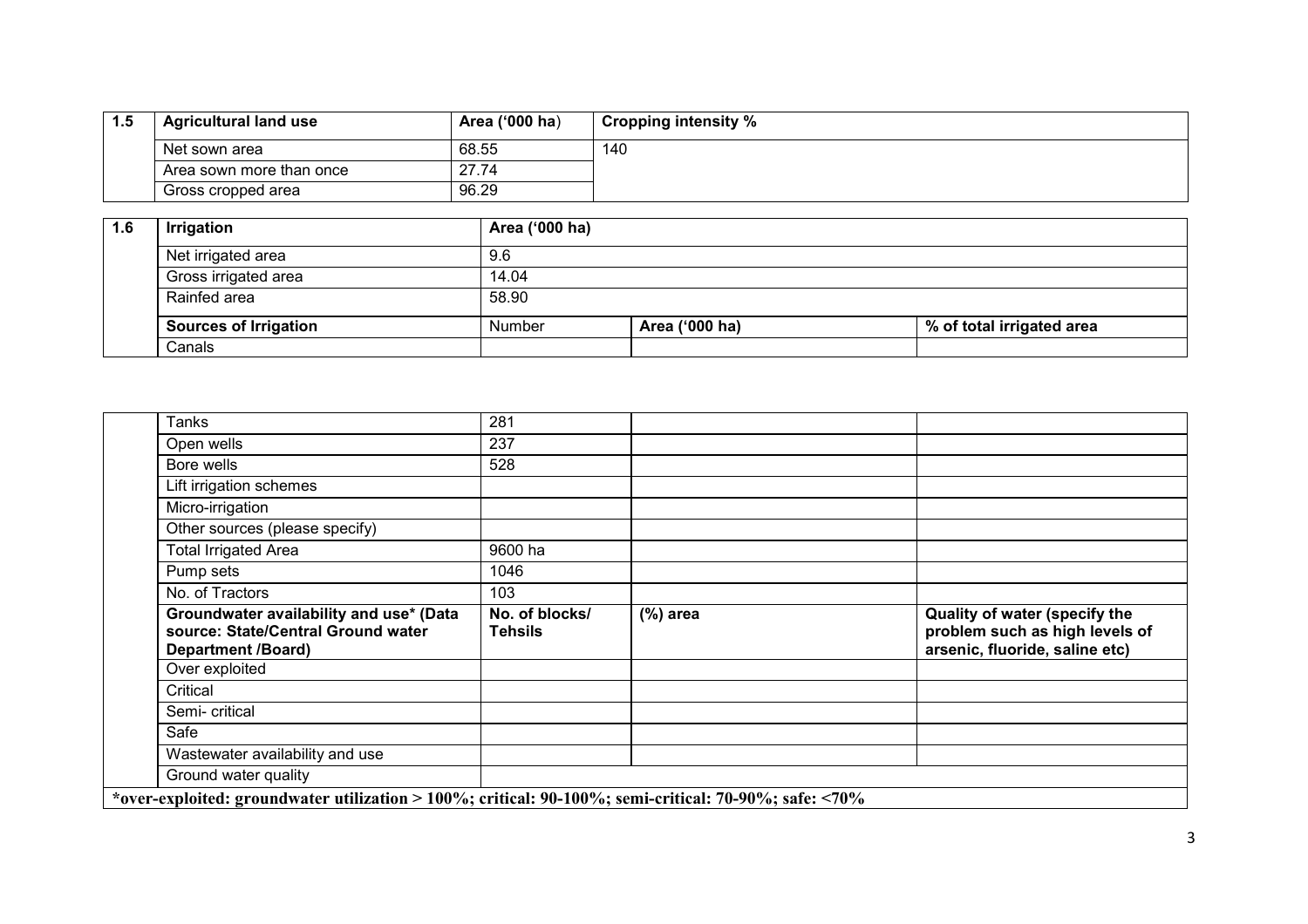| 1.5 | Agricultural land use | Area ('000 ha) | Cropping intensity % |
|---|---|---|---|
| | Net sown area | 68.55 | 140 |
| | Area sown more than once | 27.74 | |
| | Gross cropped area | 96.29 | |

| 1.6 | Irrigation | Area ('000 ha) | | |
|---|---|---|---|---|
| | Net irrigated area | 9.6 | | |
| | Gross irrigated area | 14.04 | | |
| | Rainfed area | 58.90 | | |
| | **Sources of Irrigation** | Number | **Area ('000 ha)** | **% of total irrigated area** |
| | Canals | | | |
| | Tanks | 281 | | |
| | Open wells | 237 | | |
| | Bore wells | 528 | | |
| | Lift irrigation schemes | | | |
| | Micro-irrigation | | | |
| | Other sources (please specify) | | | |
| | Total Irrigated Area | 9600 ha | | |
| | Pump sets | 1046 | | |
| | No. of Tractors | 103 | | |
| | **Groundwater availability and use* (Data source: State/Central Ground water Department /Board)** | **No. of blocks/ Tehsils** | **(%) area** | **Quality of water (specify the problem such as high levels of arsenic, fluoride, saline etc)** |
| | Over exploited | | | |
| | Critical | | | |
| | Semi- critical | | | |
| | Safe | | | |
| | Wastewater availability and use | | | |
| | Ground water quality | | | |

***over-exploited: groundwater utilization > 100%; critical: 90-100%; semi-critical: 70-90%; safe: <70%**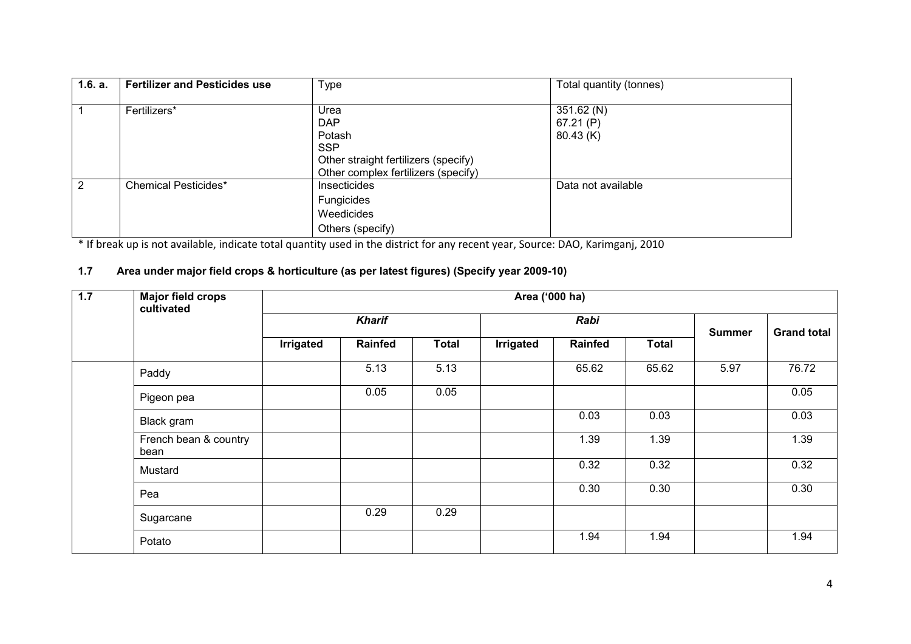| 1.6. a. | Fertilizer and Pesticides use | Type | Total quantity (tonnes) |
|---|---|---|---|
| 1 | Fertilizers* | Urea<br>DAP<br>Potash<br>SSP<br>Other straight fertilizers (specify)<br>Other complex fertilizers (specify) | 351.62 (N)<br>67.21 (P)<br>80.43 (K) |
| 2 | Chemical Pesticides* | Insecticides<br>Fungicides<br>Weedicides<br>Others (specify) | Data not available |

* If break up is not available, indicate total quantity used in the district for any recent year, Source: DAO, Karimganj, 2010

## 1.7 Area under major field crops & horticulture (as per latest figures) (Specify year 2009-10)

| 1.7 | Major field crops cultivated | Area ('000 ha) | | | | | | | |
|---|---|---|---|---|---|---|---|---|---|
| | | *Kharif* | | | *Rabi* | | | Summer | Grand total |
| | | Irrigated | Rainfed | Total | Irrigated | Rainfed | Total | | |
| | Paddy | | 5.13 | 5.13 | | 65.62 | 65.62 | 5.97 | 76.72 |
| | Pigeon pea | | 0.05 | 0.05 | | | | | 0.05 |
| | Black gram | | | | | 0.03 | 0.03 | | 0.03 |
| | French bean & country bean | | | | | 1.39 | 1.39 | | 1.39 |
| | Mustard | | | | | 0.32 | 0.32 | | 0.32 |
| | Pea | | | | | 0.30 | 0.30 | | 0.30 |
| | Sugarcane | | 0.29 | 0.29 | | | | | |
| | Potato | | | | | 1.94 | 1.94 | | 1.94 |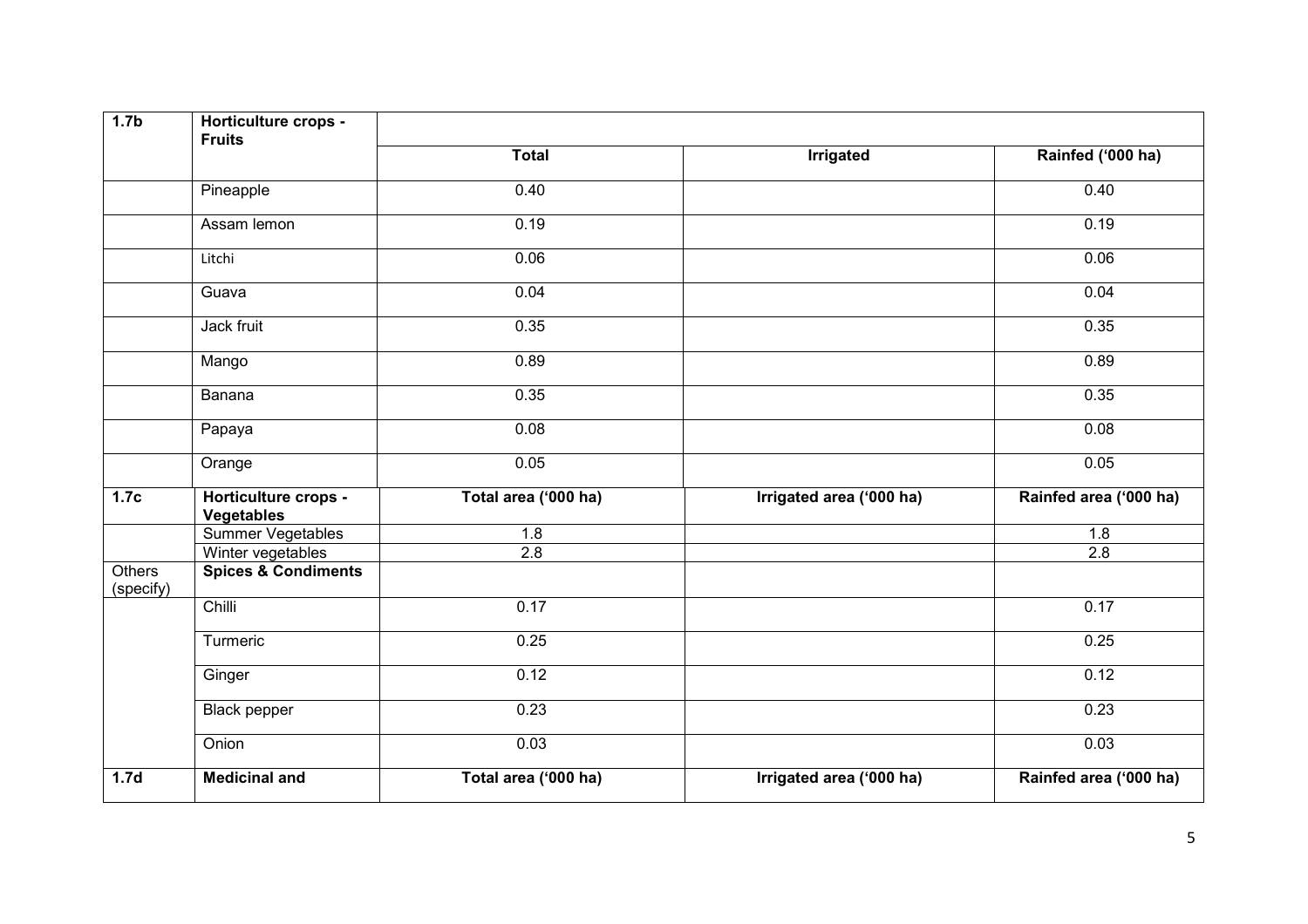| 1.7b | Horticulture crops - Fruits | | | |
|---|---|---|---|---|
| | | Total | Irrigated | Rainfed ('000 ha) |
| | Pineapple | 0.40 | | 0.40 |
| | Assam lemon | 0.19 | | 0.19 |
| | Litchi | 0.06 | | 0.06 |
| | Guava | 0.04 | | 0.04 |
| | Jack fruit | 0.35 | | 0.35 |
| | Mango | 0.89 | | 0.89 |
| | Banana | 0.35 | | 0.35 |
| | Papaya | 0.08 | | 0.08 |
| | Orange | 0.05 | | 0.05 |
| **1.7c** | **Horticulture crops - Vegetables** | **Total area ('000 ha)** | **Irrigated area ('000 ha)** | **Rainfed area ('000 ha)** |
| | Summer Vegetables | 1.8 | | 1.8 |
| | Winter vegetables | 2.8 | | 2.8 |
| Others (specify) | **Spices & Condiments** | | | |
| | Chilli | 0.17 | | 0.17 |
| | Turmeric | 0.25 | | 0.25 |
| | Ginger | 0.12 | | 0.12 |
| | Black pepper | 0.23 | | 0.23 |
| | Onion | 0.03 | | 0.03 |
| **1.7d** | **Medicinal and** | **Total area ('000 ha)** | **Irrigated area ('000 ha)** | **Rainfed area ('000 ha)** |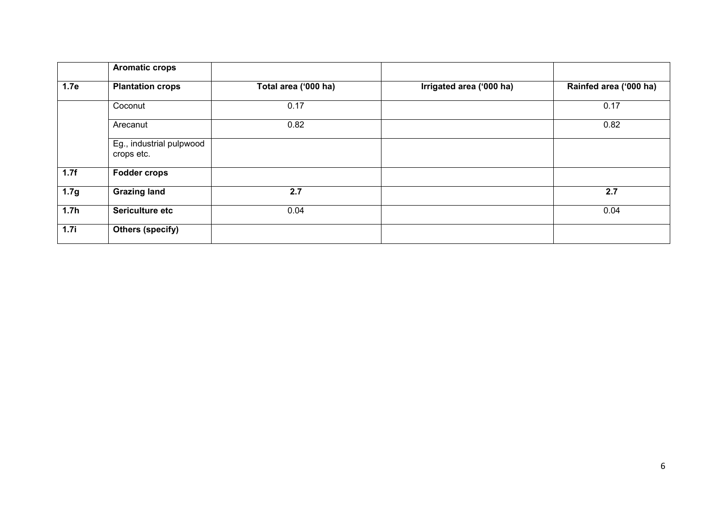| | **Aromatic crops** | | | |
|---|---|---|---|---|
| **1.7e** | **Plantation crops** | **Total area ('000 ha)** | **Irrigated area ('000 ha)** | **Rainfed area ('000 ha)** |
| | Coconut | 0.17 | | 0.17 |
| | Arecanut | 0.82 | | 0.82 |
| | Eg., industrial pulpwood crops etc. | | | |
| **1.7f** | **Fodder crops** | | | |
| **1.7g** | **Grazing land** | **2.7** | | **2.7** |
| **1.7h** | **Sericulture etc** | 0.04 | | 0.04 |
| **1.7i** | **Others (specify)** | | | |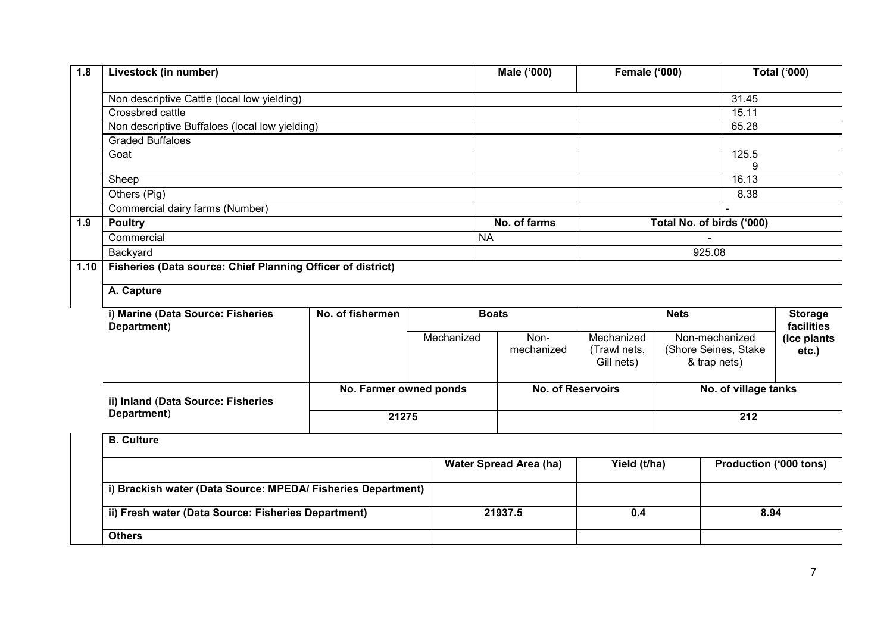| 1.8 | Livestock (in number) | Male ('000) | Female ('000) | Total ('000) |
|---|---|---|---|---|
| | Non descriptive Cattle (local low yielding) | | | 31.45 |
| | Crossbred cattle | | | 15.11 |
| | Non descriptive Buffaloes (local low yielding) | | | 65.28 |
| | Graded Buffaloes | | | |
| | Goat | | | 125.59 |
| | Sheep | | | 16.13 |
| | Others (Pig) | | | 8.38 |
| | Commercial dairy farms (Number) | | | - |

| 1.9 | Poultry | No. of farms | Total No. of birds ('000) |
|---|---|---|---|
| | Commercial | NA | - |
| | Backyard | | 925.08 |

**1.10 Fisheries (Data source: Chief Planning Officer of district)**

**A. Capture**

| i) Marine (Data Source: Fisheries Department) | No. of fishermen | Boats | | Nets | | Storage facilities (Ice plants etc.) |
|---|---|---|---|---|---|---|
| | | Mechanized | Non-mechanized | Mechanized (Trawl nets, Gill nets) | Non-mechanized (Shore Seines, Stake & trap nets) | |
| | | | | | | |

| ii) Inland (Data Source: Fisheries Department) | No. Farmer owned ponds | No. of Reservoirs | No. of village tanks |
|---|---|---|---|
| | 21275 | | 212 |

**B. Culture**

| | Water Spread Area (ha) | Yield (t/ha) | Production ('000 tons) |
|---|---|---|---|
| i) Brackish water (Data Source: MPEDA/ Fisheries Department) | | | |
| ii) Fresh water (Data Source: Fisheries Department) | 21937.5 | 0.4 | 8.94 |
| Others | | | |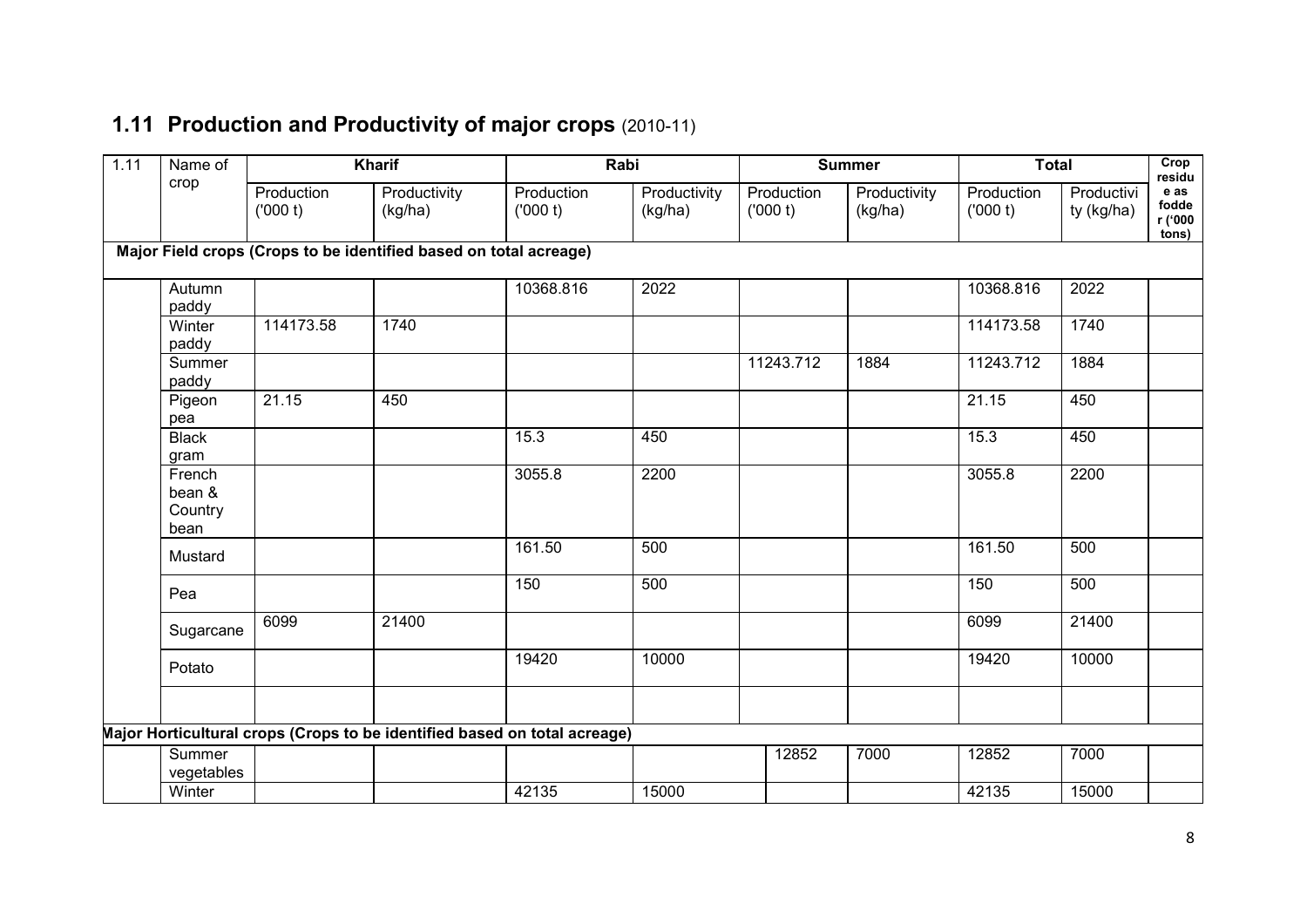## 1.11 Production and Productivity of major crops (2010-11)

| 1.11 | Name of crop | Kharif | | Rabi | | Summer | | Total | | Crop residue as fodder ('000 tons) |
|---|---|---|---|---|---|---|---|---|---|---|
| | | Production ('000 t) | Productivity (kg/ha) | Production ('000 t) | Productivity (kg/ha) | Production ('000 t) | Productivity (kg/ha) | Production ('000 t) | Productivity (kg/ha) | |
| **Major Field crops (Crops to be identified based on total acreage)** | | | | | | | | | | |
| | Autumn paddy | | | 10368.816 | 2022 | | | 10368.816 | 2022 | |
| | Winter paddy | 114173.58 | 1740 | | | | | 114173.58 | 1740 | |
| | Summer paddy | | | | | 11243.712 | 1884 | 11243.712 | 1884 | |
| | Pigeon pea | 21.15 | 450 | | | | | 21.15 | 450 | |
| | Black gram | | | 15.3 | 450 | | | 15.3 | 450 | |
| | French bean & Country bean | | | 3055.8 | 2200 | | | 3055.8 | 2200 | |
| | Mustard | | | 161.50 | 500 | | | 161.50 | 500 | |
| | Pea | | | 150 | 500 | | | 150 | 500 | |
| | Sugarcane | 6099 | 21400 | | | | | 6099 | 21400 | |
| | Potato | | | 19420 | 10000 | | | 19420 | 10000 | |
| | | | | | | | | | | |
| **Major Horticultural crops (Crops to be identified based on total acreage)** | | | | | | | | | | |
| | Summer vegetables | | | | | 12852 | 7000 | 12852 | 7000 | |
| | Winter | | | 42135 | 15000 | | | 42135 | 15000 | |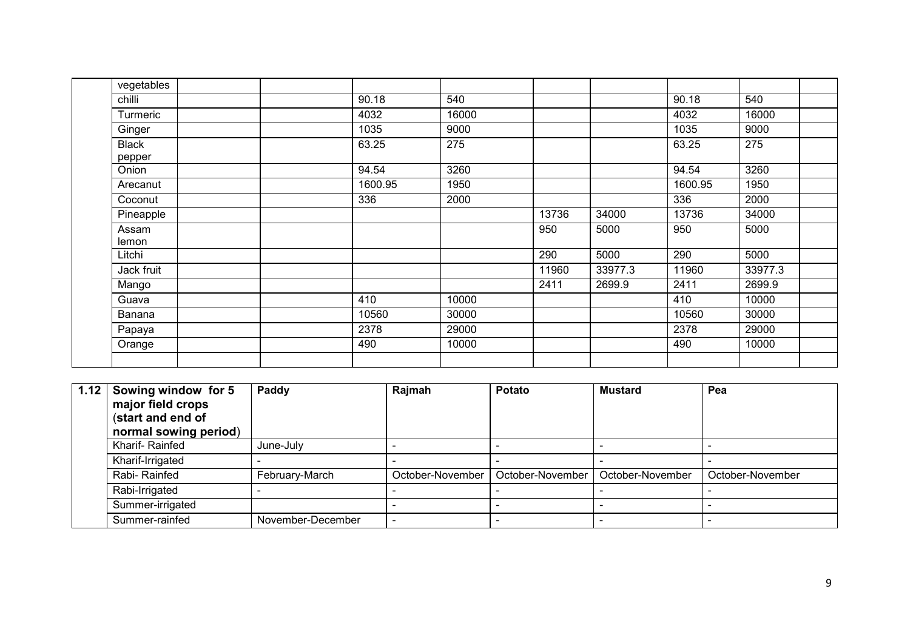|  | vegetables |  |  |  |  |  |  |  |  |  |
|---|---|---|---|---|---|---|---|---|---|---|
|  | chilli |  |  | 90.18 | 540 |  |  | 90.18 | 540 |  |
|  | Turmeric |  |  | 4032 | 16000 |  |  | 4032 | 16000 |  |
|  | Ginger |  |  | 1035 | 9000 |  |  | 1035 | 9000 |  |
|  | Black pepper |  |  | 63.25 | 275 |  |  | 63.25 | 275 |  |
|  | Onion |  |  | 94.54 | 3260 |  |  | 94.54 | 3260 |  |
|  | Arecanut |  |  | 1600.95 | 1950 |  |  | 1600.95 | 1950 |  |
|  | Coconut |  |  | 336 | 2000 |  |  | 336 | 2000 |  |
|  | Pineapple |  |  |  |  | 13736 | 34000 | 13736 | 34000 |  |
|  | Assam lemon |  |  |  |  | 950 | 5000 | 950 | 5000 |  |
|  | Litchi |  |  |  |  | 290 | 5000 | 290 | 5000 |  |
|  | Jack fruit |  |  |  |  | 11960 | 33977.3 | 11960 | 33977.3 |  |
|  | Mango |  |  |  |  | 2411 | 2699.9 | 2411 | 2699.9 |  |
|  | Guava |  |  | 410 | 10000 |  |  | 410 | 10000 |  |
|  | Banana |  |  | 10560 | 30000 |  |  | 10560 | 30000 |  |
|  | Papaya |  |  | 2378 | 29000 |  |  | 2378 | 29000 |  |
|  | Orange |  |  | 490 | 10000 |  |  | 490 | 10000 |  |
|  |  |  |  |  |  |  |  |  |  |  |

| 1.12 | **Sowing window for 5 major field crops (start and end of normal sowing period)** | **Paddy** | **Rajmah** | **Potato** | **Mustard** | **Pea** |
|---|---|---|---|---|---|---|
|  | Kharif- Rainfed | June-July | - | - | - | - |
|  | Kharif-Irrigated | - | - | - | - | - |
|  | Rabi- Rainfed | February-March | October-November | October-November | October-November | October-November |
|  | Rabi-Irrigated | - | - | - | - | - |
|  | Summer-irrigated |  | - | - | - | - |
|  | Summer-rainfed | November-December | - | - | - | - |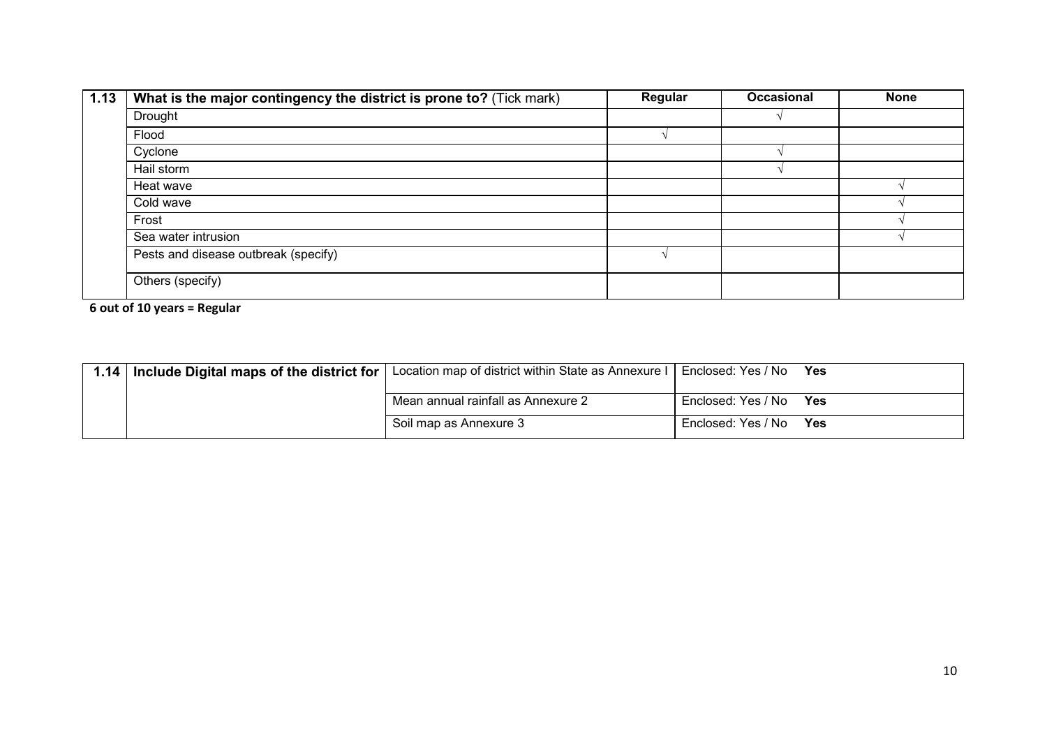| 1.13 | What is the major contingency the district is prone to? (Tick mark) | Regular | Occasional | None |
|---|---|---|---|---|
| | Drought | | √ | |
| | Flood | √ | | |
| | Cyclone | | √ | |
| | Hail storm | | √ | |
| | Heat wave | | | √ |
| | Cold wave | | | √ |
| | Frost | | | √ |
| | Sea water intrusion | | | √ |
| | Pests and disease outbreak (specify) | √ | | |
| | Others (specify) | | | |

**6 out of 10 years = Regular**

| 1.14 | Include Digital maps of the district for | Location map of district within State as Annexure I | Enclosed: Yes / No **Yes** |
|---|---|---|---|
| | | Mean annual rainfall as Annexure 2 | Enclosed: Yes / No **Yes** |
| | | Soil map as Annexure 3 | Enclosed: Yes / No **Yes** |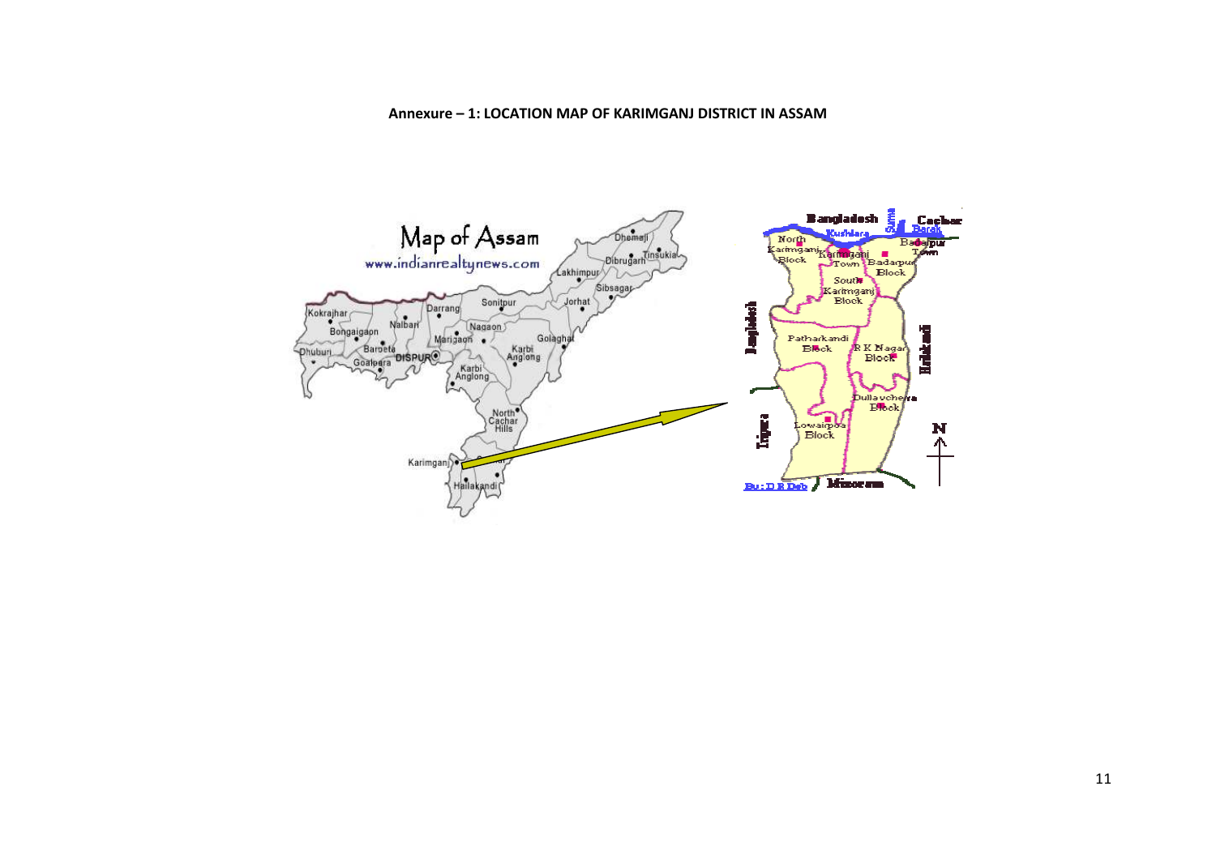**Annexure – 1: LOCATION MAP OF KARIMGANJ DISTRICT IN ASSAM**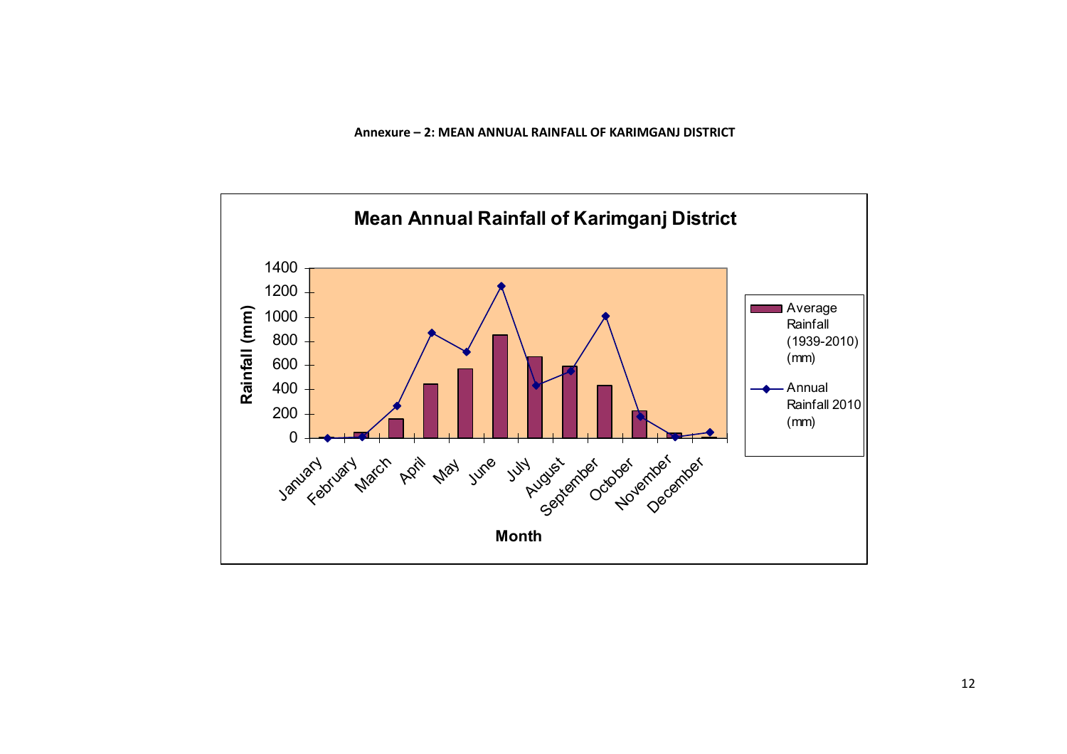**Annexure – 2: MEAN ANNUAL RAINFALL OF KARIMGANJ DISTRICT**

**Mean Annual Rainfall of Karimganj District**

Rainfall (mm)

1400
1200
1000
800
600
400
200
0

January February March April May June July August September October November December

**Month**

Average Rainfall (1939-2010) (mm)

Annual Rainfall 2010 (mm)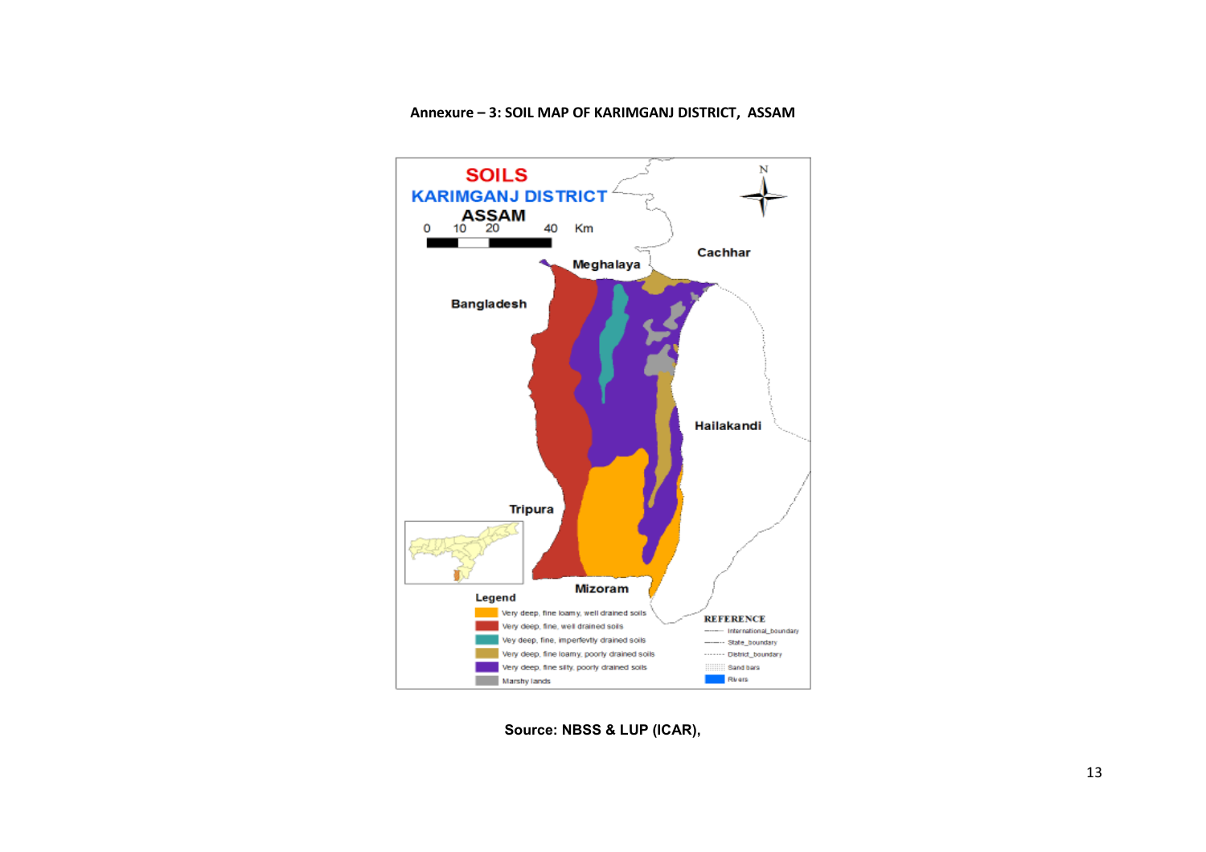**Annexure – 3: SOIL MAP OF KARIMGANJ DISTRICT, ASSAM**

SOILS
KARIMGANJ DISTRICT
ASSAM

0 10 20 40 Km

Meghalaya

Cachhar

Bangladesh

Hailakandi

Tripura

Mizoram

Legend
- Very deep, fine loamy, well drained soils
- Very deep, fine, well drained soils
- Very deep, fine, imperfectly drained soils
- Very deep, fine loamy, poorly drained soils
- Very deep, fine silty, poorly drained soils
- Marshy lands

REFERENCE
- International_boundary
- State_boundary
- District_boundary
- Sand bars
- Rivers

**Source: NBSS & LUP (ICAR),**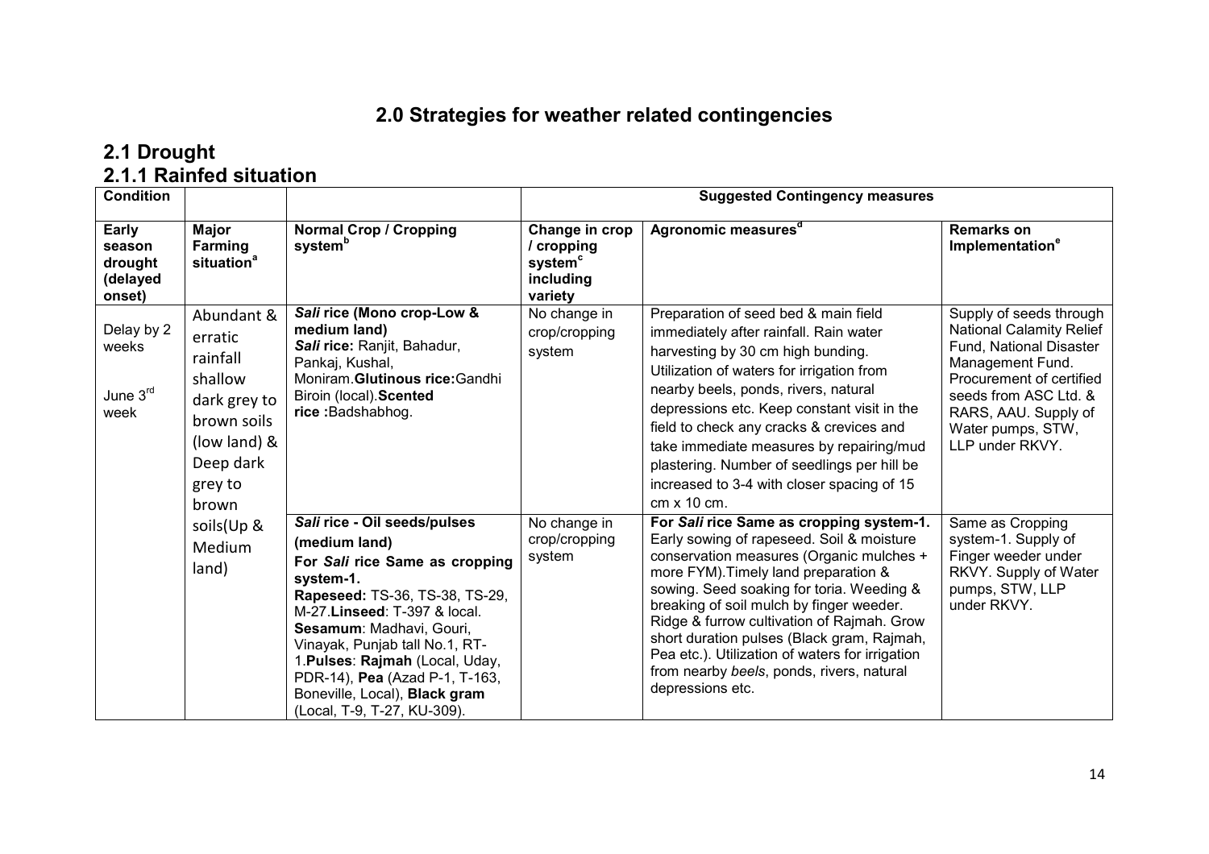# 2.0 Strategies for weather related contingencies

## 2.1 Drought

### 2.1.1 Rainfed situation

| Condition | | | Suggested Contingency measures | | |
|---|---|---|---|---|---|
| **Early season drought (delayed onset)** | **Major Farming situation[a]** | **Normal Crop / Cropping system[b]** | **Change in crop / cropping system[c] including variety** | **Agronomic measures[d]** | **Remarks on Implementation[e]** |
| Delay by 2 weeks<br><br>June 3[rd] week | Abundant & erratic rainfall shallow dark grey to brown soils (low land) & Deep dark grey to brown soils(Up & Medium land) | ***Sali* rice (Mono crop-Low & medium land)**<br>***Sali* rice:** Ranjit, Bahadur, Pankaj, Kushal, Moniram.**Glutinous rice:**Gandhi Biroin (local).**Scented rice :**Badshabhog. | No change in crop/cropping system | Preparation of seed bed & main field immediately after rainfall. Rain water harvesting by 30 cm high bunding. Utilization of waters for irrigation from nearby beels, ponds, rivers, natural depressions etc. Keep constant visit in the field to check any cracks & crevices and take immediate measures by repairing/mud plastering. Number of seedlings per hill be increased to 3-4 with closer spacing of 15 cm x 10 cm. | Supply of seeds through National Calamity Relief Fund, National Disaster Management Fund. Procurement of certified seeds from ASC Ltd. & RARS, AAU. Supply of Water pumps, STW, LLP under RKVY. |
| | | ***Sali* rice - Oil seeds/pulses (medium land)**<br>**For *Sali* rice Same as cropping system-1.**<br>**Rapeseed:** TS-36, TS-38, TS-29, M-27.**Linseed**: T-397 & local.<br>**Sesamum**: Madhavi, Gouri, Vinayak, Punjab tall No.1, RT-1.**Pulses**: **Rajmah** (Local, Uday, PDR-14), **Pea** (Azad P-1, T-163, Boneville, Local), **Black gram** (Local, T-9, T-27, KU-309). | No change in crop/cropping system | **For *Sali* rice Same as cropping system-1.** Early sowing of rapeseed. Soil & moisture conservation measures (Organic mulches + more FYM).Timely land preparation & sowing. Seed soaking for toria. Weeding & breaking of soil mulch by finger weeder. Ridge & furrow cultivation of Rajmah. Grow short duration pulses (Black gram, Rajmah, Pea etc.). Utilization of waters for irrigation from nearby *beels*, ponds, rivers, natural depressions etc. | Same as Cropping system-1. Supply of Finger weeder under RKVY. Supply of Water pumps, STW, LLP under RKVY. |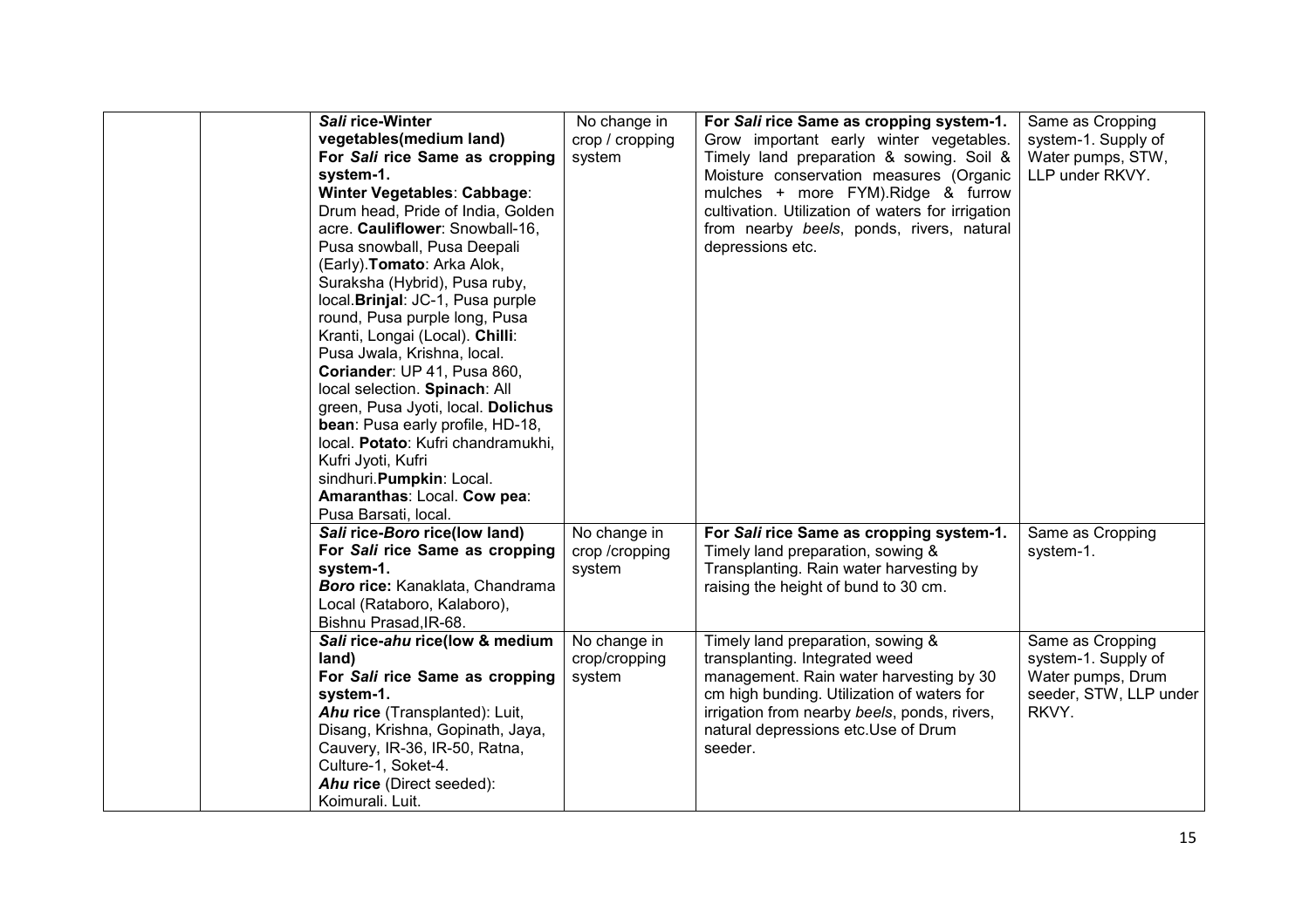| | | | | | |
|---|---|---|---|---|---|
| | | ***Sali* rice-Winter vegetables(medium land)** **For *Sali* rice Same as cropping system-1.** **Winter Vegetables**: **Cabbage**: Drum head, Pride of India, Golden acre. **Cauliflower**: Snowball-16, Pusa snowball, Pusa Deepali (Early).**Tomato**: Arka Alok, Suraksha (Hybrid), Pusa ruby, local.**Brinjal**: JC-1, Pusa purple round, Pusa purple long, Pusa Kranti, Longai (Local). **Chilli**: Pusa Jwala, Krishna, local. **Coriander**: UP 41, Pusa 860, local selection. **Spinach**: All green, Pusa Jyoti, local. **Dolichus bean**: Pusa early profile, HD-18, local. **Potato**: Kufri chandramukhi, Kufri Jyoti, Kufri sindhuri.**Pumpkin**: Local. **Amaranthas**: Local. **Cow pea**: Pusa Barsati, local. | No change in crop / cropping system | **For *Sali* rice Same as cropping system-1.** Grow important early winter vegetables. Timely land preparation & sowing. Soil & Moisture conservation measures (Organic mulches + more FYM).Ridge & furrow cultivation. Utilization of waters for irrigation from nearby *beels*, ponds, rivers, natural depressions etc. | Same as Cropping system-1. Supply of Water pumps, STW, LLP under RKVY. |
| | | ***Sali* rice-*Boro* rice(low land)** **For *Sali* rice Same as cropping system-1.** ***Boro* rice:** Kanaklata, Chandrama Local (Rataboro, Kalaboro), Bishnu Prasad,IR-68. | No change in crop /cropping system | **For *Sali* rice Same as cropping system-1.** Timely land preparation, sowing & Transplanting. Rain water harvesting by raising the height of bund to 30 cm. | Same as Cropping system-1. |
| | | ***Sali* rice-*ahu* rice(low & medium land)** **For *Sali* rice Same as cropping system-1.** ***Ahu* rice** (Transplanted): Luit, Disang, Krishna, Gopinath, Jaya, Cauvery, IR-36, IR-50, Ratna, Culture-1, Soket-4. ***Ahu* rice** (Direct seeded): Koimurali. Luit. | No change in crop/cropping system | Timely land preparation, sowing & transplanting. Integrated weed management. Rain water harvesting by 30 cm high bunding. Utilization of waters for irrigation from nearby *beels*, ponds, rivers, natural depressions etc.Use of Drum seeder. | Same as Cropping system-1. Supply of Water pumps, Drum seeder, STW, LLP under RKVY. |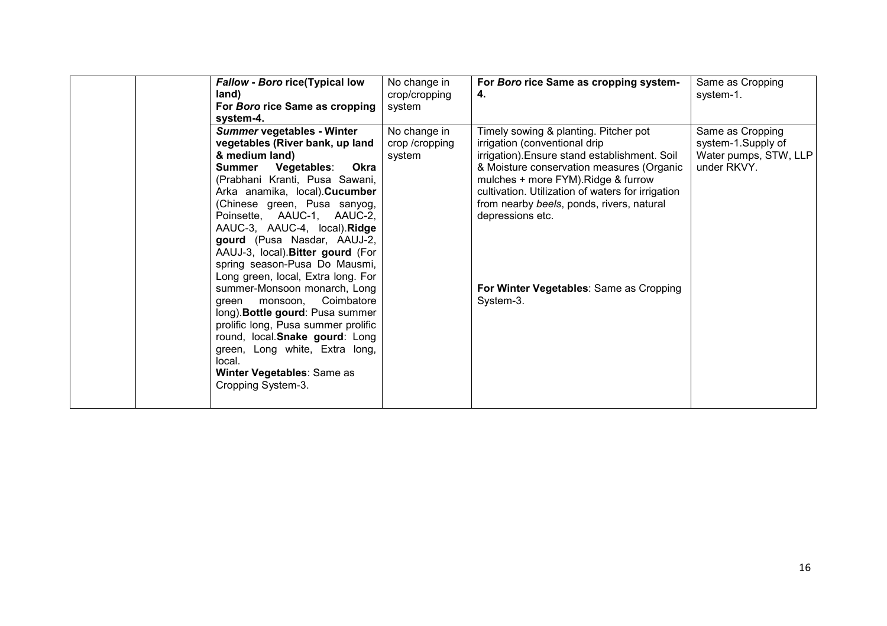| | | | | | |
|---|---|---|---|---|---|
| | | ***Fallow* - *Boro* rice(Typical low land)**<br>**For *Boro* rice Same as cropping system-4.** | No change in crop/cropping system | **For *Boro* rice Same as cropping system-4.** | Same as Cropping system-1. |
| | | ***Summer* vegetables - Winter vegetables (River bank, up land & medium land)**<br>**Summer Vegetables**: **Okra** (Prabhani Kranti, Pusa Sawani, Arka anamika, local).**Cucumber** (Chinese green, Pusa sanyog, Poinsette, AAUC-1, AAUC-2, AAUC-3, AAUC-4, local).**Ridge gourd** (Pusa Nasdar, AAUJ-2, AAUJ-3, local).**Bitter gourd** (For spring season-Pusa Do Mausmi, Long green, local, Extra long. For summer-Monsoon monarch, Long green monsoon, Coimbatore long).**Bottle gourd**: Pusa summer prolific long, Pusa summer prolific round, local.**Snake gourd**: Long green, Long white, Extra long, local.<br>**Winter Vegetables**: Same as Cropping System-3. | No change in crop /cropping system | Timely sowing & planting. Pitcher pot irrigation (conventional drip irrigation).Ensure stand establishment. Soil & Moisture conservation measures (Organic mulches + more FYM).Ridge & furrow cultivation. Utilization of waters for irrigation from nearby *beels*, ponds, rivers, natural depressions etc.<br><br>**For Winter Vegetables**: Same as Cropping System-3. | Same as Cropping system-1.Supply of Water pumps, STW, LLP under RKVY. |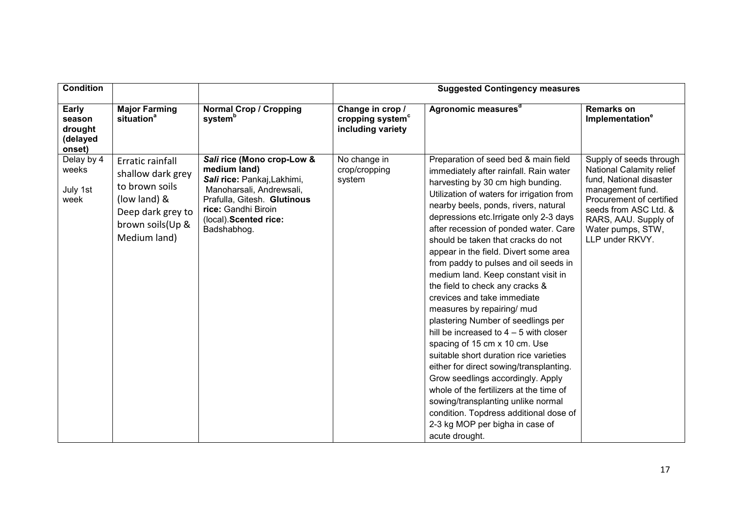| **Condition** | | | **Suggested Contingency measures** | | |
|---|---|---|---|---|---|
| **Early season drought (delayed onset)** | **Major Farming situation[a]** | **Normal Crop / Cropping system[b]** | **Change in crop / cropping system[c] including variety** | **Agronomic measures[d]** | **Remarks on Implementation[e]** |
| Delay by 4 weeks<br><br>July 1st week | Erratic rainfall shallow dark grey to brown soils (low land) & Deep dark grey to brown soils(Up & Medium land) | ***Sali* rice (Mono crop-Low & medium land)**<br>***Sali* rice:** Pankaj,Lakhimi, Manoharsali, Andrewsali, Prafulla, Gitesh. **Glutinous rice:** Gandhi Biroin (local).**Scented rice:** Badshabhog. | No change in crop/cropping system | Preparation of seed bed & main field immediately after rainfall. Rain water harvesting by 30 cm high bunding. Utilization of waters for irrigation from nearby beels, ponds, rivers, natural depressions etc.Irrigate only 2-3 days after recession of ponded water. Care should be taken that cracks do not appear in the field. Divert some area from paddy to pulses and oil seeds in medium land. Keep constant visit in the field to check any cracks & crevices and take immediate measures by repairing/ mud plastering Number of seedlings per hill be increased to 4 – 5 with closer spacing of 15 cm x 10 cm. Use suitable short duration rice varieties either for direct sowing/transplanting. Grow seedlings accordingly. Apply whole of the fertilizers at the time of sowing/transplanting unlike normal condition. Topdress additional dose of 2-3 kg MOP per bigha in case of acute drought. | Supply of seeds through National Calamity relief fund, National disaster management fund. Procurement of certified seeds from ASC Ltd. & RARS, AAU. Supply of Water pumps, STW, LLP under RKVY. |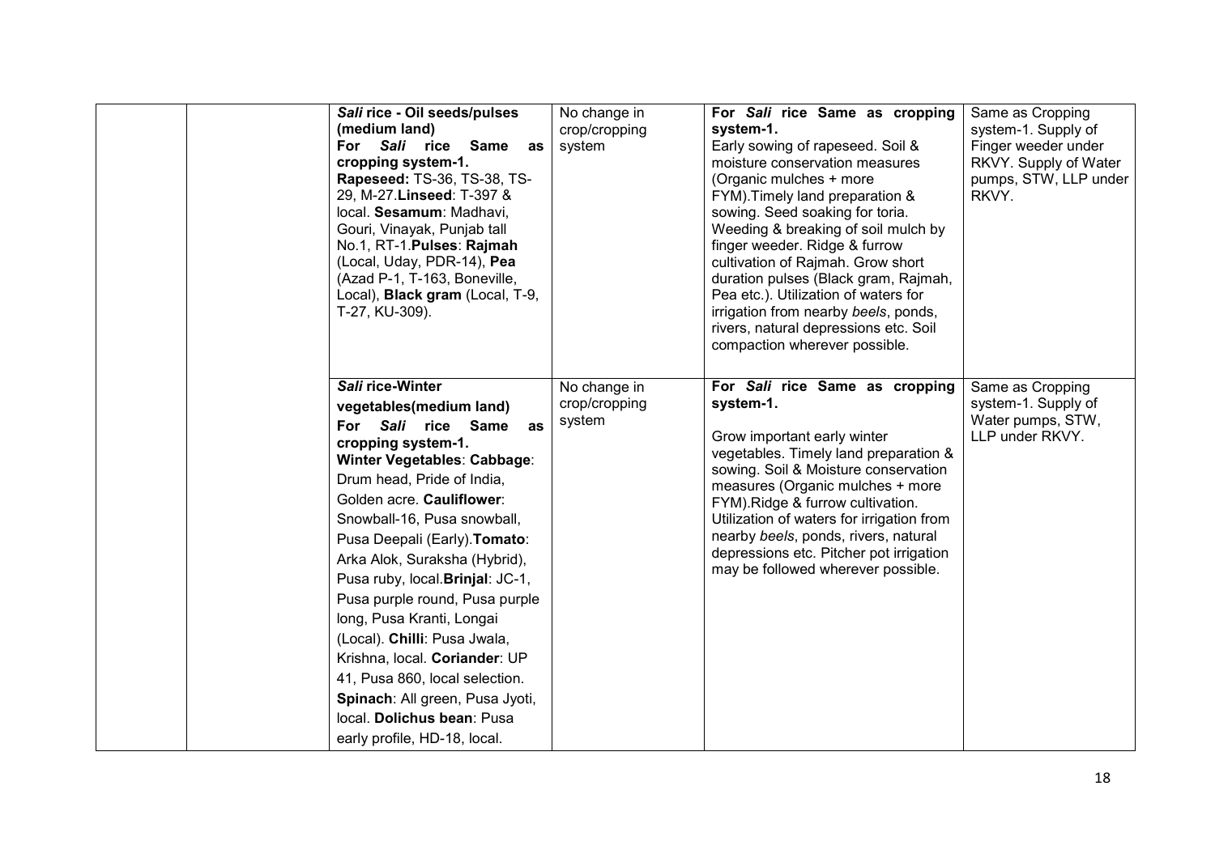| | | | | | |
|---|---|---|---|---|---|
| | | ***Sali* rice - Oil seeds/pulses (medium land)** **For *Sali* rice Same as cropping system-1.** **Rapeseed:** TS-36, TS-38, TS-29, M-27.**Linseed**: T-397 & local. **Sesamum**: Madhavi, Gouri, Vinayak, Punjab tall No.1, RT-1.**Pulses**: **Rajmah** (Local, Uday, PDR-14), **Pea** (Azad P-1, T-163, Boneville, Local), **Black gram** (Local, T-9, T-27, KU-309). | No change in crop/cropping system | **For *Sali* rice Same as cropping system-1.** Early sowing of rapeseed. Soil & moisture conservation measures (Organic mulches + more FYM).Timely land preparation & sowing. Seed soaking for toria. Weeding & breaking of soil mulch by finger weeder. Ridge & furrow cultivation of Rajmah. Grow short duration pulses (Black gram, Rajmah, Pea etc.). Utilization of waters for irrigation from nearby *beels*, ponds, rivers, natural depressions etc. Soil compaction wherever possible. | Same as Cropping system-1. Supply of Finger weeder under RKVY. Supply of Water pumps, STW, LLP under RKVY. |
| | | ***Sali* rice-Winter vegetables(medium land)** **For *Sali* rice Same as cropping system-1.** **Winter Vegetables**: **Cabbage**: Drum head, Pride of India, Golden acre. **Cauliflower**: Snowball-16, Pusa snowball, Pusa Deepali (Early).**Tomato**: Arka Alok, Suraksha (Hybrid), Pusa ruby, local.**Brinjal**: JC-1, Pusa purple round, Pusa purple long, Pusa Kranti, Longai (Local). **Chilli**: Pusa Jwala, Krishna, local. **Coriander**: UP 41, Pusa 860, local selection. **Spinach**: All green, Pusa Jyoti, local. **Dolichus bean**: Pusa early profile, HD-18, local. | No change in crop/cropping system | **For *Sali* rice Same as cropping system-1.** Grow important early winter vegetables. Timely land preparation & sowing. Soil & Moisture conservation measures (Organic mulches + more FYM).Ridge & furrow cultivation. Utilization of waters for irrigation from nearby *beels*, ponds, rivers, natural depressions etc. Pitcher pot irrigation may be followed wherever possible. | Same as Cropping system-1. Supply of Water pumps, STW, LLP under RKVY. |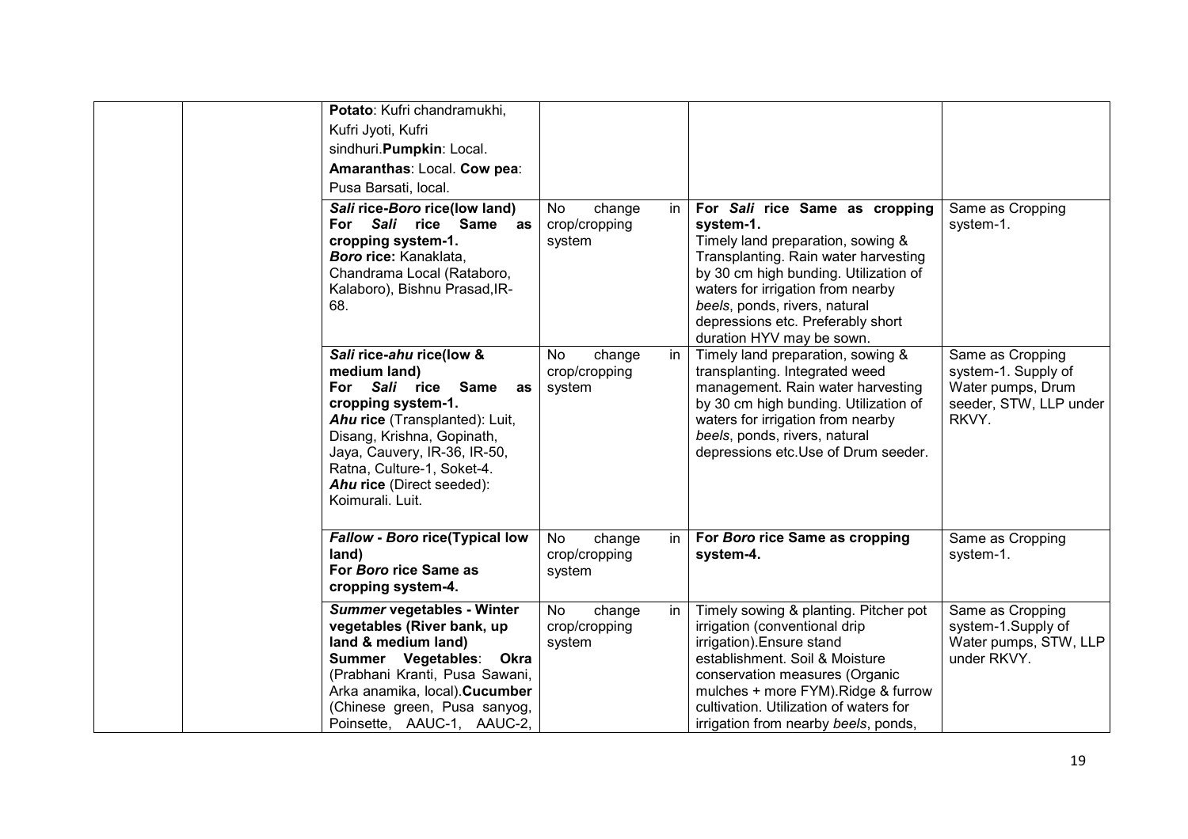|  |  |  |  |  |  |
|---|---|---|---|---|---|
|  |  | **Potato**: Kufri chandramukhi, Kufri Jyoti, Kufri sindhuri.**Pumpkin**: Local. **Amaranthas**: Local. **Cow pea**: Pusa Barsati, local. |  |  |  |
|  |  | ***Sali* rice-*Boro* rice(low land)** **For *Sali* rice Same as cropping system-1.** ***Boro* rice:** Kanaklata, Chandrama Local (Rataboro, Kalaboro), Bishnu Prasad,IR-68. | No change in crop/cropping system | **For *Sali* rice Same as cropping system-1.** Timely land preparation, sowing & Transplanting. Rain water harvesting by 30 cm high bunding. Utilization of waters for irrigation from nearby *beels*, ponds, rivers, natural depressions etc. Preferably short duration HYV may be sown. | Same as Cropping system-1. |
|  |  | ***Sali* rice-*ahu* rice(low & medium land)** **For *Sali* rice Same as cropping system-1.** ***Ahu* rice** (Transplanted): Luit, Disang, Krishna, Gopinath, Jaya, Cauvery, IR-36, IR-50, Ratna, Culture-1, Soket-4. ***Ahu* rice** (Direct seeded): Koimurali. Luit. | No change in crop/cropping system | Timely land preparation, sowing & transplanting. Integrated weed management. Rain water harvesting by 30 cm high bunding. Utilization of waters for irrigation from nearby *beels*, ponds, rivers, natural depressions etc.Use of Drum seeder. | Same as Cropping system-1. Supply of Water pumps, Drum seeder, STW, LLP under RKVY. |
|  |  | ***Fallow* - *Boro* rice(Typical low land)** **For *Boro* rice Same as cropping system-4.** | No change in crop/cropping system | **For *Boro* rice Same as cropping system-4.** | Same as Cropping system-1. |
|  |  | ***Summer* vegetables - Winter vegetables (River bank, up land & medium land)** **Summer Vegetables**: **Okra** (Prabhani Kranti, Pusa Sawani, Arka anamika, local).**Cucumber** (Chinese green, Pusa sanyog, Poinsette, AAUC-1, AAUC-2, | No change in crop/cropping system | Timely sowing & planting. Pitcher pot irrigation (conventional drip irrigation).Ensure stand establishment. Soil & Moisture conservation measures (Organic mulches + more FYM).Ridge & furrow cultivation. Utilization of waters for irrigation from nearby *beels*, ponds, | Same as Cropping system-1.Supply of Water pumps, STW, LLP under RKVY. |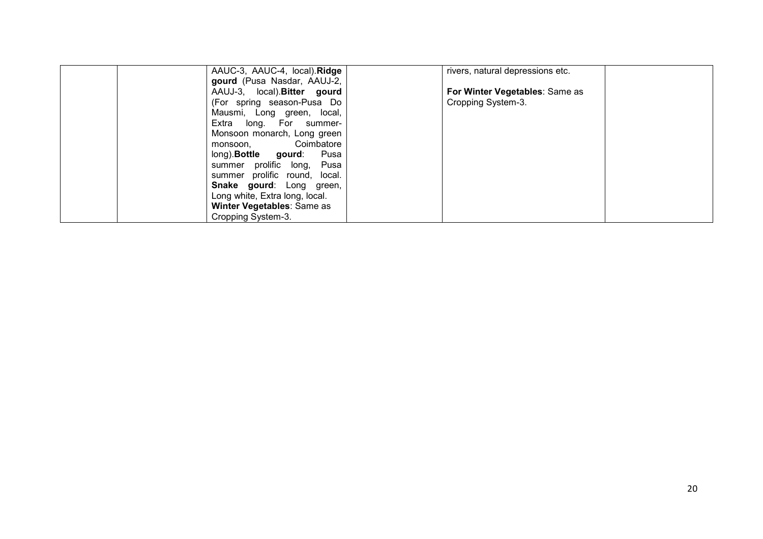|  |  |  |  |  |  |
|---|---|---|---|---|---|
|  |  | AAUC-3, AAUC-4, local).**Ridge gourd** (Pusa Nasdar, AAUJ-2, AAUJ-3, local).**Bitter gourd** (For spring season-Pusa Do Mausmi, Long green, local, Extra long. For summer-Monsoon monarch, Long green monsoon, Coimbatore long).**Bottle gourd**: Pusa summer prolific long, Pusa summer prolific round, local. **Snake gourd**: Long green, Long white, Extra long, local.<br>**Winter Vegetables**: Same as Cropping System-3. |  | rivers, natural depressions etc.<br><br>**For Winter Vegetables**: Same as Cropping System-3. |  |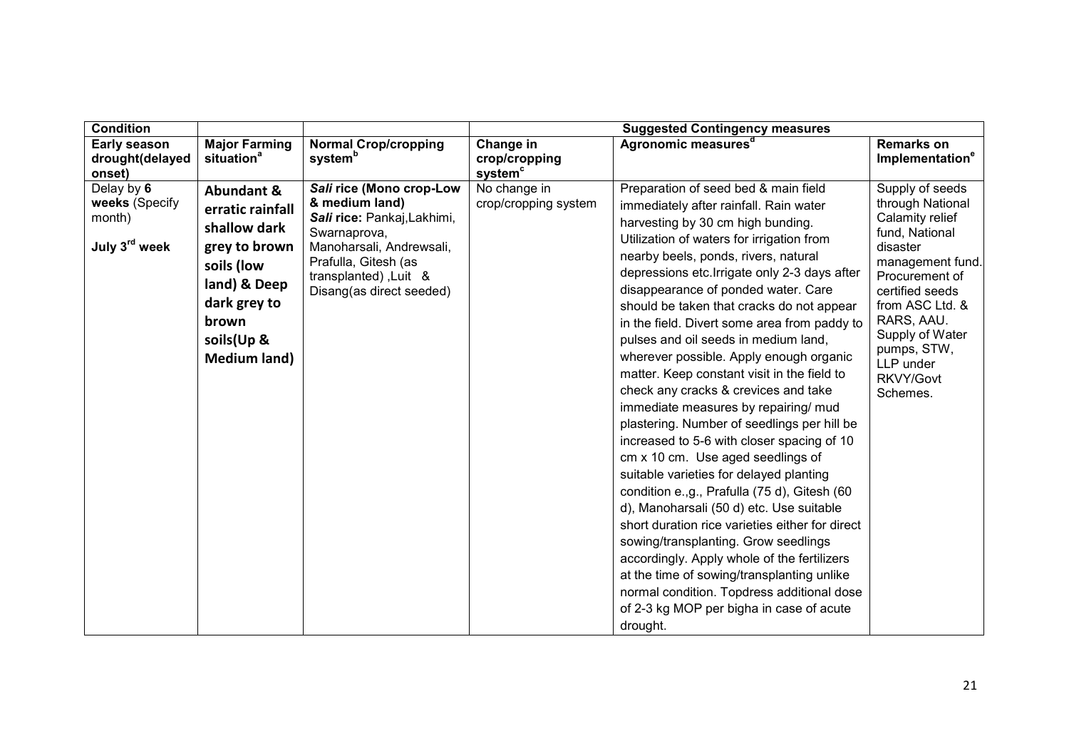| Condition | | | Suggested Contingency measures | | |
|---|---|---|---|---|---|
| **Early season drought(delayed onset)** | **Major Farming situation[a]** | **Normal Crop/cropping system[b]** | **Change in crop/cropping system[c]** | **Agronomic measures[d]** | **Remarks on Implementation[e]** |
| Delay by **6 weeks** (Specify month)<br><br>**July 3[rd] week** | **Abundant & erratic rainfall shallow dark grey to brown soils (low land) & Deep dark grey to brown soils(Up & Medium land)** | ***Sali* rice (Mono crop-Low & medium land)**<br>***Sali* rice:** Pankaj,Lakhimi, Swarnaprova, Manoharsali, Andrewsali, Prafulla, Gitesh (as transplanted) ,Luit & Disang(as direct seeded) | No change in crop/cropping system | Preparation of seed bed & main field immediately after rainfall. Rain water harvesting by 30 cm high bunding. Utilization of waters for irrigation from nearby beels, ponds, rivers, natural depressions etc.Irrigate only 2-3 days after disappearance of ponded water. Care should be taken that cracks do not appear in the field. Divert some area from paddy to pulses and oil seeds in medium land, wherever possible. Apply enough organic matter. Keep constant visit in the field to check any cracks & crevices and take immediate measures by repairing/ mud plastering. Number of seedlings per hill be increased to 5-6 with closer spacing of 10 cm x 10 cm. Use aged seedlings of suitable varieties for delayed planting condition e.,g., Prafulla (75 d), Gitesh (60 d), Manoharsali (50 d) etc. Use suitable short duration rice varieties either for direct sowing/transplanting. Grow seedlings accordingly. Apply whole of the fertilizers at the time of sowing/transplanting unlike normal condition. Topdress additional dose of 2-3 kg MOP per bigha in case of acute drought. | Supply of seeds through National Calamity relief fund, National disaster management fund. Procurement of certified seeds from ASC Ltd. & RARS, AAU. Supply of Water pumps, STW, LLP under RKVY/Govt Schemes. |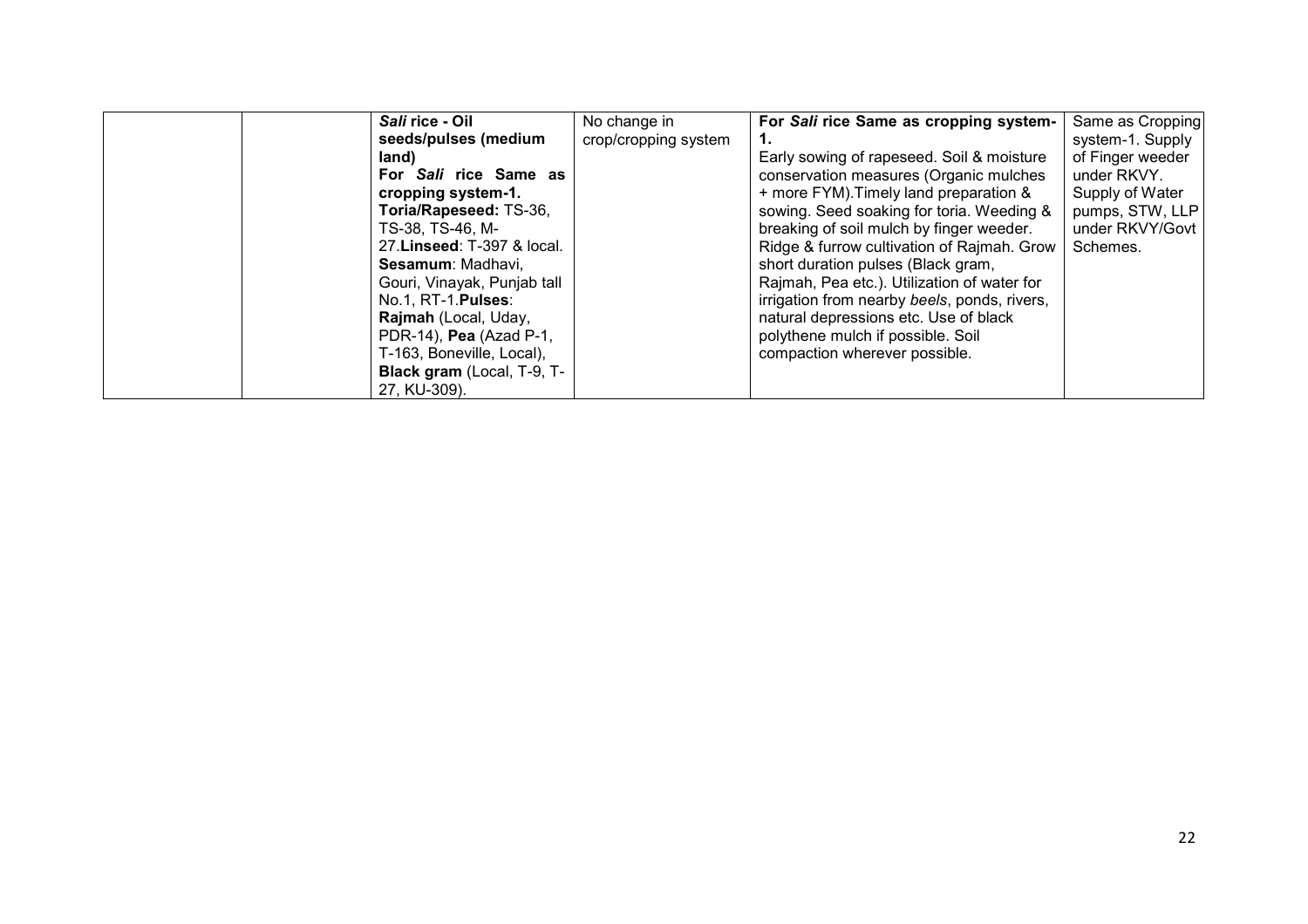|  |  |  |  |  |  |
|---|---|---|---|---|---|
|  |  | ***Sali* rice - Oil seeds/pulses (medium land)** **For *Sali* rice Same as cropping system-1.** **Toria/Rapeseed:** TS-36, TS-38, TS-46, M-27.**Linseed**: T-397 & local. **Sesamum**: Madhavi, Gouri, Vinayak, Punjab tall No.1, RT-1.**Pulses**: **Rajmah** (Local, Uday, PDR-14), **Pea** (Azad P-1, T-163, Boneville, Local), **Black gram** (Local, T-9, T-27, KU-309). | No change in crop/cropping system | **For *Sali* rice Same as cropping system-1.** Early sowing of rapeseed. Soil & moisture conservation measures (Organic mulches + more FYM).Timely land preparation & sowing. Seed soaking for toria. Weeding & breaking of soil mulch by finger weeder. Ridge & furrow cultivation of Rajmah. Grow short duration pulses (Black gram, Rajmah, Pea etc.). Utilization of water for irrigation from nearby *beels*, ponds, rivers, natural depressions etc. Use of black polythene mulch if possible. Soil compaction wherever possible. | Same as Cropping system-1. Supply of Finger weeder under RKVY. Supply of Water pumps, STW, LLP under RKVY/Govt Schemes. |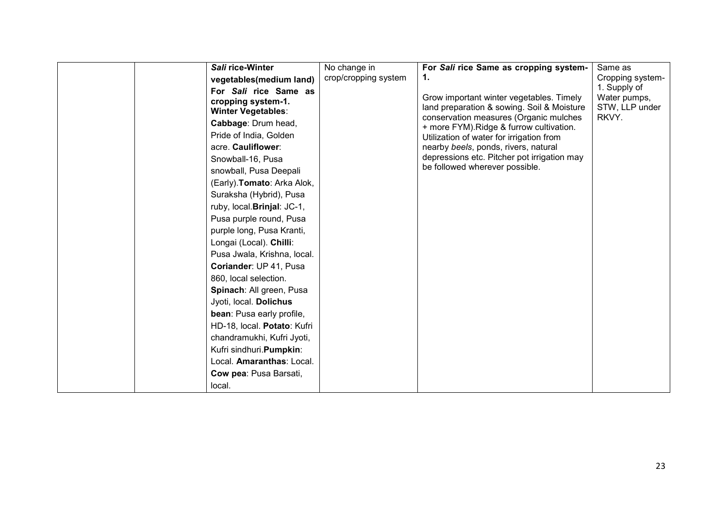|  |  |  |  |  |  |
|---|---|---|---|---|---|
|  |  | ***Sali* rice-Winter vegetables(medium land)** **For *Sali* rice Same as cropping system-1.** **Winter Vegetables**: **Cabbage**: Drum head, Pride of India, Golden acre. **Cauliflower**: Snowball-16, Pusa snowball, Pusa Deepali (Early).**Tomato**: Arka Alok, Suraksha (Hybrid), Pusa ruby, local.**Brinjal**: JC-1, Pusa purple round, Pusa purple long, Pusa Kranti, Longai (Local). **Chilli**: Pusa Jwala, Krishna, local. **Coriander**: UP 41, Pusa 860, local selection. **Spinach**: All green, Pusa Jyoti, local. **Dolichus bean**: Pusa early profile, HD-18, local. **Potato**: Kufri chandramukhi, Kufri Jyoti, Kufri sindhuri.**Pumpkin**: Local. **Amaranthas**: Local. **Cow pea**: Pusa Barsati, local. | No change in crop/cropping system | **For *Sali* rice Same as cropping system-1.** Grow important winter vegetables. Timely land preparation & sowing. Soil & Moisture conservation measures (Organic mulches + more FYM).Ridge & furrow cultivation. Utilization of water for irrigation from nearby *beels*, ponds, rivers, natural depressions etc. Pitcher pot irrigation may be followed wherever possible. | Same as Cropping system-1. Supply of Water pumps, STW, LLP under RKVY. |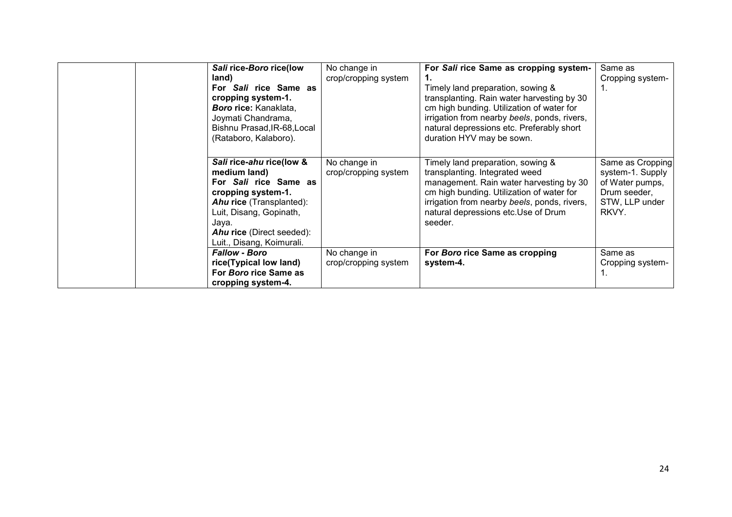| | | | | | |
|---|---|---|---|---|---|
| | | ***Sali* rice-*Boro* rice(low land)**<br>**For *Sali* rice Same as cropping system-1.**<br>***Boro* rice:** Kanaklata, Joymati Chandrama, Bishnu Prasad,IR-68,Local (Rataboro, Kalaboro). | No change in crop/cropping system | **For *Sali* rice Same as cropping system-1.**<br>Timely land preparation, sowing & transplanting. Rain water harvesting by 30 cm high bunding. Utilization of water for irrigation from nearby *beels*, ponds, rivers, natural depressions etc. Preferably short duration HYV may be sown. | Same as Cropping system-1. |
| | | ***Sali* rice-*ahu* rice(low & medium land)**<br>**For *Sali* rice Same as cropping system-1.**<br>***Ahu* rice** (Transplanted): Luit, Disang, Gopinath, Jaya.<br>***Ahu* rice** (Direct seeded): Luit., Disang, Koimurali. | No change in crop/cropping system | Timely land preparation, sowing & transplanting. Integrated weed management. Rain water harvesting by 30 cm high bunding. Utilization of water for irrigation from nearby *beels*, ponds, rivers, natural depressions etc.Use of Drum seeder. | Same as Cropping system-1. Supply of Water pumps, Drum seeder, STW, LLP under RKVY. |
| | | ***Fallow - Boro* rice(Typical low land)**<br>**For *Boro* rice Same as cropping system-4.** | No change in crop/cropping system | **For *Boro* rice Same as cropping system-4.** | Same as Cropping system-1. |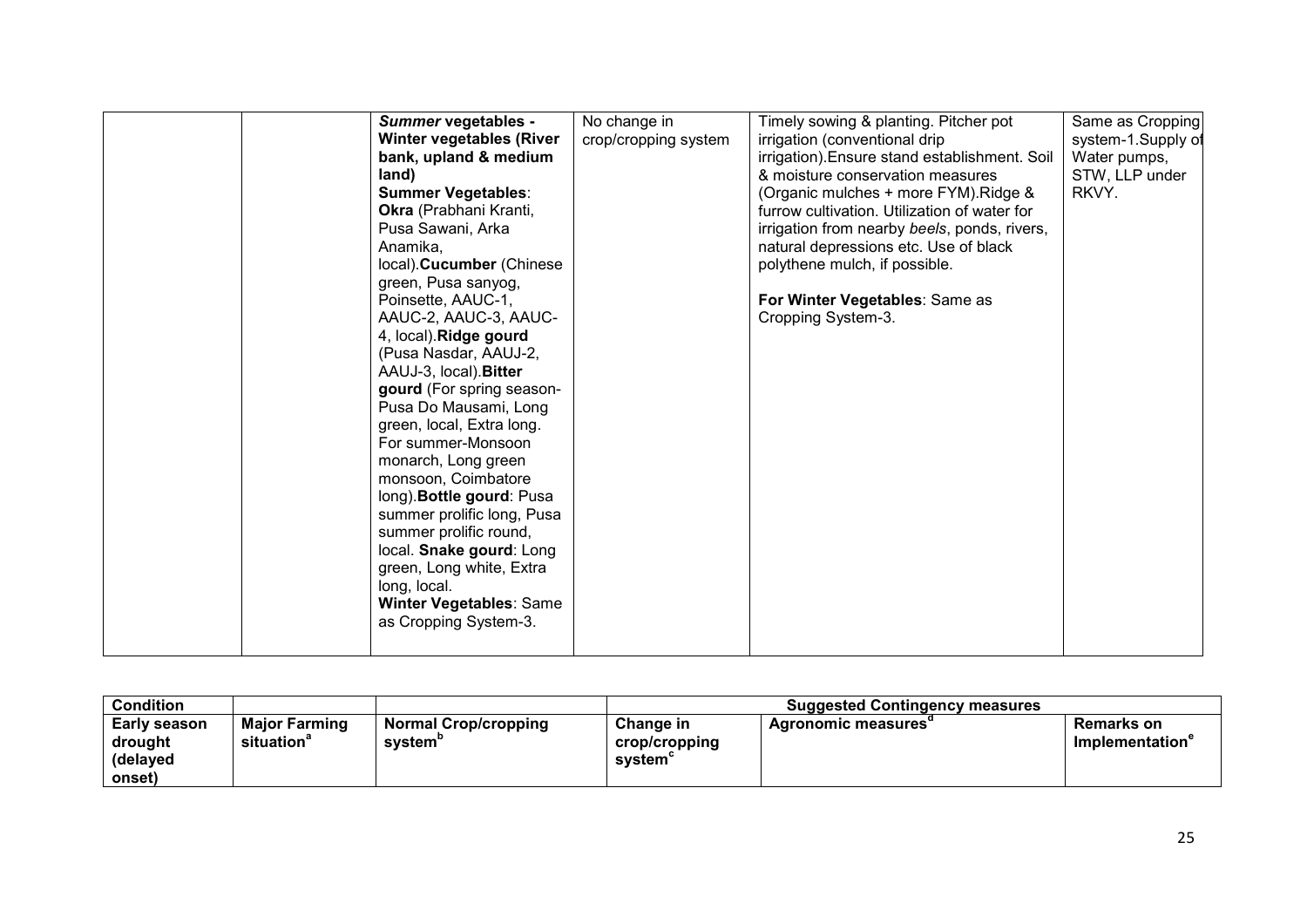|  |  | ***Summer* vegetables - Winter vegetables (River bank, upland & medium land)** <br> **Summer Vegetables**: <br> **Okra** (Prabhani Kranti, Pusa Sawani, Arka Anamika, local).**Cucumber** (Chinese green, Pusa sanyog, Poinsette, AAUC-1, AAUC-2, AAUC-3, AAUC-4, local).**Ridge gourd** (Pusa Nasdar, AAUJ-2, AAUJ-3, local).**Bitter gourd** (For spring season- Pusa Do Mausami, Long green, local, Extra long. For summer-Monsoon monarch, Long green monsoon, Coimbatore long).**Bottle gourd**: Pusa summer prolific long, Pusa summer prolific round, local. **Snake gourd**: Long green, Long white, Extra long, local. <br> **Winter Vegetables**: Same as Cropping System-3. | No change in crop/cropping system | Timely sowing & planting. Pitcher pot irrigation (conventional drip irrigation).Ensure stand establishment. Soil & moisture conservation measures (Organic mulches + more FYM).Ridge & furrow cultivation. Utilization of water for irrigation from nearby *beels*, ponds, rivers, natural depressions etc. Use of black polythene mulch, if possible. <br><br> **For Winter Vegetables**: Same as Cropping System-3. | Same as Cropping system-1.Supply of Water pumps, STW, LLP under RKVY. |

| **Condition** |  |  | **Suggested Contingency measures** |  |  |
|---|---|---|---|---|---|
| **Early season drought (delayed onset)** | **Major Farming situation**[a] | **Normal Crop/cropping system**[b] | **Change in crop/cropping system**[c] | **Agronomic measures**[d] | **Remarks on Implementation**[e] |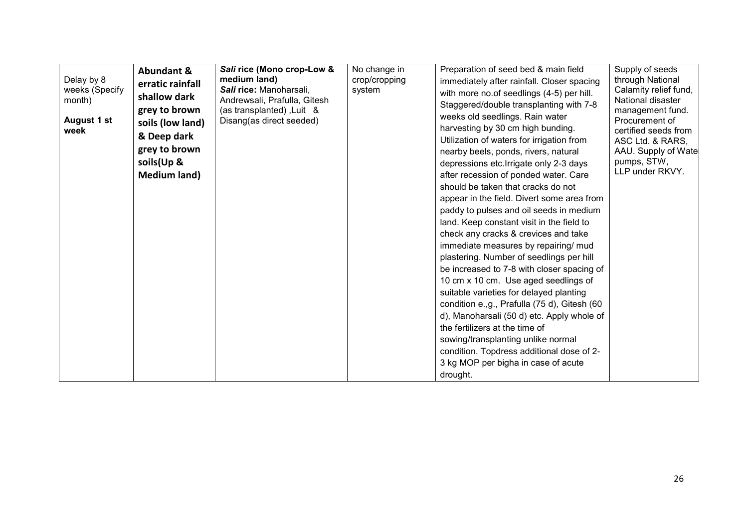| | | | | | |
|---|---|---|---|---|---|
| Delay by 8 weeks (Specify month)<br><br>**August 1 st week** | **Abundant & erratic rainfall shallow dark grey to brown soils (low land) & Deep dark grey to brown soils(Up & Medium land)** | ***Sali* rice (Mono crop-Low & medium land)**<br>***Sali* rice:** Manoharsali, Andrewsali, Prafulla, Gitesh (as transplanted) ,Luit & Disang(as direct seeded) | No change in crop/cropping system | Preparation of seed bed & main field immediately after rainfall. Closer spacing with more no.of seedlings (4-5) per hill. Staggered/double transplanting with 7-8 weeks old seedlings. Rain water harvesting by 30 cm high bunding. Utilization of waters for irrigation from nearby beels, ponds, rivers, natural depressions etc.Irrigate only 2-3 days after recession of ponded water. Care should be taken that cracks do not appear in the field. Divert some area from paddy to pulses and oil seeds in medium land. Keep constant visit in the field to check any cracks & crevices and take immediate measures by repairing/ mud plastering. Number of seedlings per hill be increased to 7-8 with closer spacing of 10 cm x 10 cm. Use aged seedlings of suitable varieties for delayed planting condition e.,g., Prafulla (75 d), Gitesh (60 d), Manoharsali (50 d) etc. Apply whole of the fertilizers at the time of sowing/transplanting unlike normal condition. Topdress additional dose of 2-3 kg MOP per bigha in case of acute drought. | Supply of seeds through National Calamity relief fund, National disaster management fund. Procurement of certified seeds from ASC Ltd. & RARS, AAU. Supply of Wate pumps, STW, LLP under RKVY. |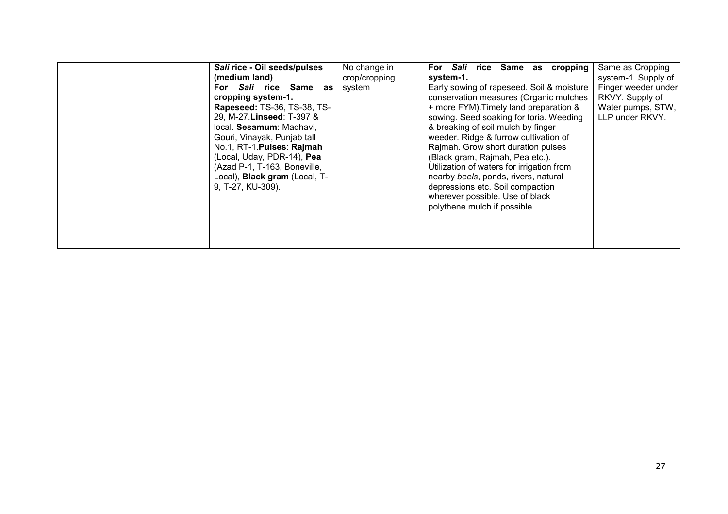| | | | | | |
|---|---|---|---|---|---|
| | | ***Sali* rice - Oil seeds/pulses (medium land)** **For *Sali* rice Same as cropping system-1.** **Rapeseed:** TS-36, TS-38, TS-29, M-27.**Linseed**: T-397 & local. **Sesamum**: Madhavi, Gouri, Vinayak, Punjab tall No.1, RT-1.**Pulses**: **Rajmah** (Local, Uday, PDR-14), **Pea** (Azad P-1, T-163, Boneville, Local), **Black gram** (Local, T-9, T-27, KU-309). | No change in crop/cropping system | **For *Sali* rice Same as cropping system-1.** Early sowing of rapeseed. Soil & moisture conservation measures (Organic mulches + more FYM).Timely land preparation & sowing. Seed soaking for toria. Weeding & breaking of soil mulch by finger weeder. Ridge & furrow cultivation of Rajmah. Grow short duration pulses (Black gram, Rajmah, Pea etc.). Utilization of waters for irrigation from nearby *beels*, ponds, rivers, natural depressions etc. Soil compaction wherever possible. Use of black polythene mulch if possible. | Same as Cropping system-1. Supply of Finger weeder under RKVY. Supply of Water pumps, STW, LLP under RKVY. |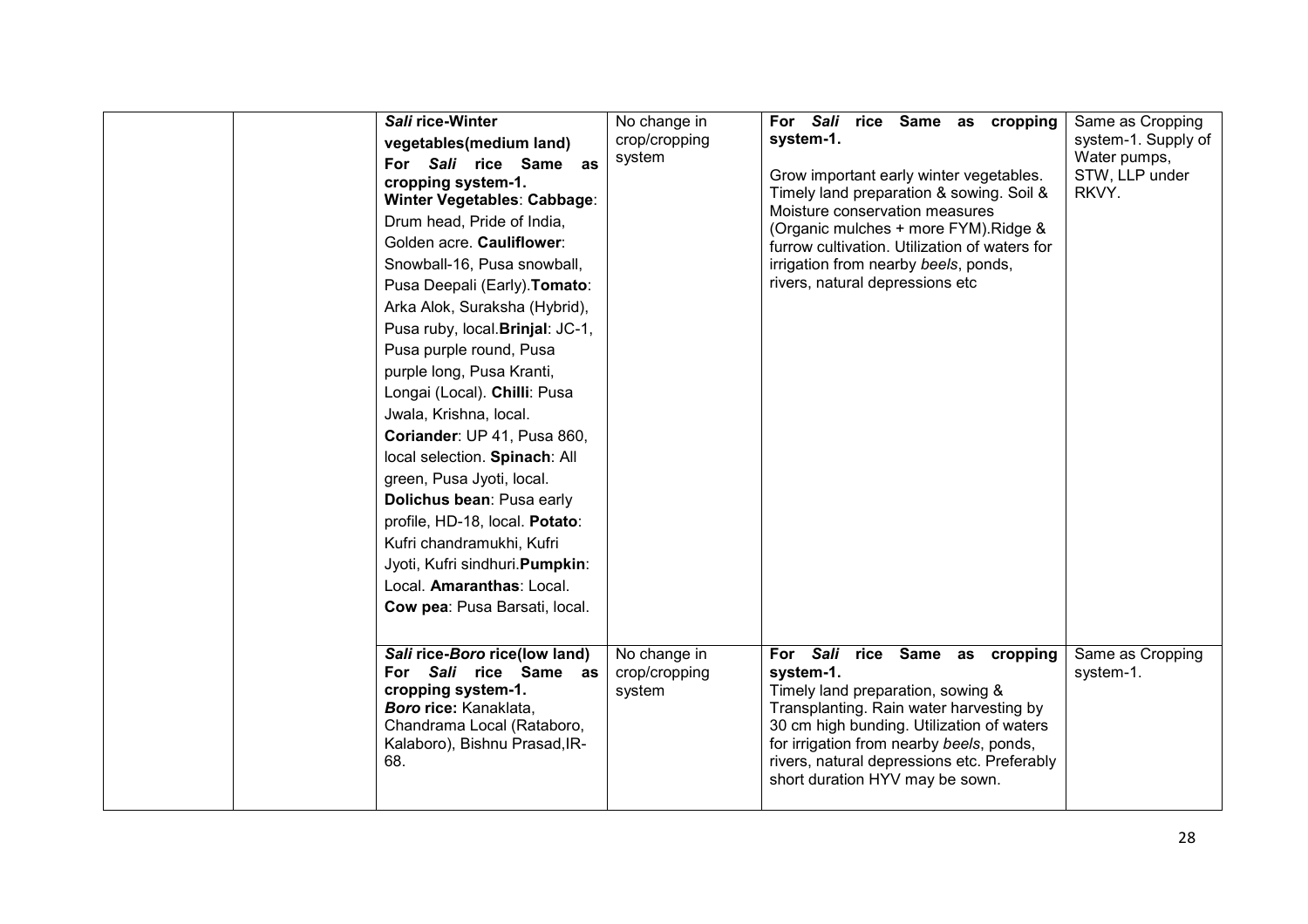| | | | | | |
|---|---|---|---|---|---|
| | | ***Sali* rice-Winter vegetables(medium land)** **For *Sali* rice Same as cropping system-1.** **Winter Vegetables**: **Cabbage**: Drum head, Pride of India, Golden acre. **Cauliflower**: Snowball-16, Pusa snowball, Pusa Deepali (Early).**Tomato**: Arka Alok, Suraksha (Hybrid), Pusa ruby, local.**Brinjal**: JC-1, Pusa purple round, Pusa purple long, Pusa Kranti, Longai (Local). **Chilli**: Pusa Jwala, Krishna, local. **Coriander**: UP 41, Pusa 860, local selection. **Spinach**: All green, Pusa Jyoti, local. **Dolichus bean**: Pusa early profile, HD-18, local. **Potato**: Kufri chandramukhi, Kufri Jyoti, Kufri sindhuri.**Pumpkin**: Local. **Amaranthas**: Local. **Cow pea**: Pusa Barsati, local. | No change in crop/cropping system | **For *Sali* rice Same as cropping system-1.** Grow important early winter vegetables. Timely land preparation & sowing. Soil & Moisture conservation measures (Organic mulches + more FYM).Ridge & furrow cultivation. Utilization of waters for irrigation from nearby *beels*, ponds, rivers, natural depressions etc | Same as Cropping system-1. Supply of Water pumps, STW, LLP under RKVY. |
| | | ***Sali* rice-*Boro* rice(low land)** **For *Sali* rice Same as cropping system-1.** ***Boro* rice:** Kanaklata, Chandrama Local (Rataboro, Kalaboro), Bishnu Prasad,IR-68. | No change in crop/cropping system | **For *Sali* rice Same as cropping system-1.** Timely land preparation, sowing & Transplanting. Rain water harvesting by 30 cm high bunding. Utilization of waters for irrigation from nearby *beels*, ponds, rivers, natural depressions etc. Preferably short duration HYV may be sown. | Same as Cropping system-1. |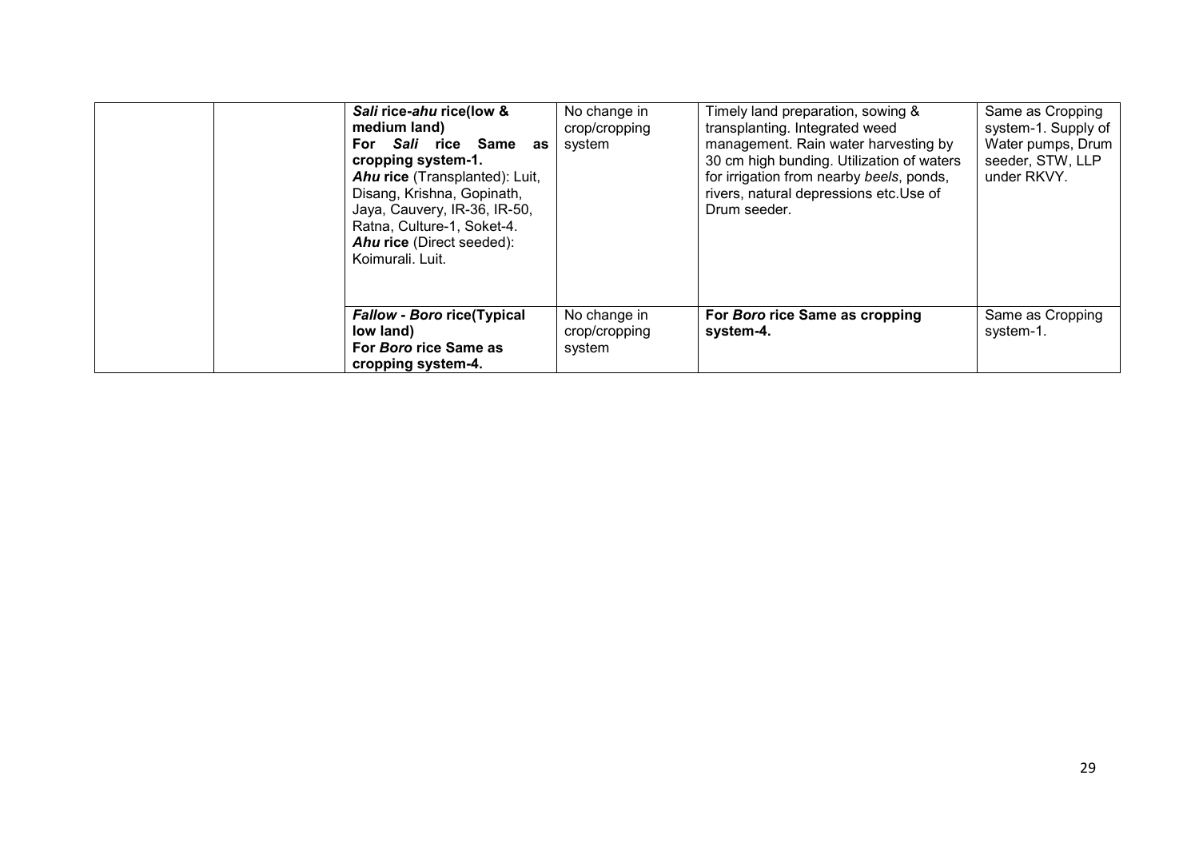| | | | | | |
|---|---|---|---|---|---|
| | | ***Sali* rice-*ahu* rice(low & medium land)**<br>**For *Sali* rice Same as cropping system-1.**<br>***Ahu* rice** (Transplanted): Luit, Disang, Krishna, Gopinath, Jaya, Cauvery, IR-36, IR-50, Ratna, Culture-1, Soket-4.<br>***Ahu* rice** (Direct seeded): Koimurali. Luit. | No change in crop/cropping system | Timely land preparation, sowing & transplanting. Integrated weed management. Rain water harvesting by 30 cm high bunding. Utilization of waters for irrigation from nearby *beels*, ponds, rivers, natural depressions etc.Use of Drum seeder. | Same as Cropping system-1. Supply of Water pumps, Drum seeder, STW, LLP under RKVY. |
| | | ***Fallow - Boro* rice(Typical low land)**<br>**For *Boro* rice Same as cropping system-4.** | No change in crop/cropping system | **For *Boro* rice Same as cropping system-4.** | Same as Cropping system-1. |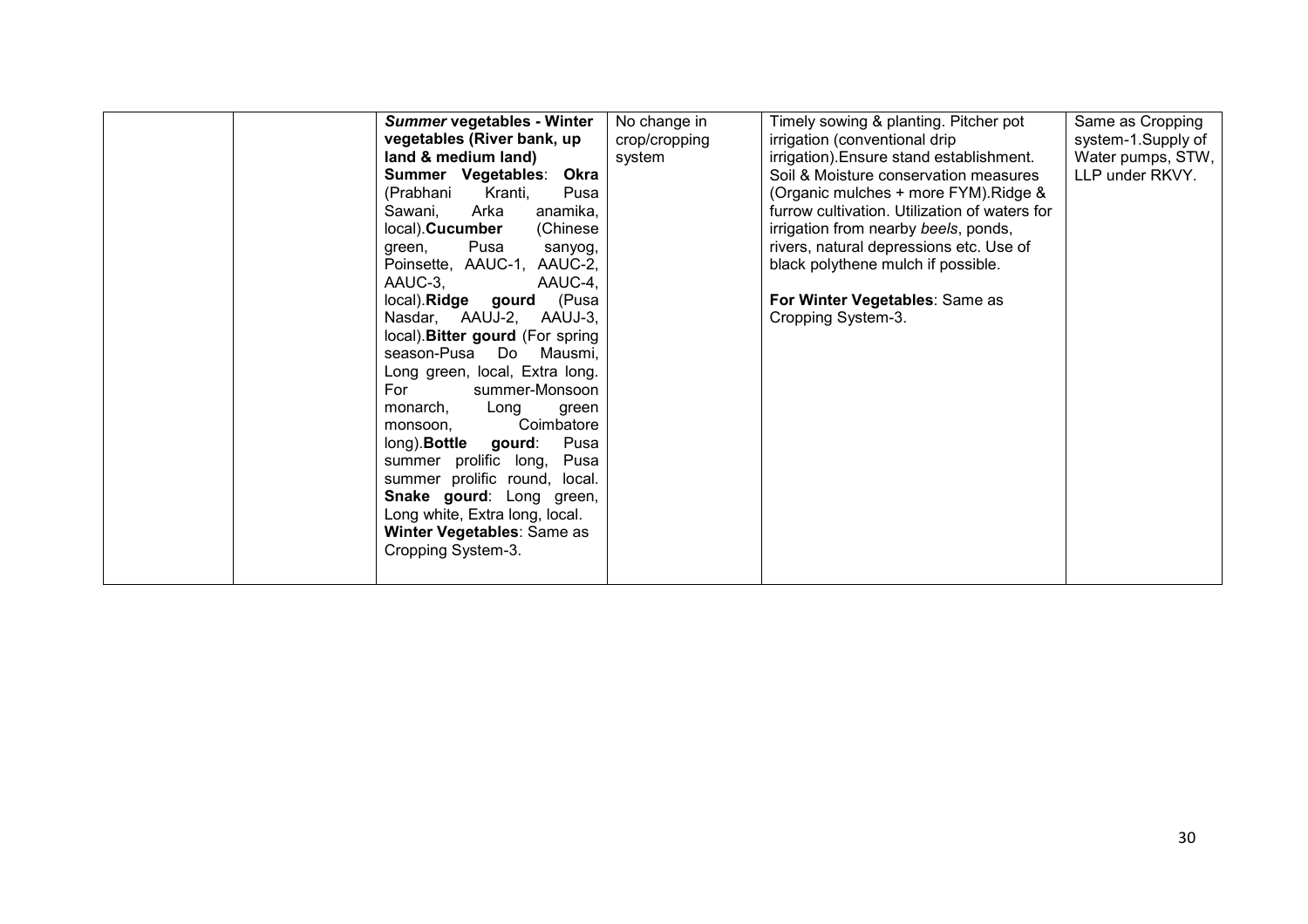|  |  |  |  |  |  |
|---|---|---|---|---|---|
|  |  | ***Summer* vegetables - Winter vegetables (River bank, up land & medium land)** **Summer Vegetables**: **Okra** (Prabhani Kranti, Pusa Sawani, Arka anamika, local).**Cucumber** (Chinese green, Pusa sanyog, Poinsette, AAUC-1, AAUC-2, AAUC-3, AAUC-4, local).**Ridge gourd** (Pusa Nasdar, AAUJ-2, AAUJ-3, local).**Bitter gourd** (For spring season-Pusa Do Mausmi, Long green, local, Extra long. For summer-Monsoon monarch, Long green monsoon, Coimbatore long).**Bottle gourd**: Pusa summer prolific long, Pusa summer prolific round, local. **Snake gourd**: Long green, Long white, Extra long, local. **Winter Vegetables**: Same as Cropping System-3. | No change in crop/cropping system | Timely sowing & planting. Pitcher pot irrigation (conventional drip irrigation).Ensure stand establishment. Soil & Moisture conservation measures (Organic mulches + more FYM).Ridge & furrow cultivation. Utilization of waters for irrigation from nearby *beels*, ponds, rivers, natural depressions etc. Use of black polythene mulch if possible. **For Winter Vegetables**: Same as Cropping System-3. | Same as Cropping system-1.Supply of Water pumps, STW, LLP under RKVY. |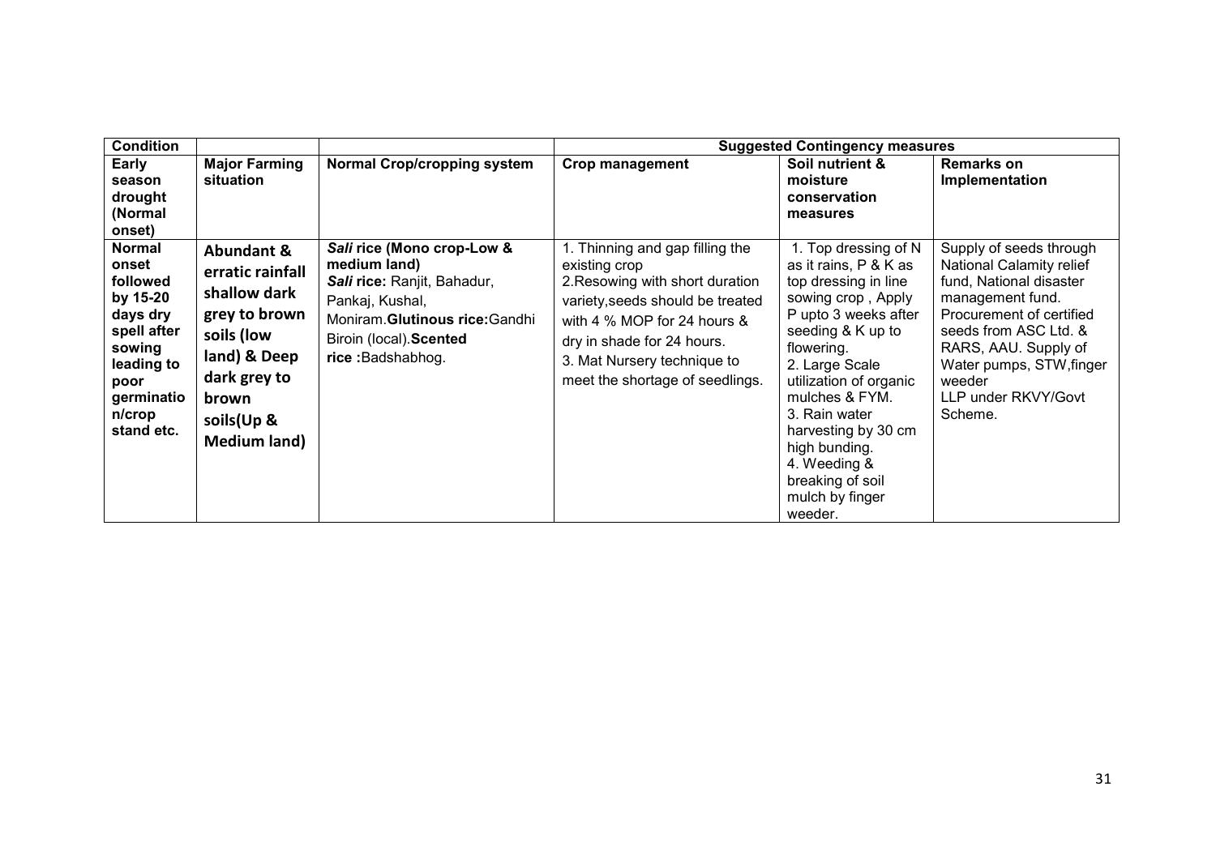| Condition | | | Suggested Contingency measures | | |
|---|---|---|---|---|---|
| **Early season drought (Normal onset)** | **Major Farming situation** | **Normal Crop/cropping system** | **Crop management** | **Soil nutrient & moisture conservation measures** | **Remarks on Implementation** |
| **Normal onset followed by 15-20 days dry spell after sowing leading to poor germination/crop stand etc.** | **Abundant & erratic rainfall shallow dark grey to brown soils (low land) & Deep dark grey to brown soils(Up & Medium land)** | ***Sali* rice (Mono crop-Low & medium land)** ***Sali* rice:** Ranjit, Bahadur, Pankaj, Kushal, Moniram. **Glutinous rice:** Gandhi Biroin (local). **Scented rice :** Badshabhog. | 1. Thinning and gap filling the existing crop 2. Resowing with short duration variety, seeds should be treated with 4 % MOP for 24 hours & dry in shade for 24 hours. 3. Mat Nursery technique to meet the shortage of seedlings. | 1. Top dressing of N as it rains, P & K as top dressing in line sowing crop , Apply P upto 3 weeks after seeding & K up to flowering. 2. Large Scale utilization of organic mulches & FYM. 3. Rain water harvesting by 30 cm high bunding. 4. Weeding & breaking of soil mulch by finger weeder. | Supply of seeds through National Calamity relief fund, National disaster management fund. Procurement of certified seeds from ASC Ltd. & RARS, AAU. Supply of Water pumps, STW, finger weeder LLP under RKVY/Govt Scheme. |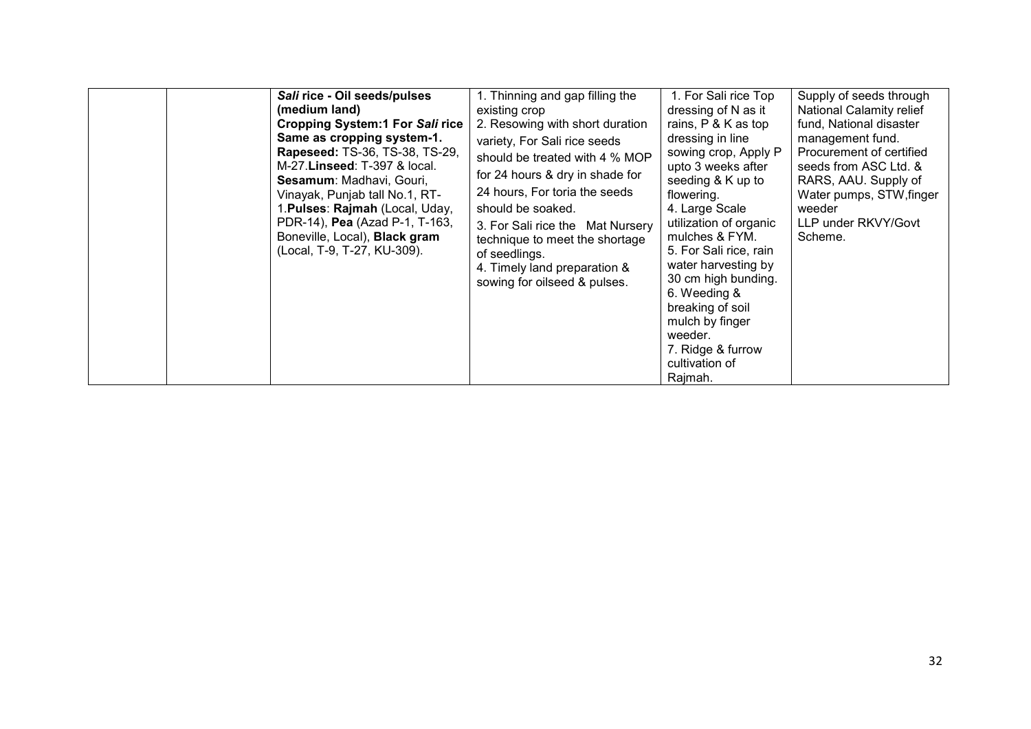|  |  |  |  |  |  |
|---|---|---|---|---|---|
|  |  | ***Sali* rice - Oil seeds/pulses (medium land)** **Cropping System:1 For *Sali* rice Same as cropping system-1.** **Rapeseed:** TS-36, TS-38, TS-29, M-27.**Linseed**: T-397 & local. **Sesamum**: Madhavi, Gouri, Vinayak, Punjab tall No.1, RT-1.**Pulses**: **Rajmah** (Local, Uday, PDR-14), **Pea** (Azad P-1, T-163, Boneville, Local), **Black gram** (Local, T-9, T-27, KU-309). | 1. Thinning and gap filling the existing crop<br>2. Resowing with short duration variety, For Sali rice seeds should be treated with 4 % MOP for 24 hours & dry in shade for 24 hours, For toria the seeds should be soaked.<br>3. For Sali rice the Mat Nursery technique to meet the shortage of seedlings.<br>4. Timely land preparation & sowing for oilseed & pulses. | 1. For Sali rice Top dressing of N as it rains, P & K as top dressing in line sowing crop, Apply P upto 3 weeks after seeding & K up to flowering.<br>4. Large Scale utilization of organic mulches & FYM.<br>5. For Sali rice, rain water harvesting by 30 cm high bunding.<br>6. Weeding & breaking of soil mulch by finger weeder.<br>7. Ridge & furrow cultivation of Rajmah. | Supply of seeds through National Calamity relief fund, National disaster management fund. Procurement of certified seeds from ASC Ltd. & RARS, AAU. Supply of Water pumps, STW,finger weeder LLP under RKVY/Govt Scheme. |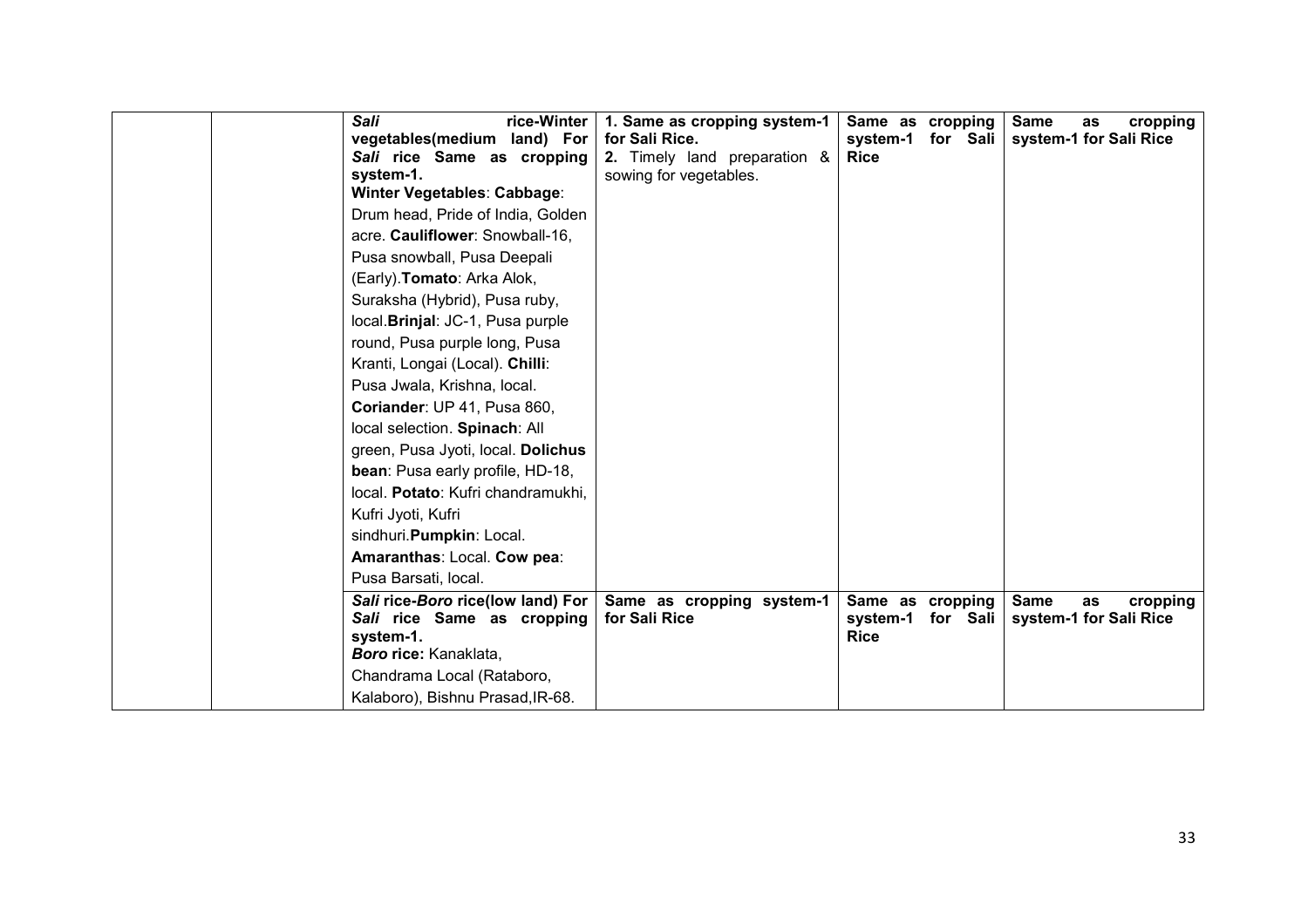| | | | | | |
|---|---|---|---|---|---|
| | | ***Sali* rice-Winter vegetables(medium land) For *Sali* rice Same as cropping system-1.** **Winter Vegetables**: **Cabbage**: Drum head, Pride of India, Golden acre. **Cauliflower**: Snowball-16, Pusa snowball, Pusa Deepali (Early).**Tomato**: Arka Alok, Suraksha (Hybrid), Pusa ruby, local.**Brinjal**: JC-1, Pusa purple round, Pusa purple long, Pusa Kranti, Longai (Local). **Chilli**: Pusa Jwala, Krishna, local. **Coriander**: UP 41, Pusa 860, local selection. **Spinach**: All green, Pusa Jyoti, local. **Dolichus bean**: Pusa early profile, HD-18, local. **Potato**: Kufri chandramukhi, Kufri Jyoti, Kufri sindhuri.**Pumpkin**: Local. **Amaranthas**: Local. **Cow pea**: Pusa Barsati, local. | **1. Same as cropping system-1 for Sali Rice.** **2.** Timely land preparation & sowing for vegetables. | **Same as cropping system-1 for Sali Rice** | **Same as cropping system-1 for Sali Rice** |
| | | ***Sali* rice-*Boro* rice(low land) For *Sali* rice Same as cropping system-1.** ***Boro* rice:** Kanaklata, Chandrama Local (Rataboro, Kalaboro), Bishnu Prasad,IR-68. | **Same as cropping system-1 for Sali Rice** | **Same as cropping system-1 for Sali Rice** | **Same as cropping system-1 for Sali Rice** |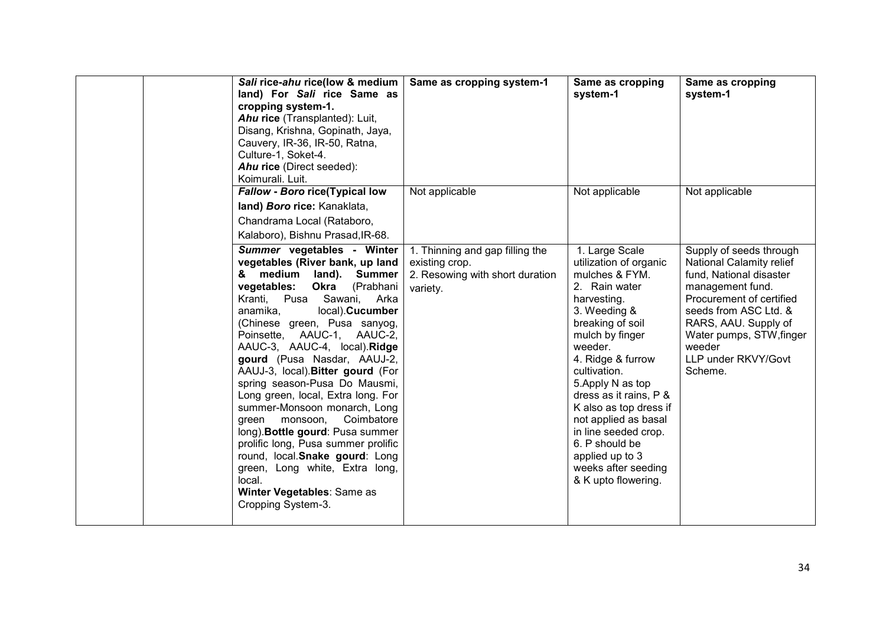| | | | | | |
|---|---|---|---|---|---|
| | | ***Sali* rice-*ahu* rice(low & medium land) For *Sali* rice Same as cropping system-1.**<br>***Ahu* rice** (Transplanted): Luit, Disang, Krishna, Gopinath, Jaya, Cauvery, IR-36, IR-50, Ratna, Culture-1, Soket-4.<br>***Ahu* rice** (Direct seeded): Koimurali. Luit. | **Same as cropping system-1** | **Same as cropping system-1** | **Same as cropping system-1** |
| | | ***Fallow - Boro* rice(Typical low land) *Boro* rice:** Kanaklata, Chandrama Local (Rataboro, Kalaboro), Bishnu Prasad,IR-68. | Not applicable | Not applicable | Not applicable |
| | | ***Summer* vegetables - Winter vegetables (River bank, up land & medium land). Summer vegetables: Okra** (Prabhani Kranti, Pusa Sawani, Arka anamika, local).**Cucumber** (Chinese green, Pusa sanyog, Poinsette, AAUC-1, AAUC-2, AAUC-3, AAUC-4, local).**Ridge gourd** (Pusa Nasdar, AAUJ-2, AAUJ-3, local).**Bitter gourd** (For spring season-Pusa Do Mausmi, Long green, local, Extra long. For summer-Monsoon monarch, Long green monsoon, Coimbatore long).**Bottle gourd**: Pusa summer prolific long, Pusa summer prolific round, local.**Snake gourd**: Long green, Long white, Extra long, local.<br>**Winter Vegetables**: Same as Cropping System-3. | 1. Thinning and gap filling the existing crop.<br>2. Resowing with short duration variety. | 1. Large Scale utilization of organic mulches & FYM.<br>2. Rain water harvesting.<br>3. Weeding & breaking of soil mulch by finger weeder.<br>4. Ridge & furrow cultivation.<br>5.Apply N as top dress as it rains, P & K also as top dress if not applied as basal in line seeded crop.<br>6. P should be applied up to 3 weeks after seeding & K upto flowering. | Supply of seeds through National Calamity relief fund, National disaster management fund. Procurement of certified seeds from ASC Ltd. & RARS, AAU. Supply of Water pumps, STW,finger weeder LLP under RKVY/Govt Scheme. |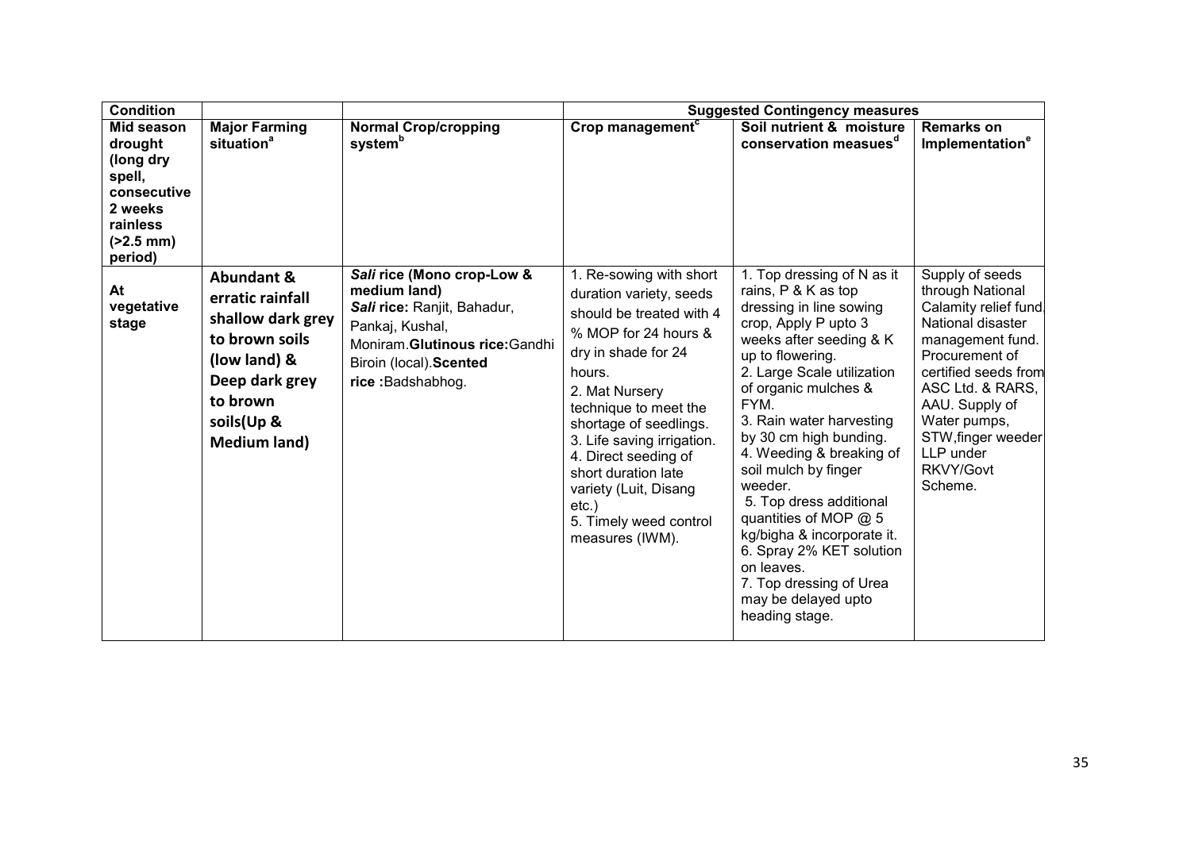| Condition | | | Suggested Contingency measures | | |
|---|---|---|---|---|---|
| **Mid season drought (long dry spell, consecutive 2 weeks rainless (>2.5 mm) period)** | **Major Farming situation[a]** | **Normal Crop/cropping system[b]** | **Crop management[c]** | **Soil nutrient & moisture conservation measues[d]** | **Remarks on Implementation[e]** |
| **At vegetative stage** | **Abundant & erratic rainfall shallow dark grey to brown soils (low land) & Deep dark grey to brown soils(Up & Medium land)** | ***Sali* rice (Mono crop-Low & medium land)** ***Sali* rice:** Ranjit, Bahadur, Pankaj, Kushal, Moniram.**Glutinous rice:**Gandhi Biroin (local).**Scented rice :**Badshabhog. | 1. Re-sowing with short duration variety, seeds should be treated with 4 % MOP for 24 hours & dry in shade for 24 hours.<br>2. Mat Nursery technique to meet the shortage of seedlings.<br>3. Life saving irrigation.<br>4. Direct seeding of short duration late variety (Luit, Disang etc.)<br>5. Timely weed control measures (IWM). | 1. Top dressing of N as it rains, P & K as top dressing in line sowing crop, Apply P upto 3 weeks after seeding & K up to flowering.<br>2. Large Scale utilization of organic mulches & FYM.<br>3. Rain water harvesting by 30 cm high bunding.<br>4. Weeding & breaking of soil mulch by finger weeder.<br>5. Top dress additional quantities of MOP @ 5 kg/bigha & incorporate it.<br>6. Spray 2% KET solution on leaves.<br>7. Top dressing of Urea may be delayed upto heading stage. | Supply of seeds through National Calamity relief fund, National disaster management fund. Procurement of certified seeds from ASC Ltd. & RARS, AAU. Supply of Water pumps, STW,finger weeder LLP under RKVY/Govt Scheme. |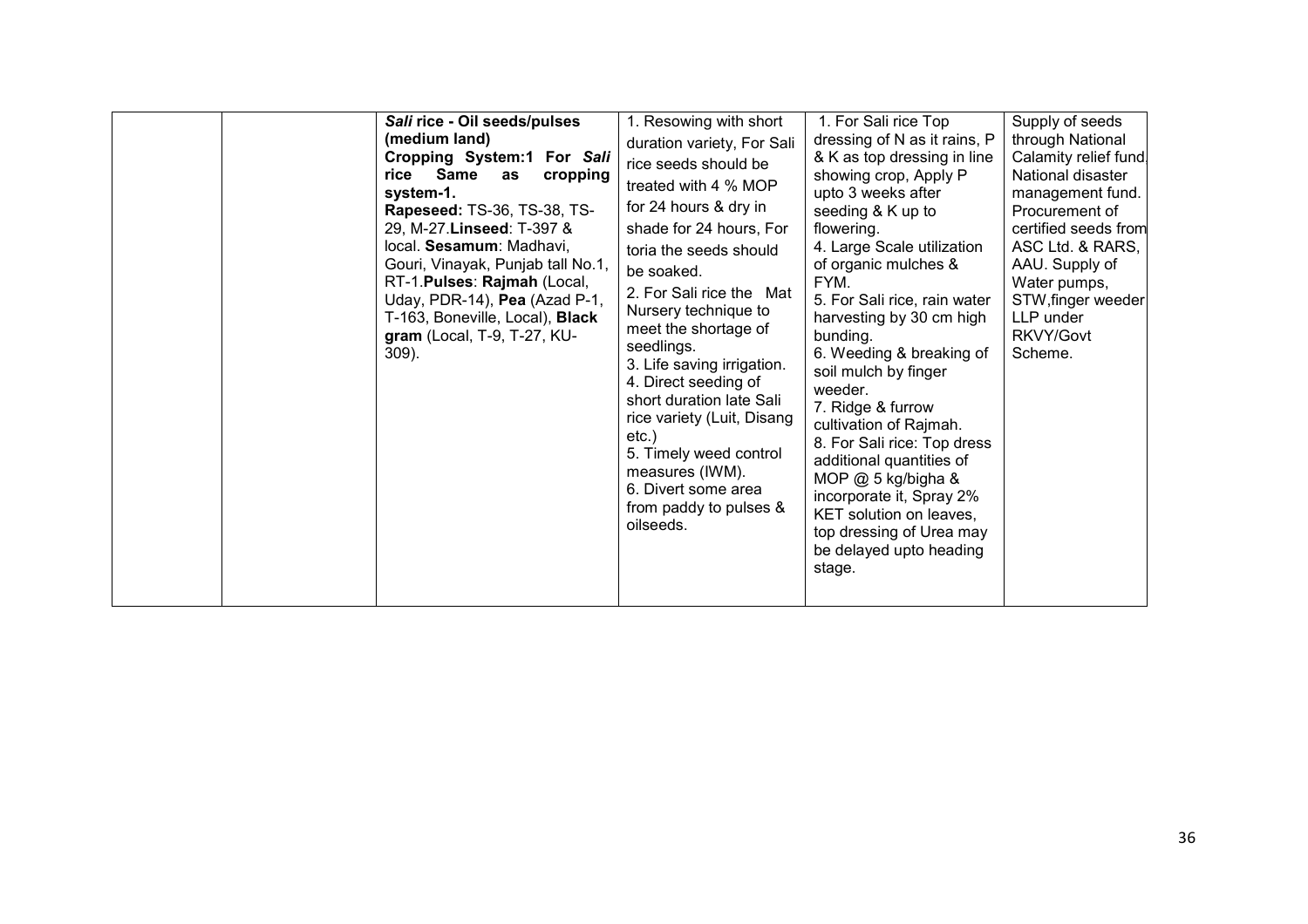| | | | | | |
|---|---|---|---|---|---|
| | | ***Sali* rice - Oil seeds/pulses (medium land)**<br>**Cropping System:1 For *Sali* rice Same as cropping system-1.**<br>**Rapeseed:** TS-36, TS-38, TS-29, M-27.**Linseed**: T-397 & local. **Sesamum**: Madhavi, Gouri, Vinayak, Punjab tall No.1, RT-1.**Pulses**: **Rajmah** (Local, Uday, PDR-14), **Pea** (Azad P-1, T-163, Boneville, Local), **Black gram** (Local, T-9, T-27, KU-309). | 1. Resowing with short duration variety, For Sali rice seeds should be treated with 4 % MOP for 24 hours & dry in shade for 24 hours, For toria the seeds should be soaked.<br>2. For Sali rice the Mat Nursery technique to meet the shortage of seedlings.<br>3. Life saving irrigation.<br>4. Direct seeding of short duration late Sali rice variety (Luit, Disang etc.)<br>5. Timely weed control measures (IWM).<br>6. Divert some area from paddy to pulses & oilseeds. | 1. For Sali rice Top dressing of N as it rains, P & K as top dressing in line showing crop, Apply P upto 3 weeks after seeding & K up to flowering.<br>4. Large Scale utilization of organic mulches & FYM.<br>5. For Sali rice, rain water harvesting by 30 cm high bunding.<br>6. Weeding & breaking of soil mulch by finger weeder.<br>7. Ridge & furrow cultivation of Rajmah.<br>8. For Sali rice: Top dress additional quantities of MOP @ 5 kg/bigha & incorporate it, Spray 2% KET solution on leaves, top dressing of Urea may be delayed upto heading stage. | Supply of seeds through National Calamity relief fund. National disaster management fund. Procurement of certified seeds from ASC Ltd. & RARS, AAU. Supply of Water pumps, STW,finger weeder LLP under RKVY/Govt Scheme. |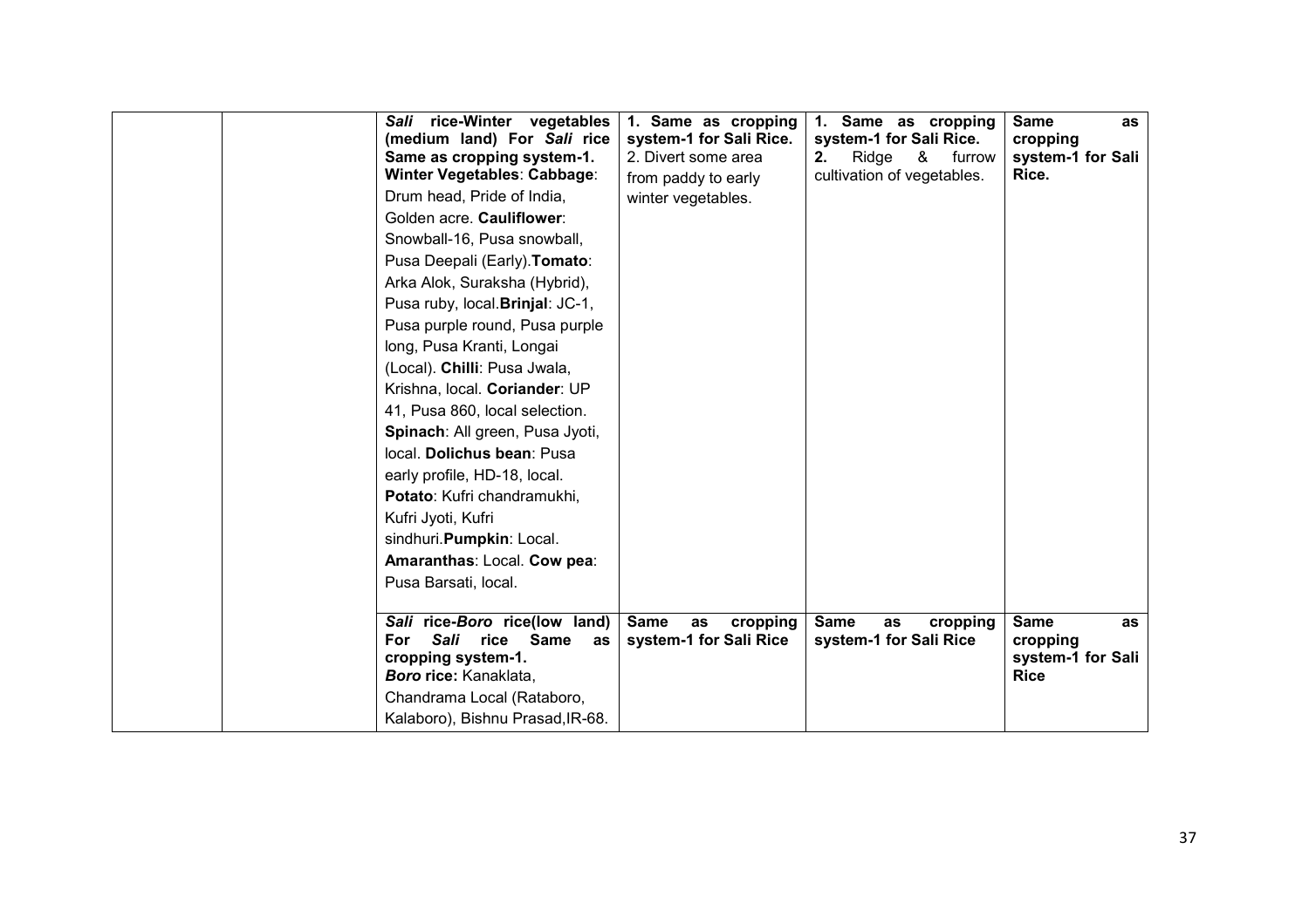| | | | | | |
|---|---|---|---|---|---|
| | | ***Sali* rice-Winter vegetables (medium land) For *Sali* rice Same as cropping system-1.** **Winter Vegetables**: **Cabbage**: Drum head, Pride of India, Golden acre. **Cauliflower**: Snowball-16, Pusa snowball, Pusa Deepali (Early).**Tomato**: Arka Alok, Suraksha (Hybrid), Pusa ruby, local.**Brinjal**: JC-1, Pusa purple round, Pusa purple long, Pusa Kranti, Longai (Local). **Chilli**: Pusa Jwala, Krishna, local. **Coriander**: UP 41, Pusa 860, local selection. **Spinach**: All green, Pusa Jyoti, local. **Dolichus bean**: Pusa early profile, HD-18, local. **Potato**: Kufri chandramukhi, Kufri Jyoti, Kufri sindhuri.**Pumpkin**: Local. **Amaranthas**: Local. **Cow pea**: Pusa Barsati, local. | **1. Same as cropping system-1 for Sali Rice.** 2. Divert some area from paddy to early winter vegetables. | **1. Same as cropping system-1 for Sali Rice.** **2.** Ridge & furrow cultivation of vegetables. | **Same as cropping system-1 for Sali Rice.** |
| | | ***Sali* rice-*Boro* rice(low land) For *Sali* rice Same as cropping system-1.** ***Boro* rice:** Kanaklata, Chandrama Local (Rataboro, Kalaboro), Bishnu Prasad,IR-68. | **Same as cropping system-1 for Sali Rice** | **Same as cropping system-1 for Sali Rice** | **Same as cropping system-1 for Sali Rice** |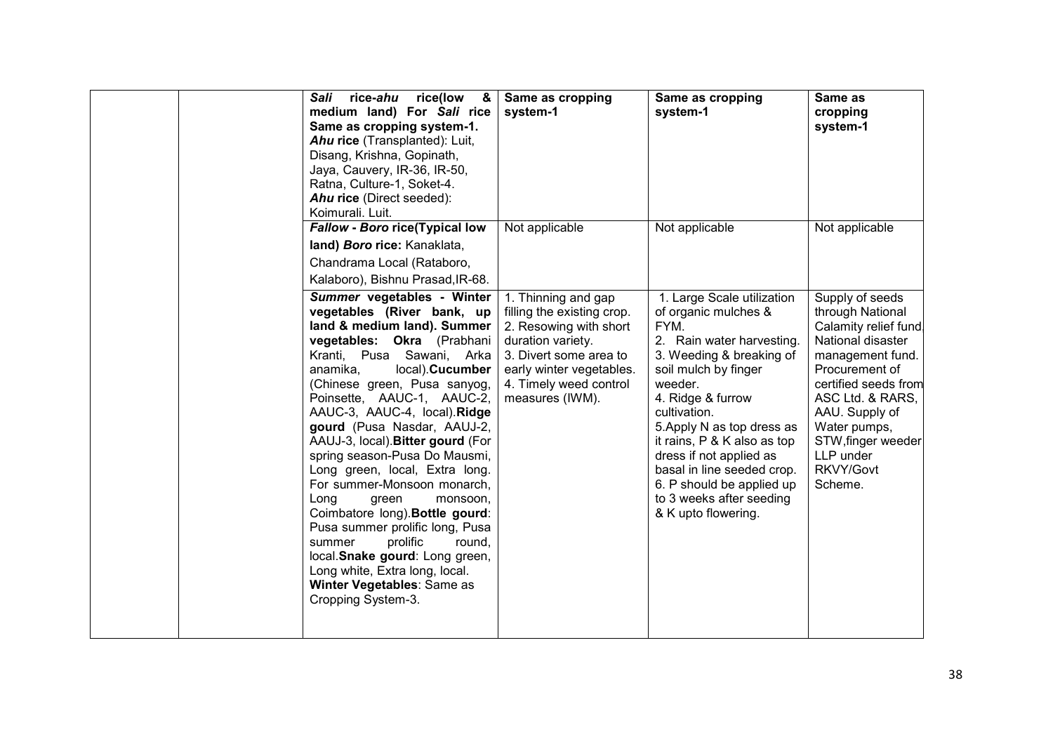| | | | | | |
|---|---|---|---|---|---|
| | | ***Sali* rice-*ahu* rice(low & medium land) For *Sali* rice Same as cropping system-1.** ***Ahu* rice** (Transplanted): Luit, Disang, Krishna, Gopinath, Jaya, Cauvery, IR-36, IR-50, Ratna, Culture-1, Soket-4. ***Ahu* rice** (Direct seeded): Koimurali. Luit. | **Same as cropping system-1** | **Same as cropping system-1** | **Same as cropping system-1** |
| | | ***Fallow - Boro* rice(Typical low land) *Boro* rice:** Kanaklata, Chandrama Local (Rataboro, Kalaboro), Bishnu Prasad,IR-68. | Not applicable | Not applicable | Not applicable |
| | | ***Summer* vegetables - Winter vegetables (River bank, up land & medium land). Summer vegetables: Okra** (Prabhani Kranti, Pusa Sawani, Arka anamika, local).**Cucumber** (Chinese green, Pusa sanyog, Poinsette, AAUC-1, AAUC-2, AAUC-3, AAUC-4, local).**Ridge gourd** (Pusa Nasdar, AAUJ-2, AAUJ-3, local).**Bitter gourd** (For spring season-Pusa Do Mausmi, Long green, local, Extra long. For summer-Monsoon monarch, Long green monsoon, Coimbatore long).**Bottle gourd**: Pusa summer prolific long, Pusa summer prolific round, local.**Snake gourd**: Long green, Long white, Extra long, local. **Winter Vegetables**: Same as Cropping System-3. | 1. Thinning and gap filling the existing crop. 2. Resowing with short duration variety. 3. Divert some area to early winter vegetables. 4. Timely weed control measures (IWM). | 1. Large Scale utilization of organic mulches & FYM. 2. Rain water harvesting. 3. Weeding & breaking of soil mulch by finger weeder. 4. Ridge & furrow cultivation. 5.Apply N as top dress as it rains, P & K also as top dress if not applied as basal in line seeded crop. 6. P should be applied up to 3 weeks after seeding & K upto flowering. | Supply of seeds through National Calamity relief fund, National disaster management fund. Procurement of certified seeds from ASC Ltd. & RARS, AAU. Supply of Water pumps, STW,finger weeder LLP under RKVY/Govt Scheme. |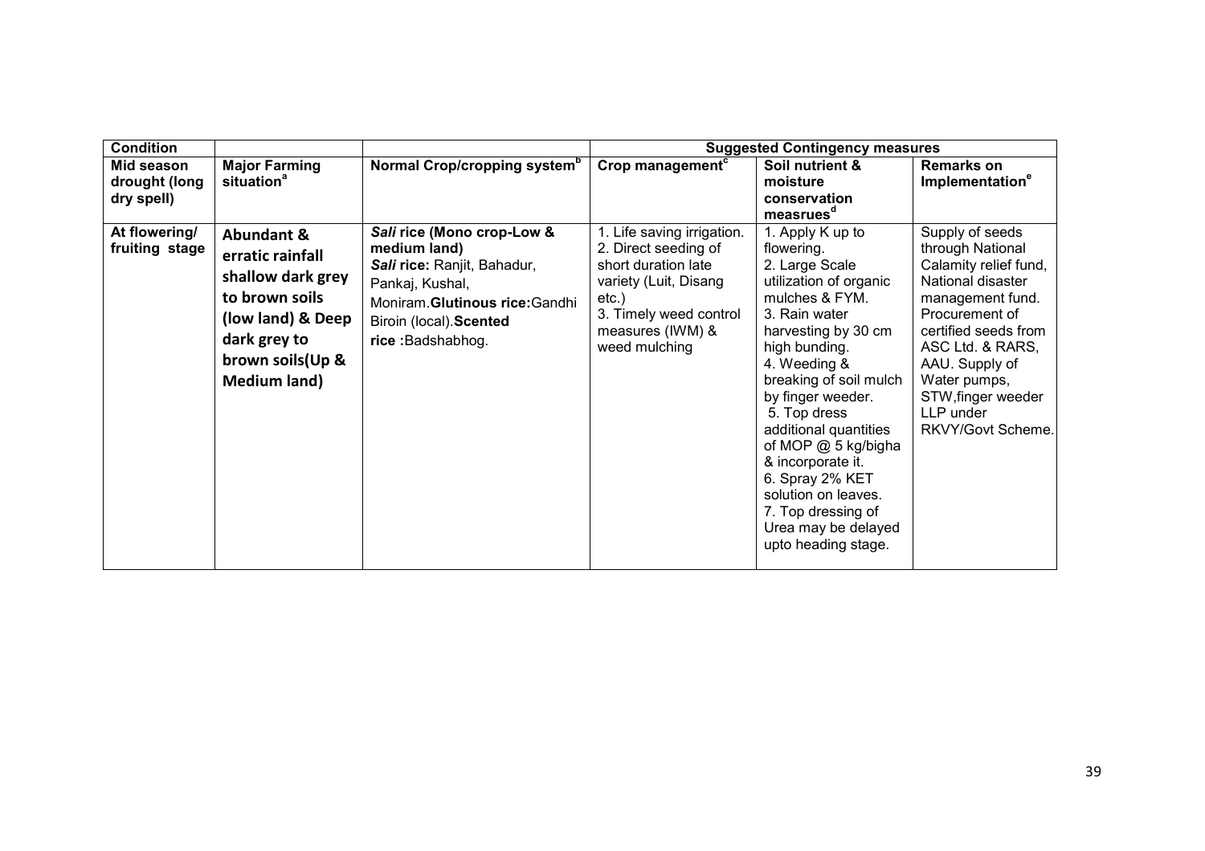| Condition | | | Suggested Contingency measures | | |
|---|---|---|---|---|---|
| **Mid season drought (long dry spell)** | **Major Farming situation[a]** | **Normal Crop/cropping system[b]** | **Crop management[c]** | **Soil nutrient & moisture conservation measrues[d]** | **Remarks on Implementation[e]** |
| **At flowering/ fruiting stage** | **Abundant & erratic rainfall shallow dark grey to brown soils (low land) & Deep dark grey to brown soils(Up & Medium land)** | ***Sali* rice (Mono crop-Low & medium land)** <br> ***Sali* rice:** Ranjit, Bahadur, Pankaj, Kushal, Moniram.**Glutinous rice:**Gandhi Biroin (local).**Scented rice :**Badshabhog. | 1. Life saving irrigation. <br> 2. Direct seeding of short duration late variety (Luit, Disang etc.) <br> 3. Timely weed control measures (IWM) & weed mulching | 1. Apply K up to flowering. <br> 2. Large Scale utilization of organic mulches & FYM. <br> 3. Rain water harvesting by 30 cm high bunding. <br> 4. Weeding & breaking of soil mulch by finger weeder. <br> 5. Top dress additional quantities of MOP @ 5 kg/bigha & incorporate it. <br> 6. Spray 2% KET solution on leaves. <br> 7. Top dressing of Urea may be delayed upto heading stage. | Supply of seeds through National Calamity relief fund, National disaster management fund. Procurement of certified seeds from ASC Ltd. & RARS, AAU. Supply of Water pumps, STW,finger weeder LLP under RKVY/Govt Scheme. |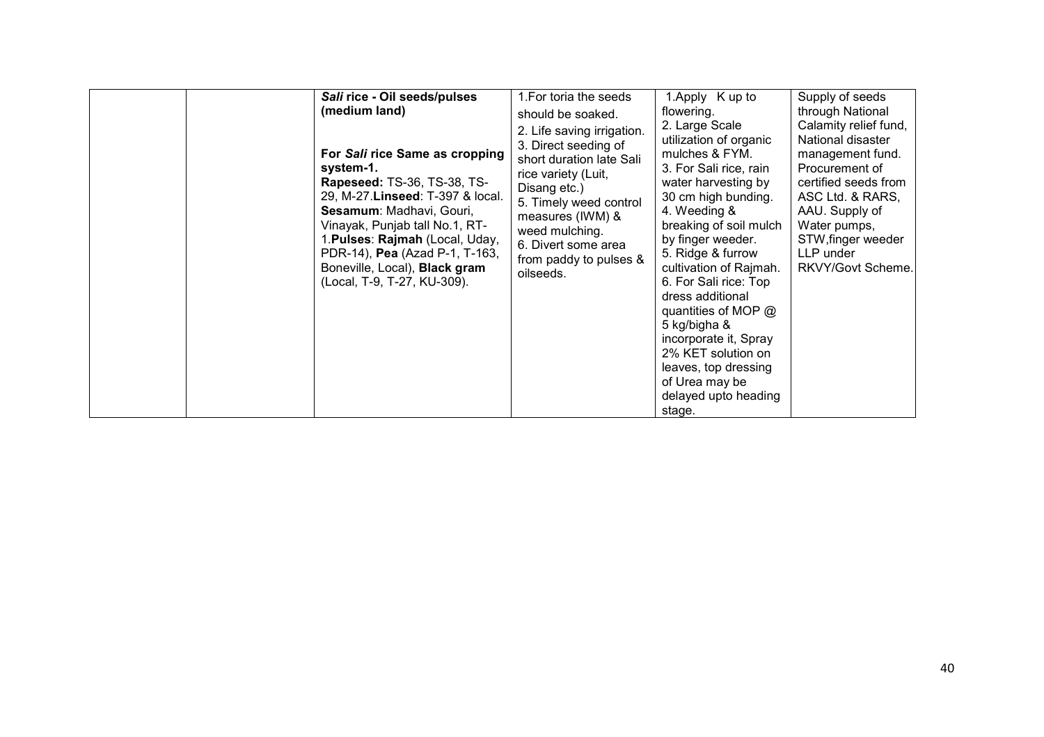|  |  | ***Sali* rice - Oil seeds/pulses (medium land)**<br><br>**For *Sali* rice Same as cropping system-1.**<br>**Rapeseed:** TS-36, TS-38, TS-29, M-27.**Linseed**: T-397 & local. **Sesamum**: Madhavi, Gouri, Vinayak, Punjab tall No.1, RT-1.**Pulses**: **Rajmah** (Local, Uday, PDR-14), **Pea** (Azad P-1, T-163, Boneville, Local), **Black gram** (Local, T-9, T-27, KU-309). | 1.For toria the seeds should be soaked.<br>2. Life saving irrigation.<br>3. Direct seeding of short duration late Sali rice variety (Luit, Disang etc.)<br>5. Timely weed control measures (IWM) & weed mulching.<br>6. Divert some area from paddy to pulses & oilseeds. | 1.Apply K up to flowering.<br>2. Large Scale utilization of organic mulches & FYM.<br>3. For Sali rice, rain water harvesting by 30 cm high bunding.<br>4. Weeding & breaking of soil mulch by finger weeder.<br>5. Ridge & furrow cultivation of Rajmah.<br>6. For Sali rice: Top dress additional quantities of MOP @ 5 kg/bigha & incorporate it, Spray 2% KET solution on leaves, top dressing of Urea may be delayed upto heading stage. | Supply of seeds through National Calamity relief fund, National disaster management fund. Procurement of certified seeds from ASC Ltd. & RARS, AAU. Supply of Water pumps, STW,finger weeder LLP under RKVY/Govt Scheme. |
|---|---|---|---|---|---|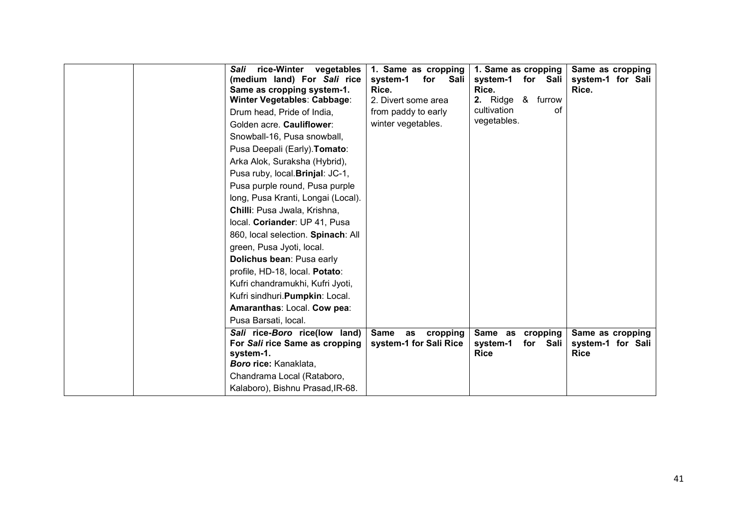| | | | | | |
|---|---|---|---|---|---|
| | | ***Sali* rice-Winter vegetables (medium land) For *Sali* rice Same as cropping system-1.** **Winter Vegetables**: **Cabbage**: Drum head, Pride of India, Golden acre. **Cauliflower**: Snowball-16, Pusa snowball, Pusa Deepali (Early).**Tomato**: Arka Alok, Suraksha (Hybrid), Pusa ruby, local.**Brinjal**: JC-1, Pusa purple round, Pusa purple long, Pusa Kranti, Longai (Local). **Chilli**: Pusa Jwala, Krishna, local. **Coriander**: UP 41, Pusa 860, local selection. **Spinach**: All green, Pusa Jyoti, local. **Dolichus bean**: Pusa early profile, HD-18, local. **Potato**: Kufri chandramukhi, Kufri Jyoti, Kufri sindhuri.**Pumpkin**: Local. **Amaranthas**: Local. **Cow pea**: Pusa Barsati, local. | **1. Same as cropping system-1 for Sali Rice.** 2. Divert some area from paddy to early winter vegetables. | **1. Same as cropping system-1 for Sali Rice.** **2.** Ridge & furrow cultivation of vegetables. | **Same as cropping system-1 for Sali Rice.** |
| | | ***Sali* rice-*Boro* rice(low land) For *Sali* rice Same as cropping system-1.** ***Boro* rice:** Kanaklata, Chandrama Local (Rataboro, Kalaboro), Bishnu Prasad,IR-68. | **Same as cropping system-1 for Sali Rice** | **Same as cropping system-1 for Sali Rice** | **Same as cropping system-1 for Sali Rice** |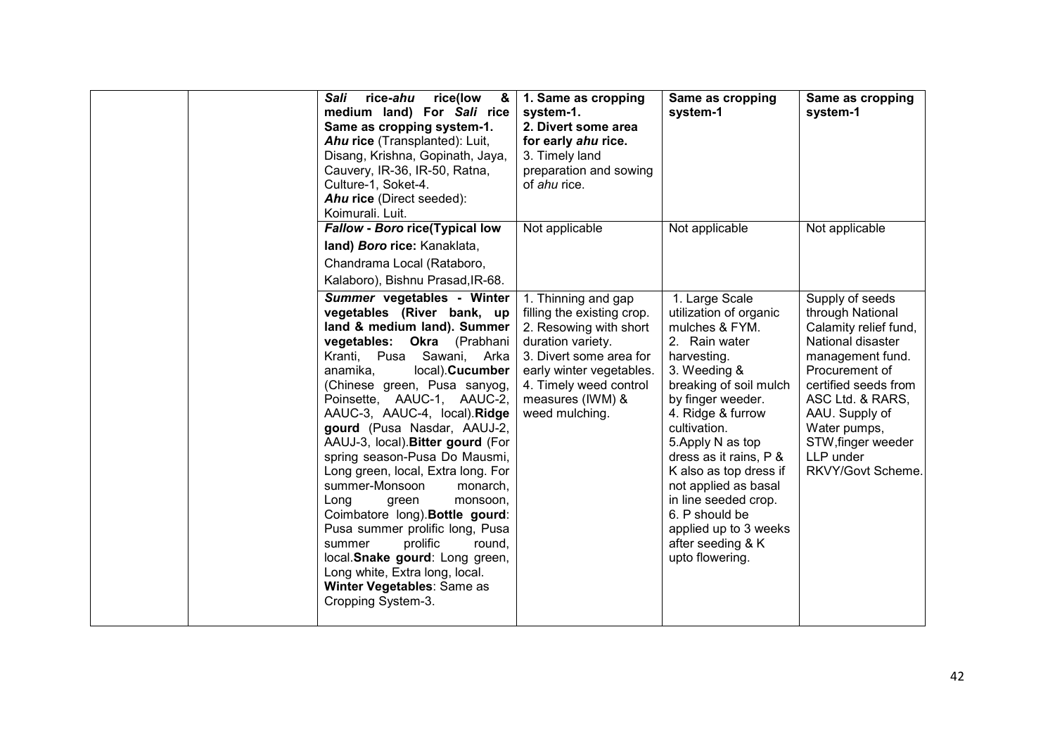| | | | | | |
|---|---|---|---|---|---|
| | | ***Sali* rice-*ahu* rice(low & medium land) For *Sali* rice Same as cropping system-1.** ***Ahu* rice** (Transplanted): Luit, Disang, Krishna, Gopinath, Jaya, Cauvery, IR-36, IR-50, Ratna, Culture-1, Soket-4. ***Ahu* rice** (Direct seeded): Koimurali. Luit. | **1. Same as cropping system-1.** **2. Divert some area for early *ahu* rice.** 3. Timely land preparation and sowing of *ahu* rice. | **Same as cropping system-1** | **Same as cropping system-1** |
| | | ***Fallow - Boro* rice(Typical low land) *Boro* rice:** Kanaklata, Chandrama Local (Rataboro, Kalaboro), Bishnu Prasad,IR-68. | Not applicable | Not applicable | Not applicable |
| | | ***Summer* vegetables - Winter vegetables (River bank, up land & medium land). Summer vegetables: Okra** (Prabhani Kranti, Pusa Sawani, Arka anamika, local).**Cucumber** (Chinese green, Pusa sanyog, Poinsette, AAUC-1, AAUC-2, AAUC-3, AAUC-4, local).**Ridge gourd** (Pusa Nasdar, AAUJ-2, AAUJ-3, local).**Bitter gourd** (For spring season-Pusa Do Mausmi, Long green, local, Extra long. For summer-Monsoon monarch, Long green monsoon, Coimbatore long).**Bottle gourd**: Pusa summer prolific long, Pusa summer prolific round, local.**Snake gourd**: Long green, Long white, Extra long, local. **Winter Vegetables**: Same as Cropping System-3. | 1. Thinning and gap filling the existing crop. 2. Resowing with short duration variety. 3. Divert some area for early winter vegetables. 4. Timely weed control measures (IWM) & weed mulching. | 1. Large Scale utilization of organic mulches & FYM. 2. Rain water harvesting. 3. Weeding & breaking of soil mulch by finger weeder. 4. Ridge & furrow cultivation. 5.Apply N as top dress as it rains, P & K also as top dress if not applied as basal in line seeded crop. 6. P should be applied up to 3 weeks after seeding & K upto flowering. | Supply of seeds through National Calamity relief fund, National disaster management fund. Procurement of certified seeds from ASC Ltd. & RARS, AAU. Supply of Water pumps, STW,finger weeder LLP under RKVY/Govt Scheme. |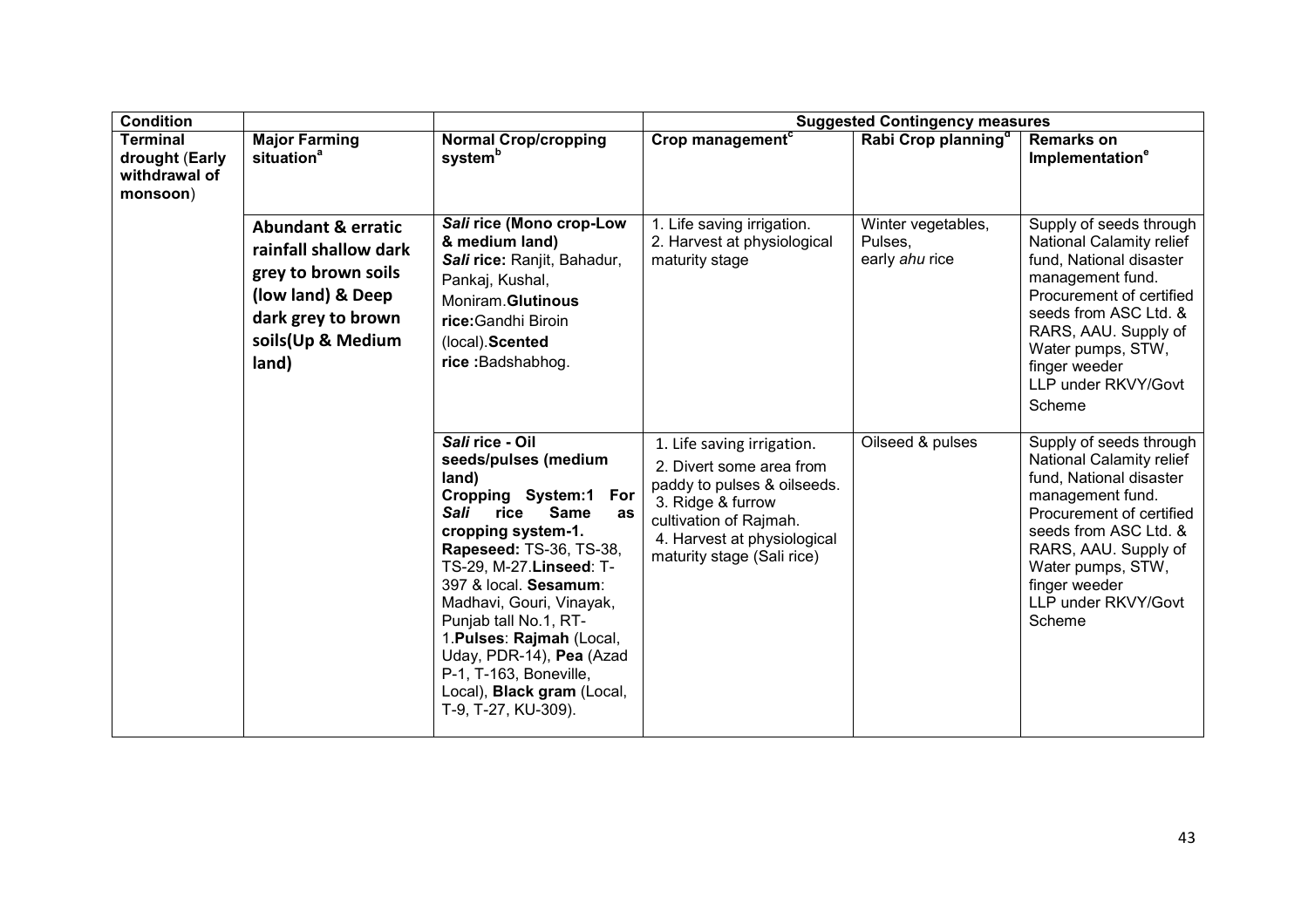| Condition | | | Suggested Contingency measures | | |
|---|---|---|---|---|---|
| **Terminal drought (Early withdrawal of monsoon)** | **Major Farming situation[a]** | **Normal Crop/cropping system[b]** | **Crop management[c]** | **Rabi Crop planning[d]** | **Remarks on Implementation[e]** |
| | **Abundant & erratic rainfall shallow dark grey to brown soils (low land) & Deep dark grey to brown soils(Up & Medium land)** | ***Sali* rice (Mono crop-Low & medium land)** ***Sali* rice:** Ranjit, Bahadur, Pankaj, Kushal, Moniram. **Glutinous rice:** Gandhi Biroin (local). **Scented rice :** Badshabhog. | 1. Life saving irrigation. 2. Harvest at physiological maturity stage | Winter vegetables, Pulses, early *ahu* rice | Supply of seeds through National Calamity relief fund, National disaster management fund. Procurement of certified seeds from ASC Ltd. & RARS, AAU. Supply of Water pumps, STW, finger weeder LLP under RKVY/Govt Scheme |
| | | ***Sali* rice - Oil seeds/pulses (medium land)** **Cropping System:1 For *Sali* rice Same as cropping system-1.** **Rapeseed:** TS-36, TS-38, TS-29, M-27. **Linseed**: T-397 & local. **Sesamum**: Madhavi, Gouri, Vinayak, Punjab tall No.1, RT-1. **Pulses**: **Rajmah** (Local, Uday, PDR-14), **Pea** (Azad P-1, T-163, Boneville, Local), **Black gram** (Local, T-9, T-27, KU-309). | 1. Life saving irrigation. 2. Divert some area from paddy to pulses & oilseeds. 3. Ridge & furrow cultivation of Rajmah. 4. Harvest at physiological maturity stage (Sali rice) | Oilseed & pulses | Supply of seeds through National Calamity relief fund, National disaster management fund. Procurement of certified seeds from ASC Ltd. & RARS, AAU. Supply of Water pumps, STW, finger weeder LLP under RKVY/Govt Scheme |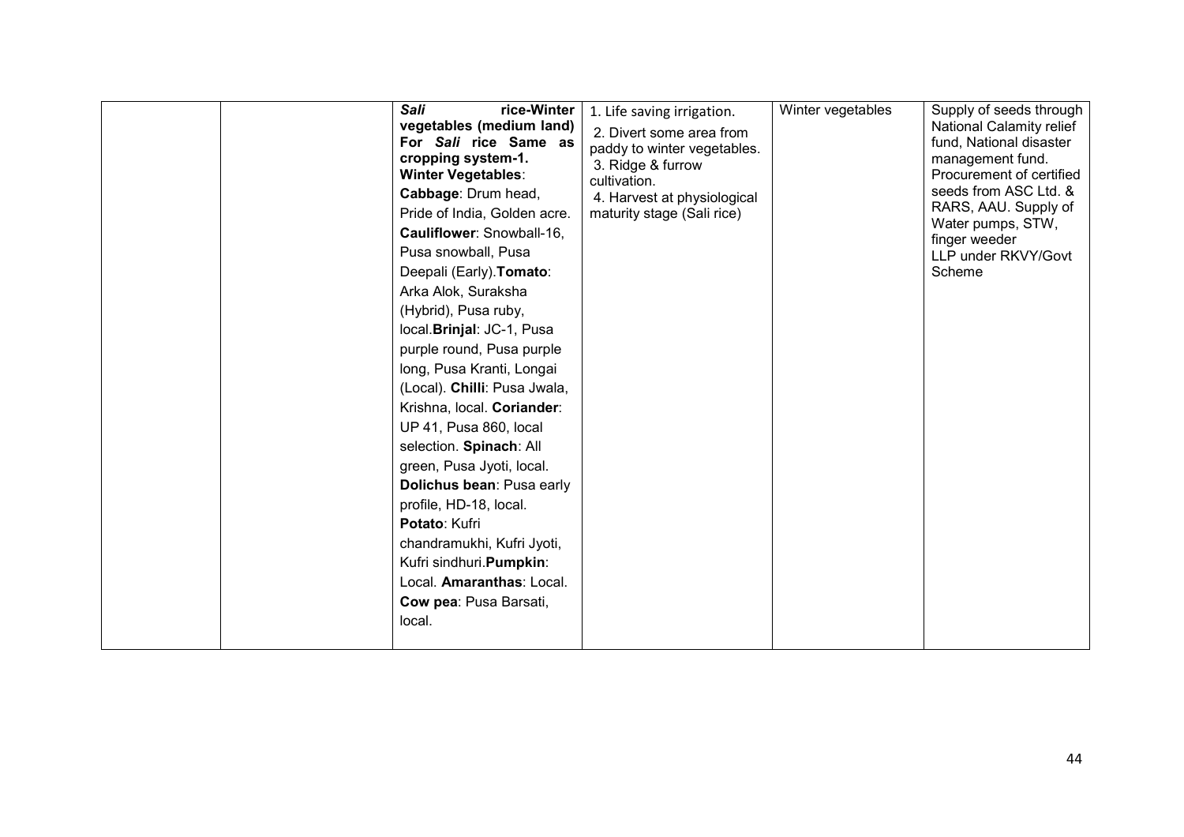| | | | | | |
|---|---|---|---|---|---|
| | | ***Sali* rice-Winter vegetables (medium land) For *Sali* rice Same as cropping system-1.** **Winter Vegetables**: **Cabbage**: Drum head, Pride of India, Golden acre. **Cauliflower**: Snowball-16, Pusa snowball, Pusa Deepali (Early).**Tomato**: Arka Alok, Suraksha (Hybrid), Pusa ruby, local.**Brinjal**: JC-1, Pusa purple round, Pusa purple long, Pusa Kranti, Longai (Local). **Chilli**: Pusa Jwala, Krishna, local. **Coriander**: UP 41, Pusa 860, local selection. **Spinach**: All green, Pusa Jyoti, local. **Dolichus bean**: Pusa early profile, HD-18, local. **Potato**: Kufri chandramukhi, Kufri Jyoti, Kufri sindhuri.**Pumpkin**: Local. **Amaranthas**: Local. **Cow pea**: Pusa Barsati, local. | 1. Life saving irrigation. 2. Divert some area from paddy to winter vegetables. 3. Ridge & furrow cultivation. 4. Harvest at physiological maturity stage (Sali rice) | Winter vegetables | Supply of seeds through National Calamity relief fund, National disaster management fund. Procurement of certified seeds from ASC Ltd. & RARS, AAU. Supply of Water pumps, STW, finger weeder LLP under RKVY/Govt Scheme |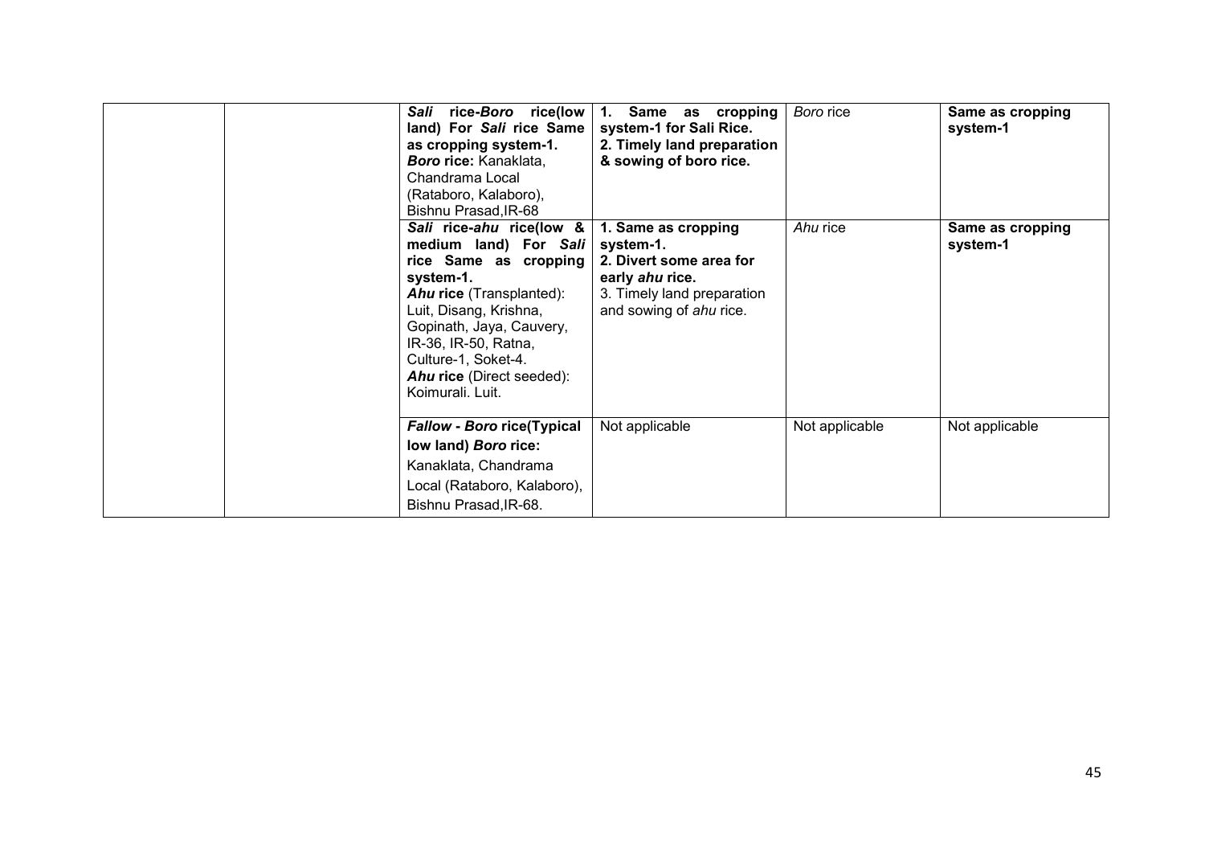| | | | | | |
|---|---|---|---|---|---|
| | | ***Sali* rice-*Boro* rice(low land) For *Sali* rice Same as cropping system-1.** ***Boro* rice:** Kanaklata, Chandrama Local (Rataboro, Kalaboro), Bishnu Prasad,IR-68 | **1. Same as cropping system-1 for Sali Rice. 2. Timely land preparation & sowing of boro rice.** | *Boro* rice | **Same as cropping system-1** |
| | | ***Sali* rice-*ahu* rice(low & medium land) For *Sali* rice Same as cropping system-1.** ***Ahu* rice** (Transplanted): Luit, Disang, Krishna, Gopinath, Jaya, Cauvery, IR-36, IR-50, Ratna, Culture-1, Soket-4. ***Ahu* rice** (Direct seeded): Koimurali. Luit. | **1. Same as cropping system-1. 2. Divert some area for early *ahu* rice.** 3. Timely land preparation and sowing of *ahu* rice. | *Ahu* rice | **Same as cropping system-1** |
| | | ***Fallow - Boro* rice(Typical low land) *Boro* rice:** Kanaklata, Chandrama Local (Rataboro, Kalaboro), Bishnu Prasad,IR-68. | Not applicable | Not applicable | Not applicable |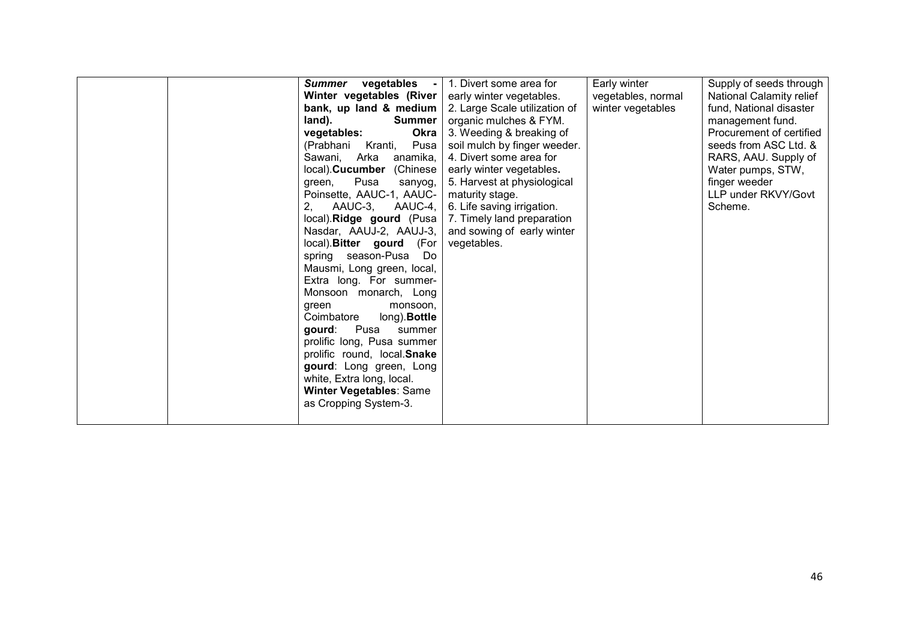| | | | | | |
|---|---|---|---|---|---|
| | | ***Summer* vegetables - Winter vegetables (River bank, up land & medium land). Summer vegetables: Okra** (Prabhani Kranti, Pusa Sawani, Arka anamika, local).**Cucumber** (Chinese green, Pusa sanyog, Poinsette, AAUC-1, AAUC-2, AAUC-3, AAUC-4, local).**Ridge gourd** (Pusa Nasdar, AAUJ-2, AAUJ-3, local).**Bitter gourd** (For spring season-Pusa Do Mausmi, Long green, local, Extra long. For summer-Monsoon monarch, Long green monsoon, Coimbatore long).**Bottle gourd**: Pusa summer prolific long, Pusa summer prolific round, local.**Snake gourd**: Long green, Long white, Extra long, local.<br>**Winter Vegetables**: Same as Cropping System-3. | 1. Divert some area for early winter vegetables.<br>2. Large Scale utilization of organic mulches & FYM.<br>3. Weeding & breaking of soil mulch by finger weeder.<br>4. Divert some area for early winter vegetables.<br>5. Harvest at physiological maturity stage.<br>6. Life saving irrigation.<br>7. Timely land preparation and sowing of early winter vegetables. | Early winter vegetables, normal winter vegetables | Supply of seeds through National Calamity relief fund, National disaster management fund. Procurement of certified seeds from ASC Ltd. & RARS, AAU. Supply of Water pumps, STW, finger weeder LLP under RKVY/Govt Scheme. |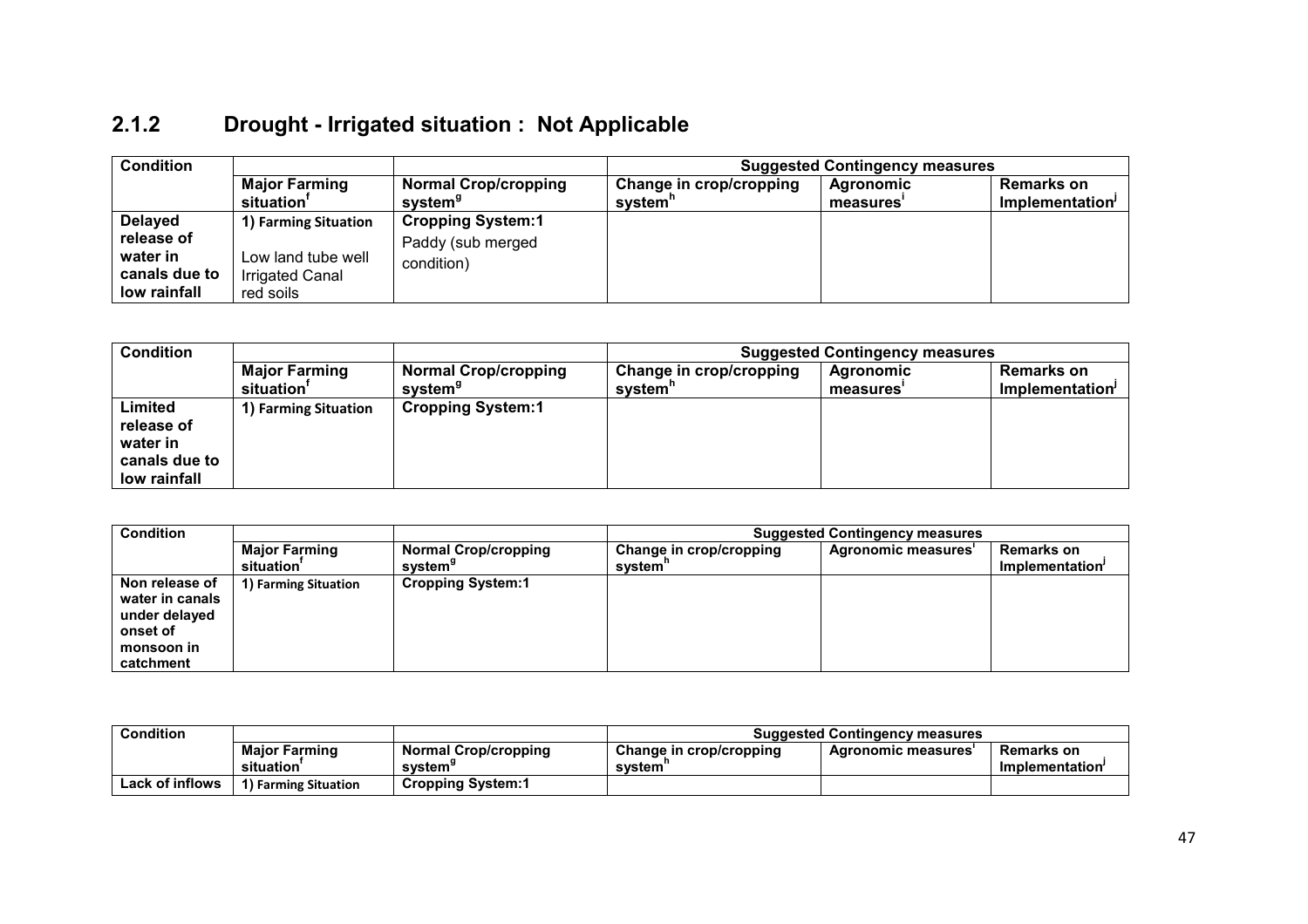## 2.1.2 Drought - Irrigated situation : Not Applicable

| Condition | | | Suggested Contingency measures | | |
|---|---|---|---|---|---|
| | Major Farming situation[f] | Normal Crop/cropping system[g] | Change in crop/cropping system[h] | Agronomic measures[i] | Remarks on Implementation[j] |
| Delayed release of water in canals due to low rainfall | 1) Farming Situation<br><br>Low land tube well Irrigated Canal red soils | Cropping System:1<br>Paddy (sub merged condition) | | | |

| Condition | | | Suggested Contingency measures | | |
|---|---|---|---|---|---|
| | Major Farming situation[f] | Normal Crop/cropping system[g] | Change in crop/cropping system[h] | Agronomic measures[i] | Remarks on Implementation[j] |
| Limited release of water in canals due to low rainfall | 1) Farming Situation | Cropping System:1 | | | |

| Condition | | | Suggested Contingency measures | | |
|---|---|---|---|---|---|
| | Major Farming situation[f] | Normal Crop/cropping system[g] | Change in crop/cropping system[h] | Agronomic measures[i] | Remarks on Implementation[j] |
| Non release of water in canals under delayed onset of monsoon in catchment | 1) Farming Situation | Cropping System:1 | | | |

| Condition | | | Suggested Contingency measures | | |
|---|---|---|---|---|---|
| | Major Farming situation[f] | Normal Crop/cropping system[g] | Change in crop/cropping system[h] | Agronomic measures[i] | Remarks on Implementation[j] |
| Lack of inflows | 1) Farming Situation | Cropping System:1 | | | |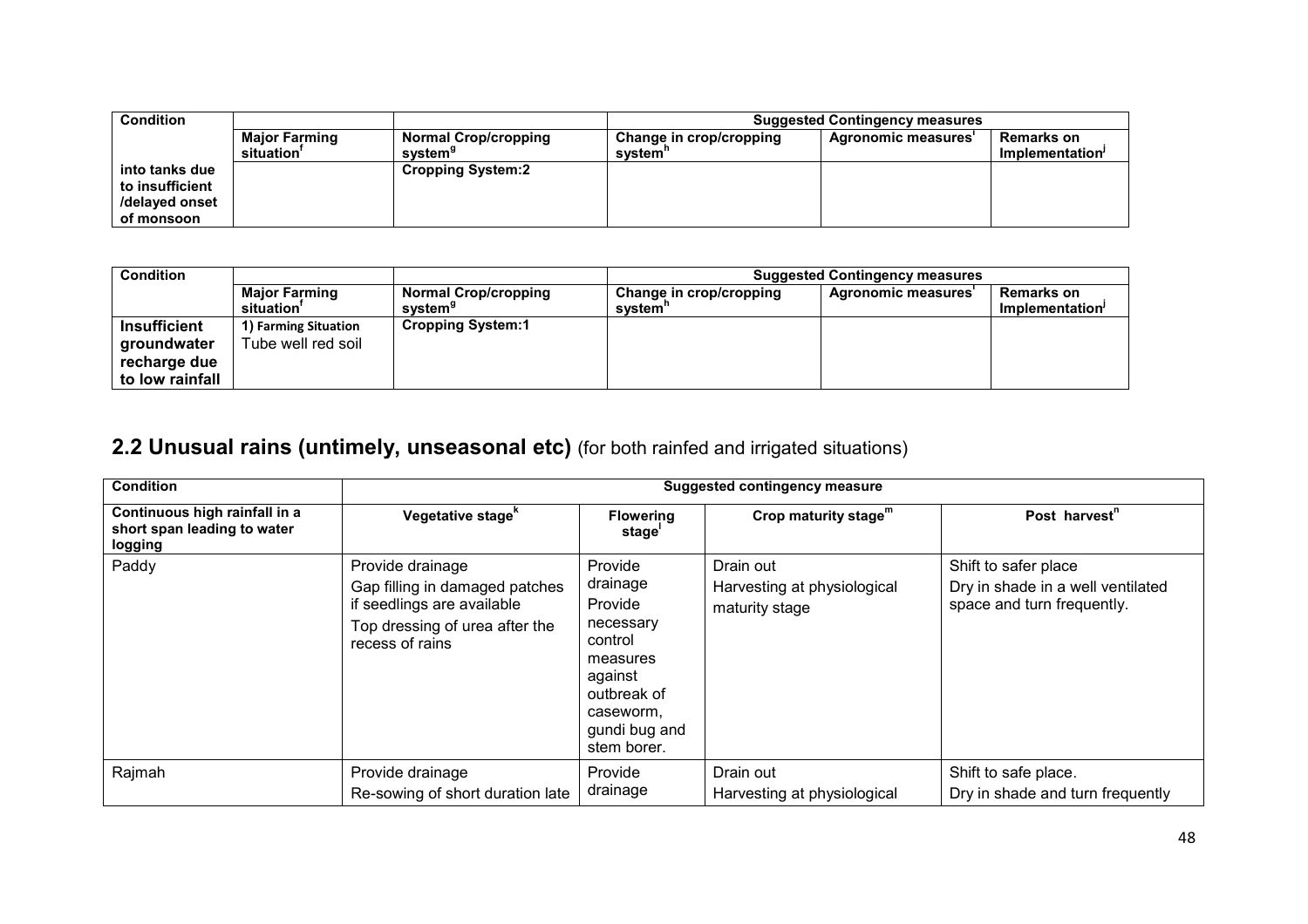| Condition | | | Suggested Contingency measures | | |
|---|---|---|---|---|---|
| | Major Farming situation[f] | Normal Crop/cropping system[g] | Change in crop/cropping system[h] | Agronomic measures[i] | Remarks on Implementation[j] |
| into tanks due to insufficient /delayed onset of monsoon | | Cropping System:2 | | | |

| Condition | | | Suggested Contingency measures | | |
|---|---|---|---|---|---|
| | Major Farming situation[f] | Normal Crop/cropping system[g] | Change in crop/cropping system[h] | Agronomic measures[i] | Remarks on Implementation[j] |
| **Insufficient groundwater recharge due to low rainfall** | 1) Farming Situation Tube well red soil | Cropping System:1 | | | |

## 2.2 Unusual rains (untimely, unseasonal etc) (for both rainfed and irrigated situations)

| Condition | Suggested contingency measure | | | |
|---|---|---|---|---|
| Continuous high rainfall in a short span leading to water logging | Vegetative stage[k] | Flowering stage[l] | Crop maturity stage[m] | Post harvest[n] |
| Paddy | Provide drainage<br>Gap filling in damaged patches if seedlings are available<br>Top dressing of urea after the recess of rains | Provide drainage<br>Provide necessary control measures against outbreak of caseworm, gundi bug and stem borer. | Drain out<br>Harvesting at physiological maturity stage | Shift to safer place<br>Dry in shade in a well ventilated space and turn frequently. |
| Rajmah | Provide drainage<br>Re-sowing of short duration late | Provide drainage | Drain out<br>Harvesting at physiological | Shift to safe place.<br>Dry in shade and turn frequently |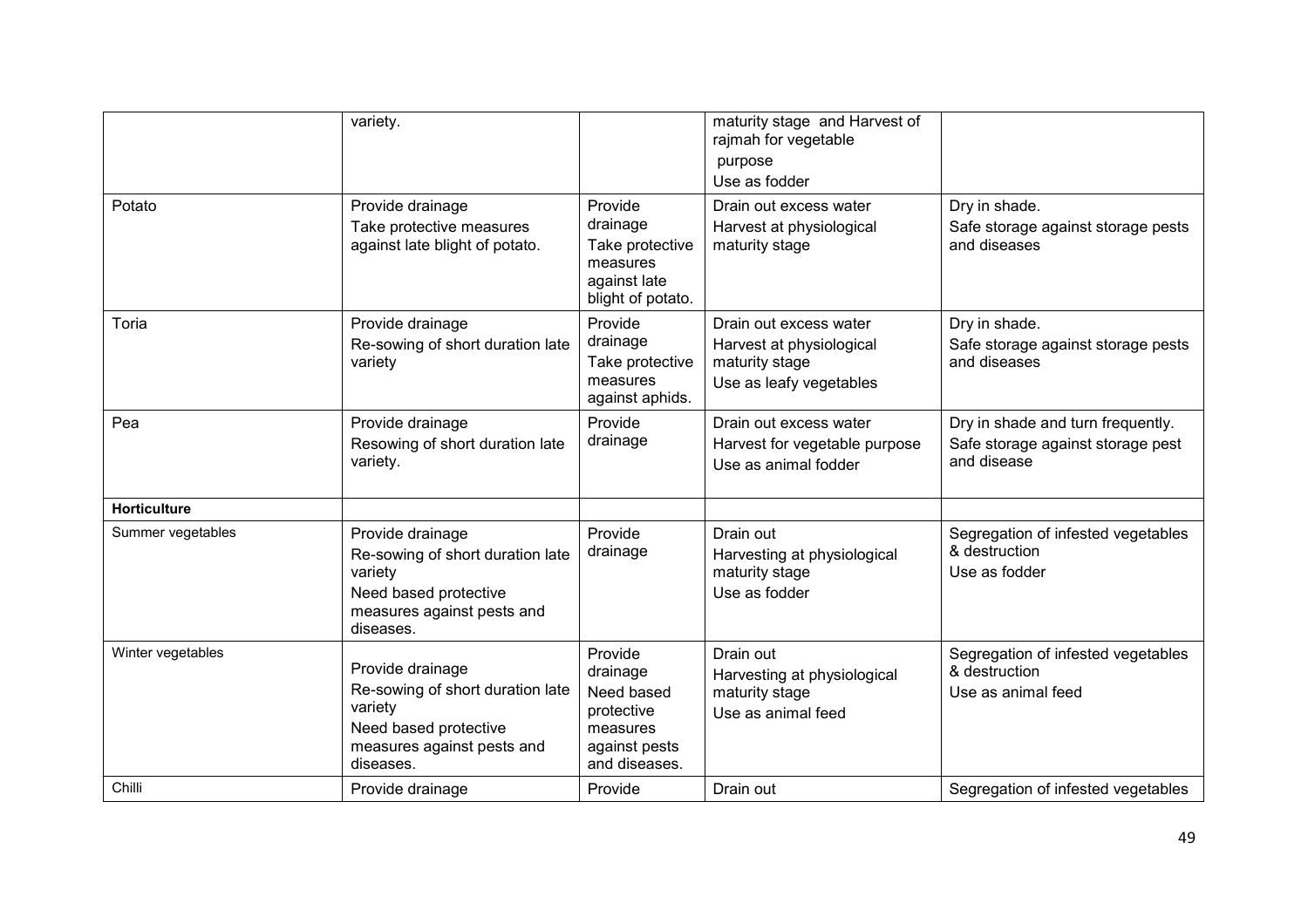|  |  |  |  |  |
| --- | --- | --- | --- | --- |
|  | variety. |  | maturity stage and Harvest of rajmah for vegetable purpose<br>Use as fodder |  |
| Potato | Provide drainage<br>Take protective measures against late blight of potato. | Provide drainage<br>Take protective measures against late blight of potato. | Drain out excess water<br>Harvest at physiological maturity stage | Dry in shade.<br>Safe storage against storage pests and diseases |
| Toria | Provide drainage<br>Re-sowing of short duration late variety | Provide drainage<br>Take protective measures against aphids. | Drain out excess water<br>Harvest at physiological maturity stage<br>Use as leafy vegetables | Dry in shade.<br>Safe storage against storage pests and diseases |
| Pea | Provide drainage<br>Resowing of short duration late variety. | Provide drainage | Drain out excess water<br>Harvest for vegetable purpose<br>Use as animal fodder | Dry in shade and turn frequently.<br>Safe storage against storage pest and disease |
| **Horticulture** |  |  |  |  |
| Summer vegetables | Provide drainage<br>Re-sowing of short duration late variety<br>Need based protective measures against pests and diseases. | Provide drainage | Drain out<br>Harvesting at physiological maturity stage<br>Use as fodder | Segregation of infested vegetables & destruction<br>Use as fodder |
| Winter vegetables | Provide drainage<br>Re-sowing of short duration late variety<br>Need based protective measures against pests and diseases. | Provide drainage<br>Need based protective measures against pests and diseases. | Drain out<br>Harvesting at physiological maturity stage<br>Use as animal feed | Segregation of infested vegetables & destruction<br>Use as animal feed |
| Chilli | Provide drainage | Provide | Drain out | Segregation of infested vegetables |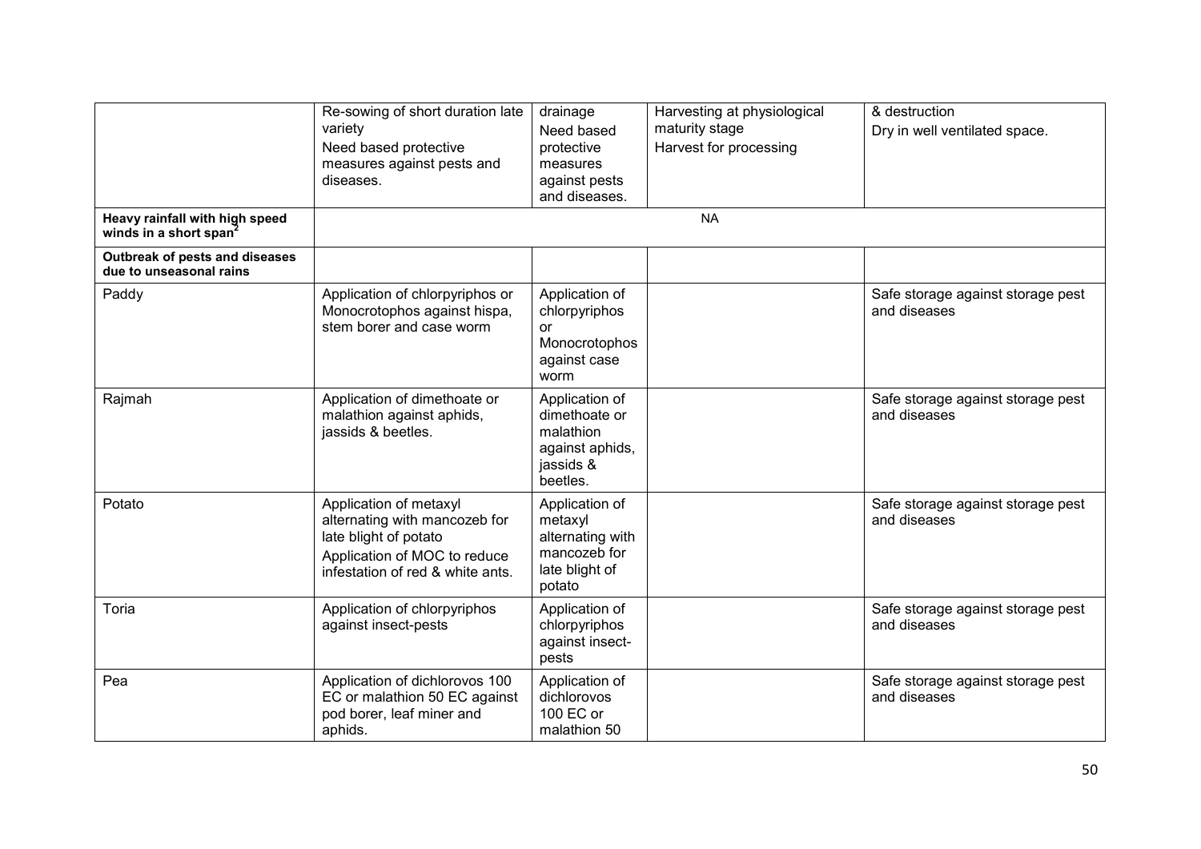| | | | | |
|---|---|---|---|---|
| | Re-sowing of short duration late variety<br>Need based protective measures against pests and diseases. | drainage<br>Need based protective measures against pests and diseases. | Harvesting at physiological maturity stage<br>Harvest for processing | & destruction<br>Dry in well ventilated space. |
| **Heavy rainfall with high speed winds in a short span[2]** | | | NA | |
| **Outbreak of pests and diseases due to unseasonal rains** | | | | |
| Paddy | Application of chlorpyriphos or Monocrotophos against hispa, stem borer and case worm | Application of chlorpyriphos or Monocrotophos against case worm | | Safe storage against storage pest and diseases |
| Rajmah | Application of dimethoate or malathion against aphids, jassids & beetles. | Application of dimethoate or malathion against aphids, jassids & beetles. | | Safe storage against storage pest and diseases |
| Potato | Application of metaxyl alternating with mancozeb for late blight of potato<br>Application of MOC to reduce infestation of red & white ants. | Application of metaxyl alternating with mancozeb for late blight of potato | | Safe storage against storage pest and diseases |
| Toria | Application of chlorpyriphos against insect-pests | Application of chlorpyriphos against insect-pests | | Safe storage against storage pest and diseases |
| Pea | Application of dichlorovos 100 EC or malathion 50 EC against pod borer, leaf miner and aphids. | Application of dichlorovos 100 EC or malathion 50 | | Safe storage against storage pest and diseases |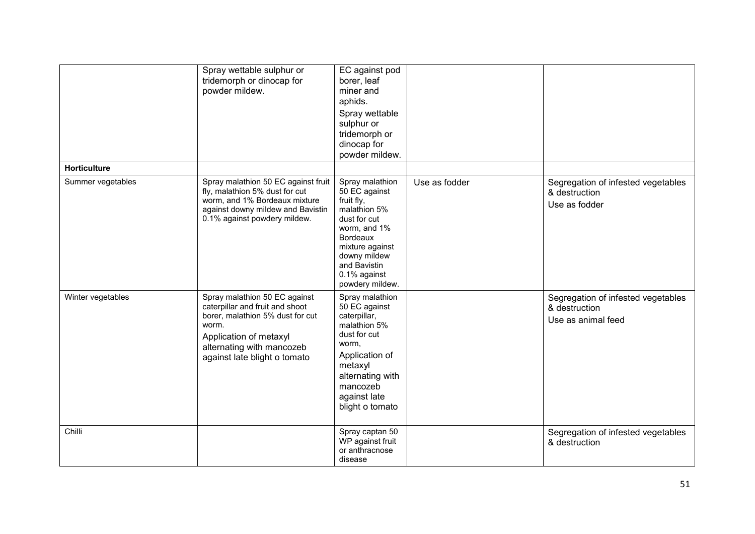| | | | | |
|---|---|---|---|---|
| | Spray wettable sulphur or tridemorph or dinocap for powder mildew. | EC against pod borer, leaf miner and aphids. Spray wettable sulphur or tridemorph or dinocap for powder mildew. | | |
| **Horticulture** | | | | |
| Summer vegetables | Spray malathion 50 EC against fruit fly, malathion 5% dust for cut worm, and 1% Bordeaux mixture against downy mildew and Bavistin 0.1% against powdery mildew. | Spray malathion 50 EC against fruit fly, malathion 5% dust for cut worm, and 1% Bordeaux mixture against downy mildew and Bavistin 0.1% against powdery mildew. | Use as fodder | Segregation of infested vegetables & destruction<br>Use as fodder |
| Winter vegetables | Spray malathion 50 EC against caterpillar and fruit and shoot borer, malathion 5% dust for cut worm.<br>Application of metaxyl alternating with mancozeb against late blight o tomato | Spray malathion 50 EC against caterpillar, malathion 5% dust for cut worm,<br>Application of metaxyl alternating with mancozeb against late blight o tomato | | Segregation of infested vegetables & destruction<br>Use as animal feed |
| Chilli | | Spray captan 50 WP against fruit or anthracnose disease | | Segregation of infested vegetables & destruction |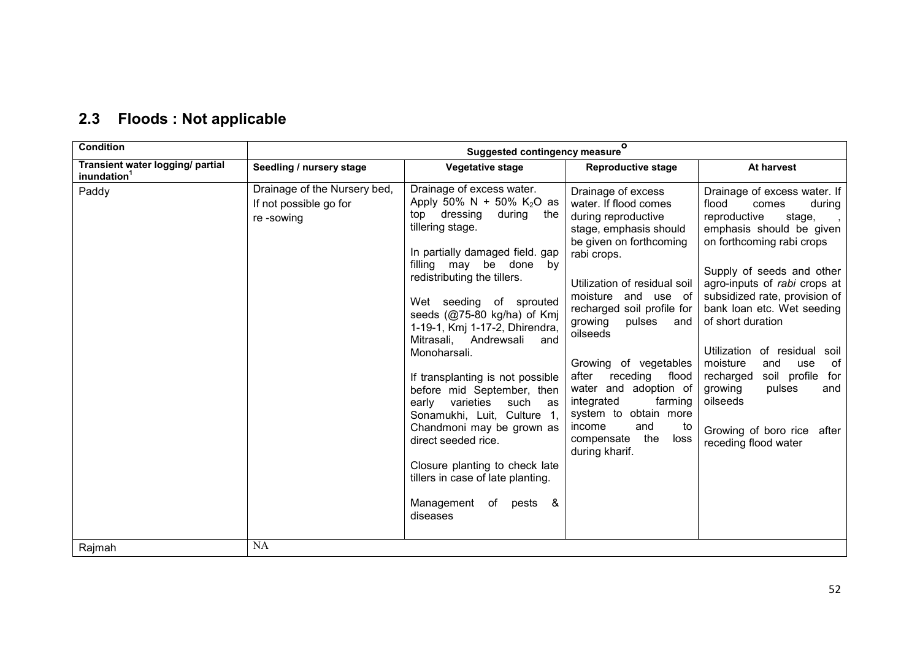## 2.3 Floods : Not applicable

| Condition | Suggested contingency measure[o] | | | |
|---|---|---|---|---|
| Transient water logging/ partial inundation[1] | Seedling / nursery stage | Vegetative stage | Reproductive stage | At harvest |
| Paddy | Drainage of the Nursery bed, If not possible go for re -sowing | Drainage of excess water. Apply 50% N + 50% $K_2O$ as top dressing during the tillering stage.<br><br>In partially damaged field. gap filling may be done by redistributing the tillers.<br><br>Wet seeding of sprouted seeds (@75-80 kg/ha) of Kmj 1-19-1, Kmj 1-17-2, Dhirendra, Mitrasali, Andrewsali and Monoharsali.<br><br>If transplanting is not possible before mid September, then early varieties such as Sonamukhi, Luit, Culture 1, Chandmoni may be grown as direct seeded rice.<br><br>Closure planting to check late tillers in case of late planting.<br><br>Management of pests & diseases | Drainage of excess water. If flood comes during reproductive stage, emphasis should be given on forthcoming rabi crops.<br><br>Utilization of residual soil moisture and use of recharged soil profile for growing pulses and oilseeds<br><br>Growing of vegetables after receding flood water and adoption of integrated farming system to obtain more income and to compensate the loss during kharif. | Drainage of excess water. If flood comes during reproductive stage, , emphasis should be given on forthcoming rabi crops<br><br>Supply of seeds and other agro-inputs of *rabi* crops at subsidized rate, provision of bank loan etc. Wet seeding of short duration<br><br>Utilization of residual soil moisture and use of recharged soil profile for growing pulses and oilseeds<br><br>Growing of boro rice after receding flood water |
| Rajmah | NA | | | |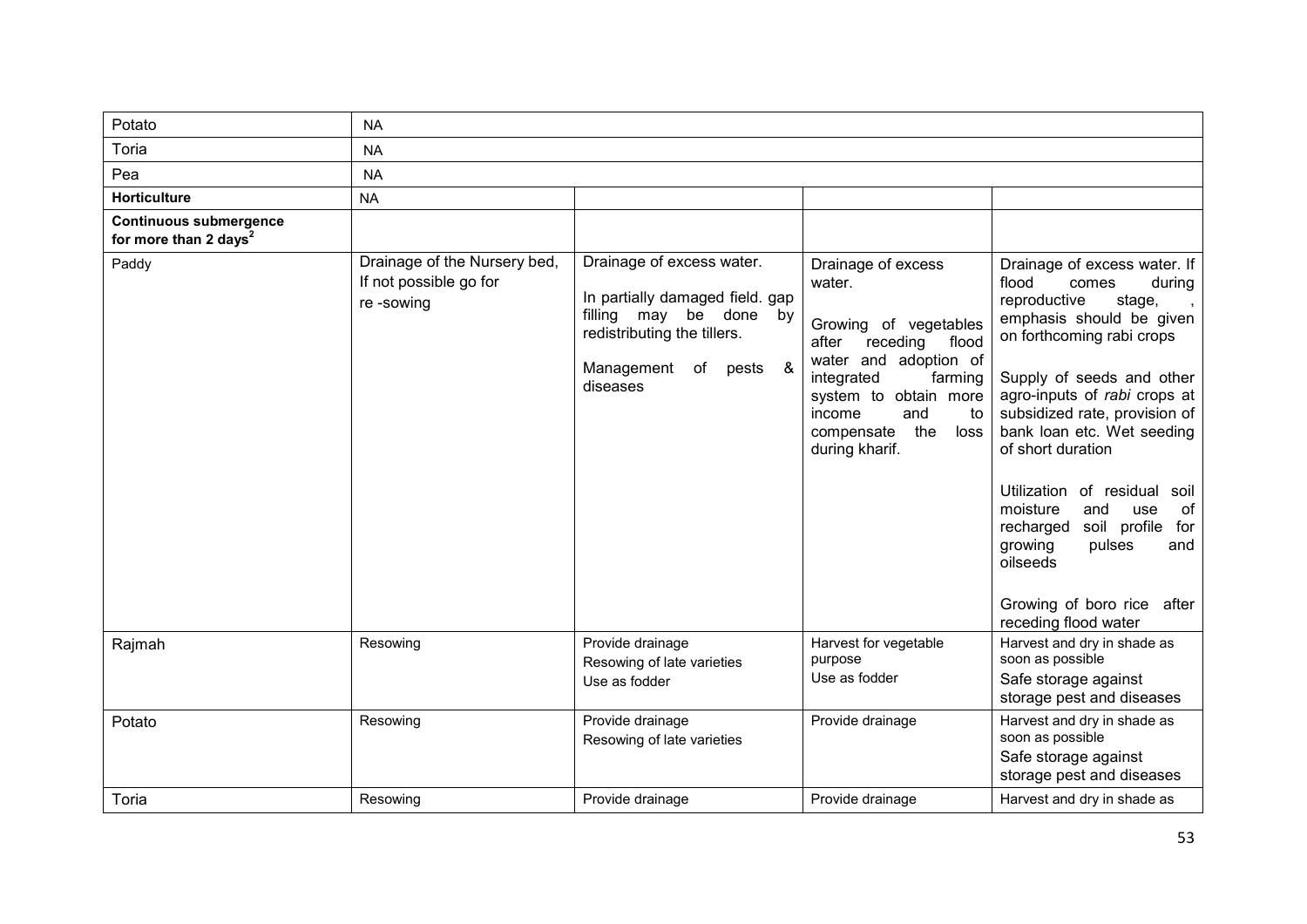| | | | | |
|---|---|---|---|---|
| Potato | NA | | | |
| Toria | NA | | | |
| Pea | NA | | | |
| **Horticulture** | NA | | | |
| **Continuous submergence for more than 2 days[2]** | | | | |
| Paddy | Drainage of the Nursery bed, If not possible go for re -sowing | Drainage of excess water.<br><br>In partially damaged field. gap filling may be done by redistributing the tillers.<br><br>Management of pests & diseases | Drainage of excess water.<br><br>Growing of vegetables after receding flood water and adoption of integrated farming system to obtain more income and to compensate the loss during kharif. | Drainage of excess water. If flood comes during reproductive stage, , emphasis should be given on forthcoming rabi crops<br><br>Supply of seeds and other agro-inputs of *rabi* crops at subsidized rate, provision of bank loan etc. Wet seeding of short duration<br><br>Utilization of residual soil moisture and use of recharged soil profile for growing pulses and oilseeds<br><br>Growing of boro rice after receding flood water |
| Rajmah | Resowing | Provide drainage<br>Resowing of late varieties<br>Use as fodder | Harvest for vegetable purpose<br>Use as fodder | Harvest and dry in shade as soon as possible<br>Safe storage against storage pest and diseases |
| Potato | Resowing | Provide drainage<br>Resowing of late varieties | Provide drainage | Harvest and dry in shade as soon as possible<br>Safe storage against storage pest and diseases |
| Toria | Resowing | Provide drainage | Provide drainage | Harvest and dry in shade as |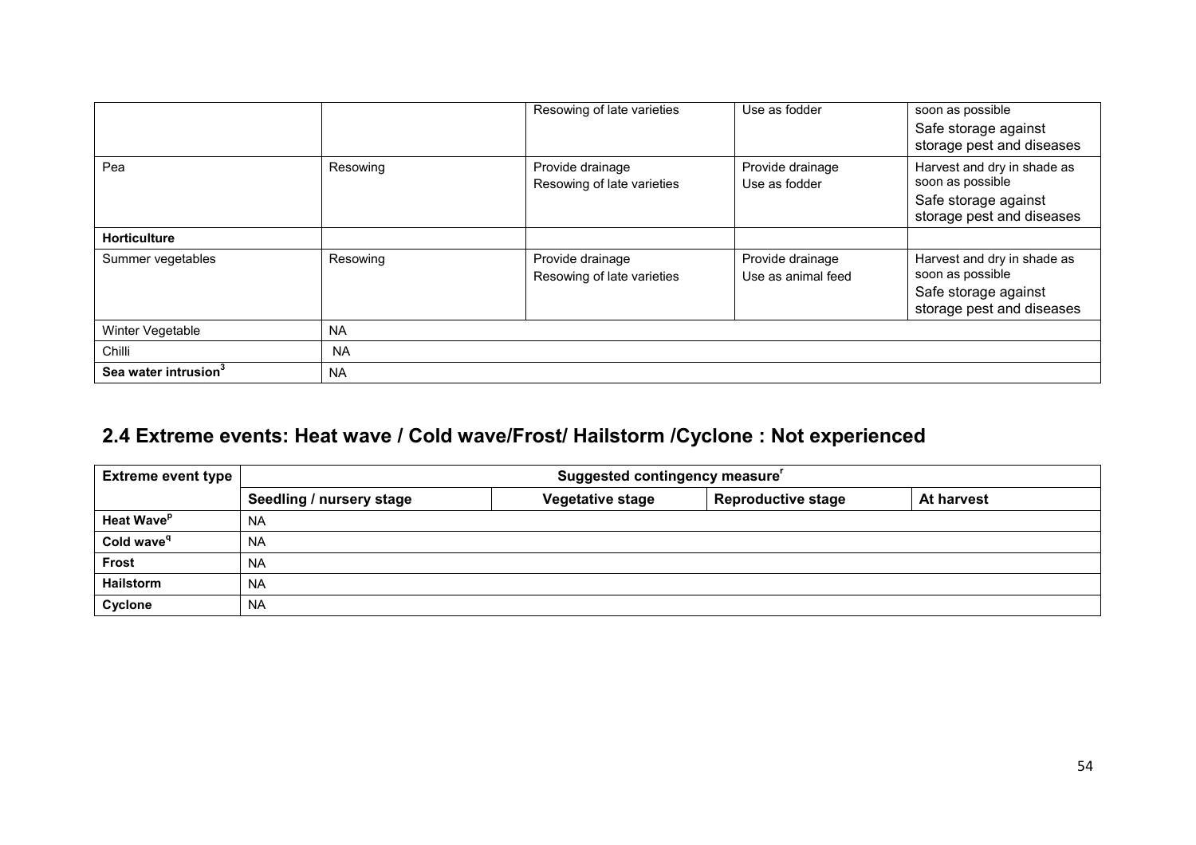| | | | | |
|---|---|---|---|---|
| | | Resowing of late varieties | Use as fodder | soon as possible<br>Safe storage against storage pest and diseases |
| Pea | Resowing | Provide drainage<br>Resowing of late varieties | Provide drainage<br>Use as fodder | Harvest and dry in shade as soon as possible<br>Safe storage against storage pest and diseases |
| **Horticulture** | | | | |
| Summer vegetables | Resowing | Provide drainage<br>Resowing of late varieties | Provide drainage<br>Use as animal feed | Harvest and dry in shade as soon as possible<br>Safe storage against storage pest and diseases |
| Winter Vegetable | NA | | | |
| Chilli | NA | | | |
| **Sea water intrusion**[3] | NA | | | |

## 2.4 Extreme events: Heat wave / Cold wave/Frost/ Hailstorm /Cyclone : Not experienced

| Extreme event type | Suggested contingency measure[r] | | | |
|---|---|---|---|---|
| | **Seedling / nursery stage** | **Vegetative stage** | **Reproductive stage** | **At harvest** |
| **Heat Wave**[p] | NA | | | |
| **Cold wave**[q] | NA | | | |
| **Frost** | NA | | | |
| **Hailstorm** | NA | | | |
| **Cyclone** | NA | | | |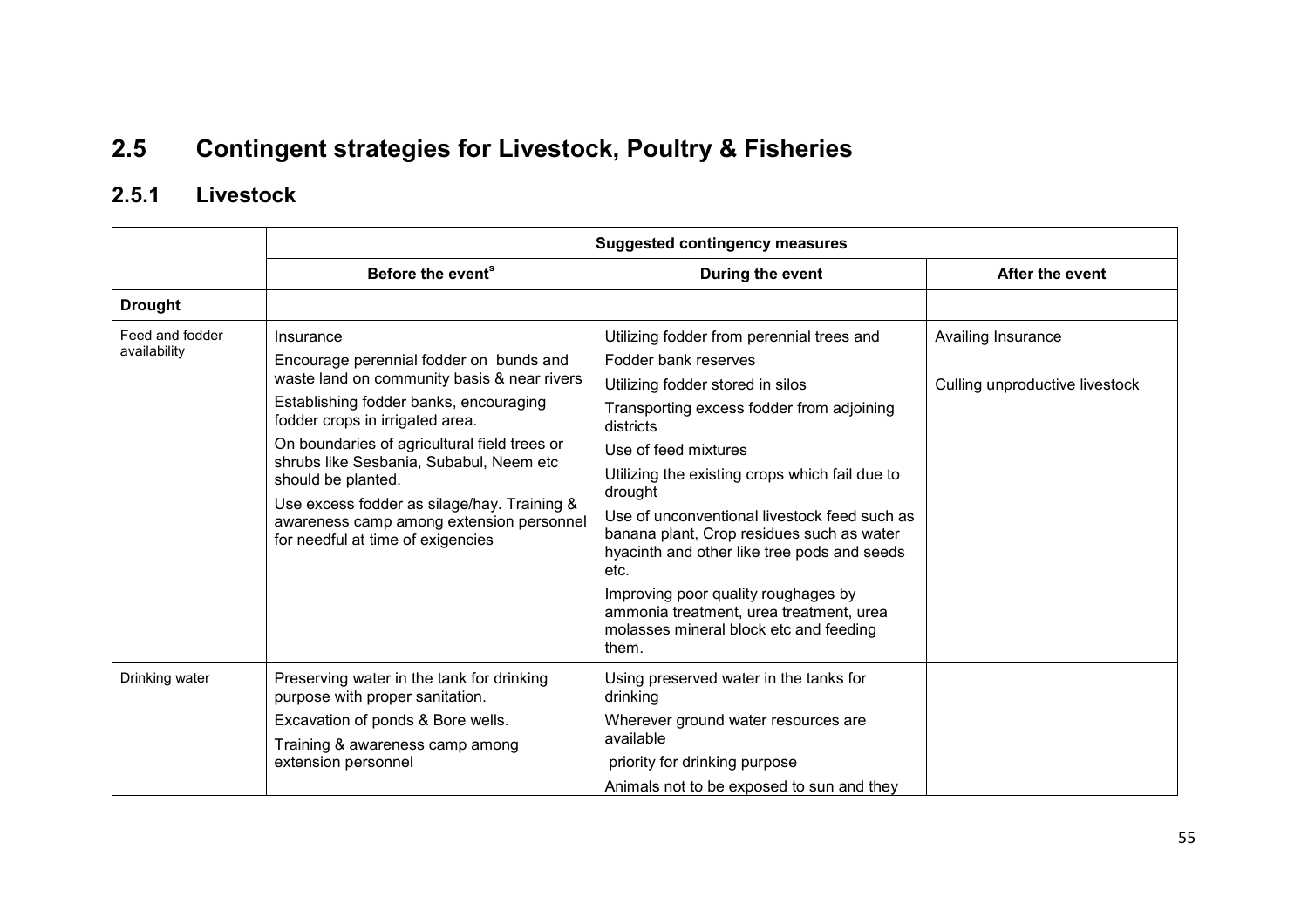## 2.5 Contingent strategies for Livestock, Poultry & Fisheries

### 2.5.1 Livestock

| | Suggested contingency measures | | |
|---|---|---|---|
| | Before the event[s] | During the event | After the event |
| **Drought** | | | |
| Feed and fodder availability | Insurance<br>Encourage perennial fodder on bunds and waste land on community basis & near rivers<br>Establishing fodder banks, encouraging fodder crops in irrigated area.<br>On boundaries of agricultural field trees or shrubs like Sesbania, Subabul, Neem etc should be planted.<br>Use excess fodder as silage/hay. Training & awareness camp among extension personnel for needful at time of exigencies | Utilizing fodder from perennial trees and<br>Fodder bank reserves<br>Utilizing fodder stored in silos<br>Transporting excess fodder from adjoining districts<br>Use of feed mixtures<br>Utilizing the existing crops which fail due to drought<br>Use of unconventional livestock feed such as banana plant, Crop residues such as water hyacinth and other like tree pods and seeds etc.<br>Improving poor quality roughages by ammonia treatment, urea treatment, urea molasses mineral block etc and feeding them. | Availing Insurance<br>Culling unproductive livestock |
| Drinking water | Preserving water in the tank for drinking purpose with proper sanitation.<br>Excavation of ponds & Bore wells.<br>Training & awareness camp among extension personnel | Using preserved water in the tanks for drinking<br>Wherever ground water resources are available<br>priority for drinking purpose<br>Animals not to be exposed to sun and they | |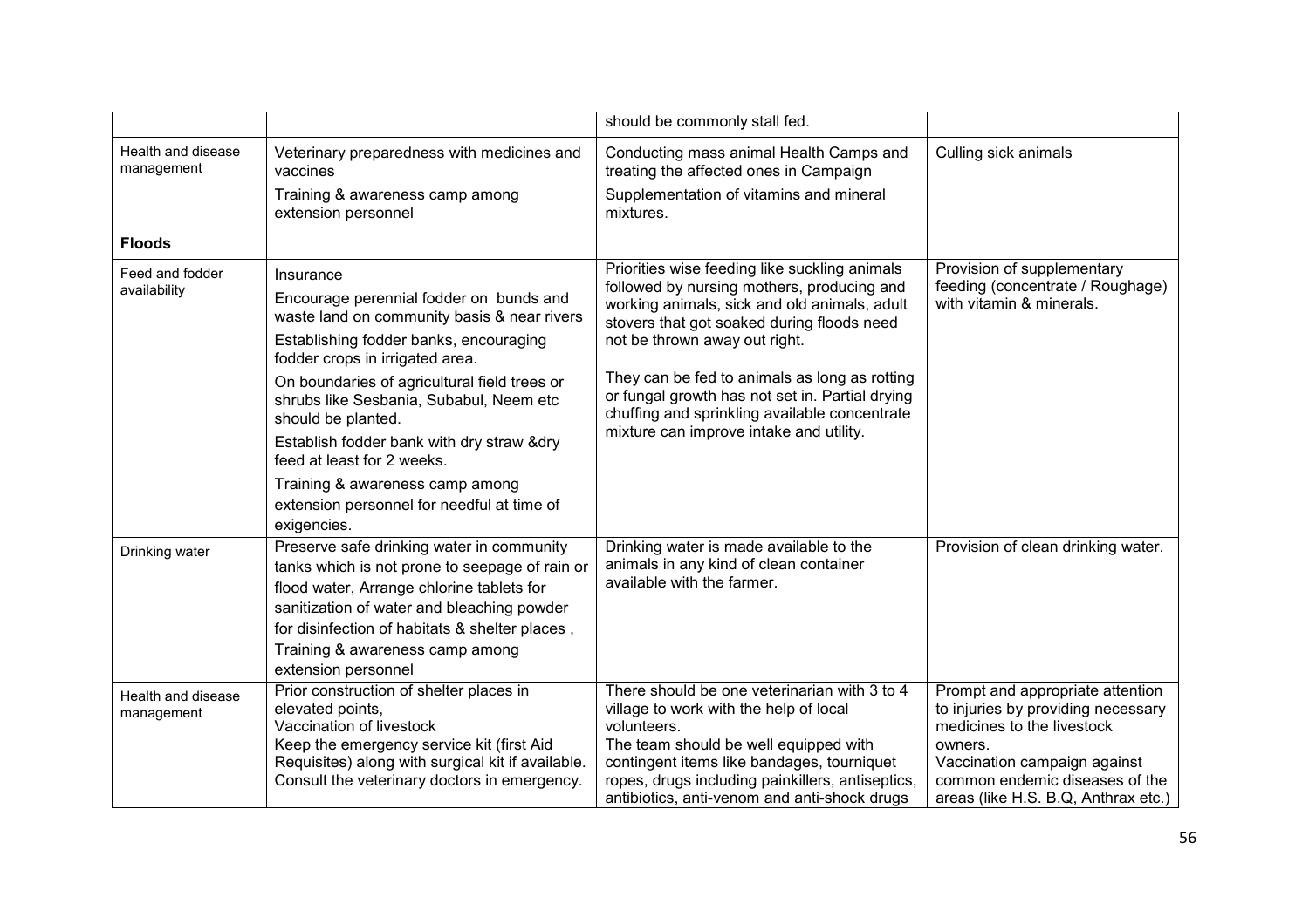| | | | |
|---|---|---|---|
| | | should be commonly stall fed. | |
| Health and disease management | Veterinary preparedness with medicines and vaccines<br>Training & awareness camp among extension personnel | Conducting mass animal Health Camps and treating the affected ones in Campaign<br>Supplementation of vitamins and mineral mixtures. | Culling sick animals |
| **Floods** | | | |
| Feed and fodder availability | Insurance<br>Encourage perennial fodder on bunds and waste land on community basis & near rivers<br>Establishing fodder banks, encouraging fodder crops in irrigated area.<br>On boundaries of agricultural field trees or shrubs like Sesbania, Subabul, Neem etc should be planted.<br>Establish fodder bank with dry straw &dry feed at least for 2 weeks.<br>Training & awareness camp among extension personnel for needful at time of exigencies. | Priorities wise feeding like suckling animals followed by nursing mothers, producing and working animals, sick and old animals, adult stovers that got soaked during floods need not be thrown away out right.<br>They can be fed to animals as long as rotting or fungal growth has not set in. Partial drying chuffing and sprinkling available concentrate mixture can improve intake and utility. | Provision of supplementary feeding (concentrate / Roughage) with vitamin & minerals. |
| Drinking water | Preserve safe drinking water in community tanks which is not prone to seepage of rain or flood water, Arrange chlorine tablets for sanitization of water and bleaching powder for disinfection of habitats & shelter places ,<br>Training & awareness camp among extension personnel | Drinking water is made available to the animals in any kind of clean container available with the farmer. | Provision of clean drinking water. |
| Health and disease management | Prior construction of shelter places in elevated points,<br>Vaccination of livestock<br>Keep the emergency service kit (first Aid Requisites) along with surgical kit if available.<br>Consult the veterinary doctors in emergency. | There should be one veterinarian with 3 to 4 village to work with the help of local volunteers.<br>The team should be well equipped with contingent items like bandages, tourniquet ropes, drugs including painkillers, antiseptics, antibiotics, anti-venom and anti-shock drugs | Prompt and appropriate attention to injuries by providing necessary medicines to the livestock owners.<br>Vaccination campaign against common endemic diseases of the areas (like H.S. B.Q, Anthrax etc.) |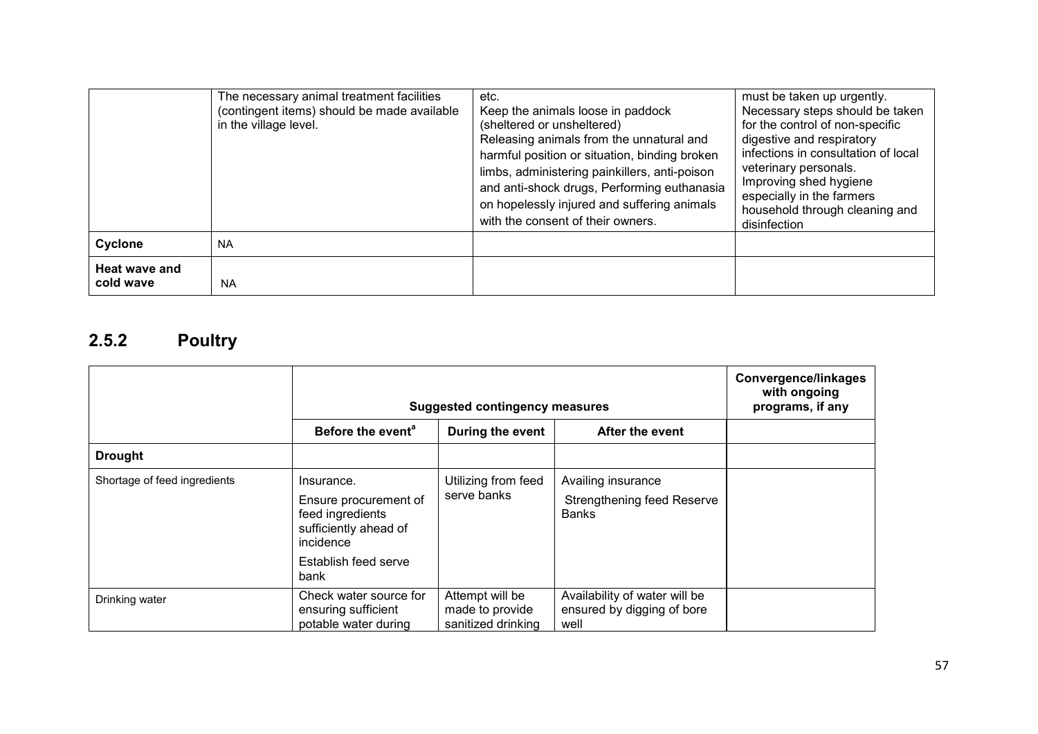|  | The necessary animal treatment facilities (contingent items) should be made available in the village level. | etc. Keep the animals loose in paddock (sheltered or unsheltered) Releasing animals from the unnatural and harmful position or situation, binding broken limbs, administering painkillers, anti-poison and anti-shock drugs, Performing euthanasia on hopelessly injured and suffering animals with the consent of their owners. | must be taken up urgently. Necessary steps should be taken for the control of non-specific digestive and respiratory infections in consultation of local veterinary personals. Improving shed hygiene especially in the farmers household through cleaning and disinfection |
|---|---|---|---|
| **Cyclone** | NA |  |  |
| **Heat wave and cold wave** | NA |  |  |

## 2.5.2 Poultry

|  | **Suggested contingency measures** | | | **Convergence/linkages with ongoing programs, if any** |
|---|---|---|---|---|
|  | **Before the event[a]** | **During the event** | **After the event** |  |
| **Drought** |  |  |  |  |
| Shortage of feed ingredients | Insurance. Ensure procurement of feed ingredients sufficiently ahead of incidence Establish feed serve bank | Utilizing from feed serve banks | Availing insurance Strengthening feed Reserve Banks |  |
| Drinking water | Check water source for ensuring sufficient potable water during | Attempt will be made to provide sanitized drinking | Availability of water will be ensured by digging of bore well |  |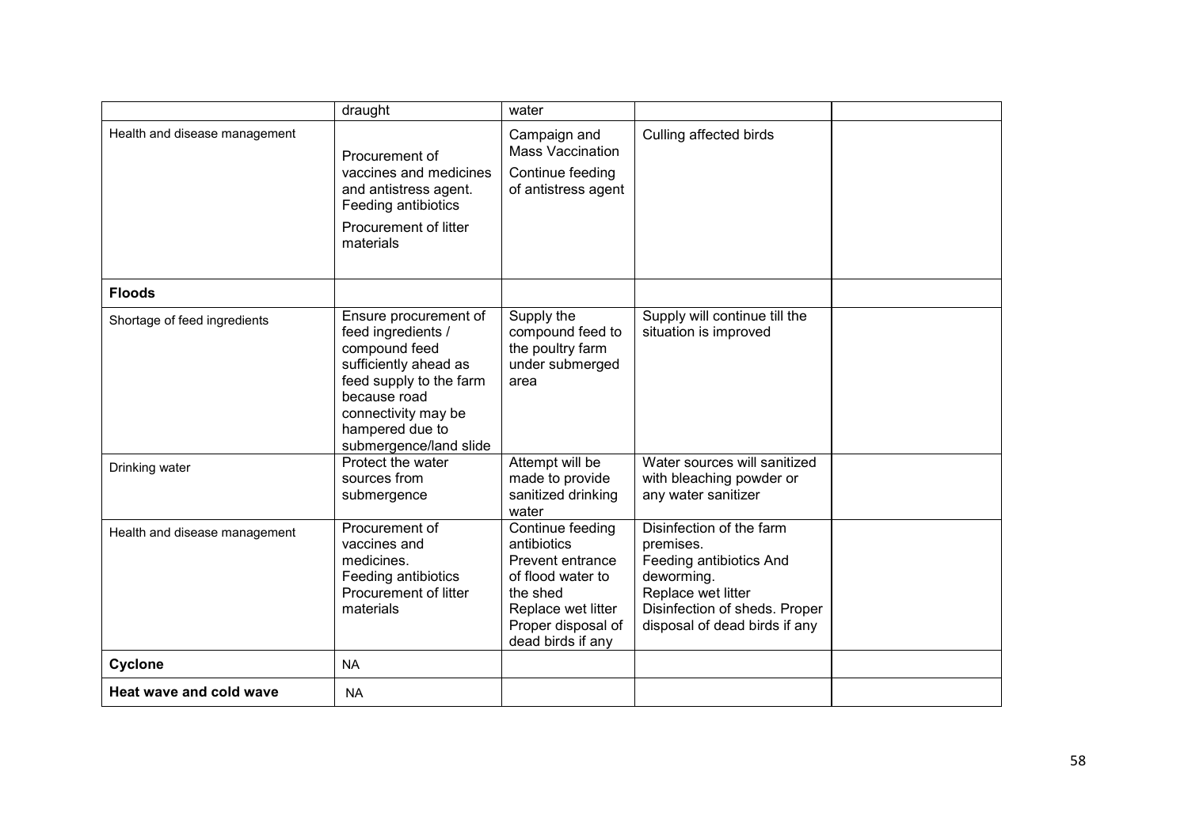| | draught | water | | |
|---|---|---|---|---|
| Health and disease management | Procurement of vaccines and medicines and antistress agent. Feeding antibiotics<br>Procurement of litter materials | Campaign and Mass Vaccination<br>Continue feeding of antistress agent | Culling affected birds | |
| **Floods** | | | | |
| Shortage of feed ingredients | Ensure procurement of feed ingredients / compound feed sufficiently ahead as feed supply to the farm because road connectivity may be hampered due to submergence/land slide | Supply the compound feed to the poultry farm under submerged area | Supply will continue till the situation is improved | |
| Drinking water | Protect the water sources from submergence | Attempt will be made to provide sanitized drinking water | Water sources will sanitized with bleaching powder or any water sanitizer | |
| Health and disease management | Procurement of vaccines and medicines.<br>Feeding antibiotics<br>Procurement of litter materials | Continue feeding antibiotics<br>Prevent entrance of flood water to the shed<br>Replace wet litter<br>Proper disposal of dead birds if any | Disinfection of the farm premises.<br>Feeding antibiotics And deworming.<br>Replace wet litter<br>Disinfection of sheds. Proper disposal of dead birds if any | |
| **Cyclone** | NA | | | |
| **Heat wave and cold wave** | NA | | | |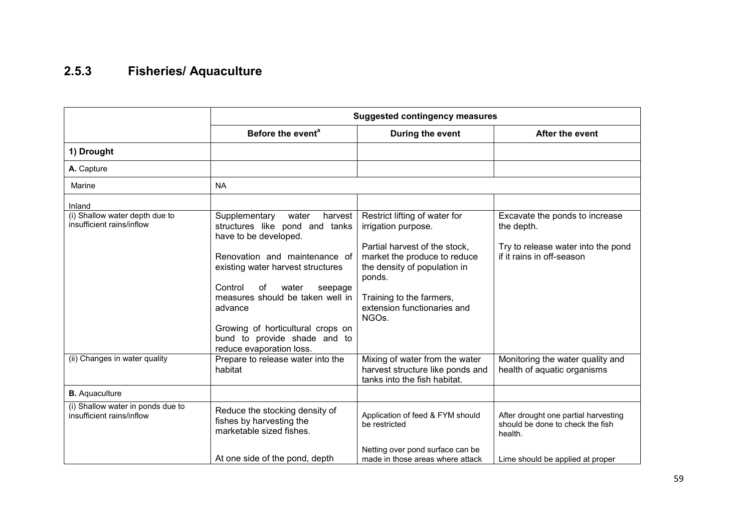## 2.5.3 Fisheries/ Aquaculture

| | Suggested contingency measures | | |
|---|---|---|---|
| | Before the event[a] | During the event | After the event |
| **1) Drought** | | | |
| **A.** Capture | | | |
| Marine | NA | | |
| Inland | | | |
| (i) Shallow water depth due to insufficient rains/inflow | Supplementary water harvest structures like pond and tanks have to be developed.<br><br>Renovation and maintenance of existing water harvest structures<br><br>Control of water seepage measures should be taken well in advance<br><br>Growing of horticultural crops on bund to provide shade and to reduce evaporation loss. | Restrict lifting of water for irrigation purpose.<br><br>Partial harvest of the stock, market the produce to reduce the density of population in ponds.<br><br>Training to the farmers, extension functionaries and NGOs. | Excavate the ponds to increase the depth.<br><br>Try to release water into the pond if it rains in off-season |
| (ii) Changes in water quality | Prepare to release water into the habitat | Mixing of water from the water harvest structure like ponds and tanks into the fish habitat. | Monitoring the water quality and health of aquatic organisms |
| **B.** Aquaculture | | | |
| (i) Shallow water in ponds due to insufficient rains/inflow | Reduce the stocking density of fishes by harvesting the marketable sized fishes.<br><br>At one side of the pond, depth | Application of feed & FYM should be restricted<br><br>Netting over pond surface can be made in those areas where attack | After drought one partial harvesting should be done to check the fish health.<br><br>Lime should be applied at proper |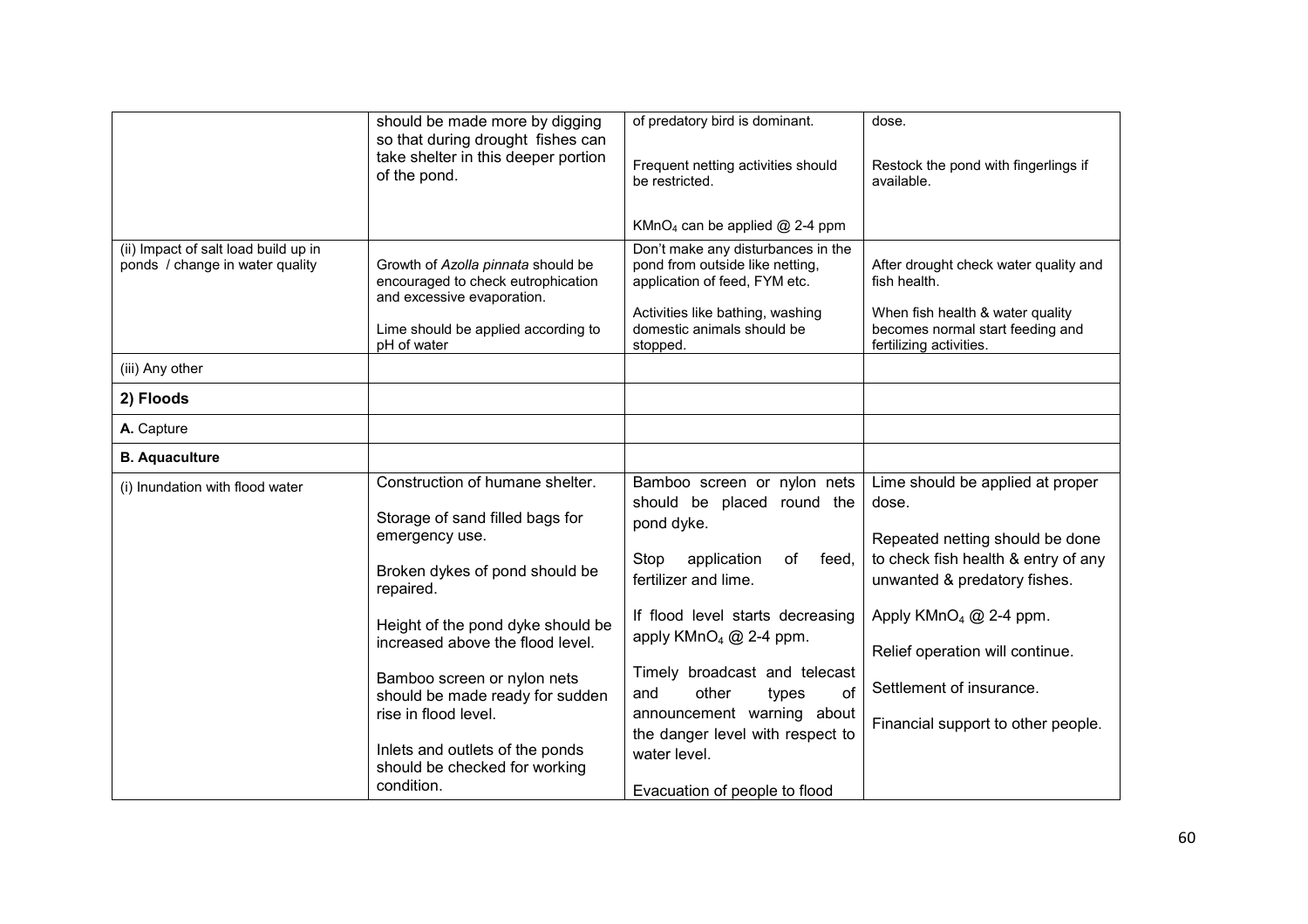|  |  |  |  |
|---|---|---|---|
|  | should be made more by digging so that during drought fishes can take shelter in this deeper portion of the pond. | of predatory bird is dominant.<br><br>Frequent netting activities should be restricted.<br><br>$KMnO_4$ can be applied @ 2-4 ppm | dose.<br><br>Restock the pond with fingerlings if available. |
| (ii) Impact of salt load build up in ponds / change in water quality | Growth of *Azolla pinnata* should be encouraged to check eutrophication and excessive evaporation.<br><br>Lime should be applied according to pH of water | Don't make any disturbances in the pond from outside like netting, application of feed, FYM etc.<br><br>Activities like bathing, washing domestic animals should be stopped. | After drought check water quality and fish health.<br><br>When fish health & water quality becomes normal start feeding and fertilizing activities. |
| (iii) Any other |  |  |  |
| **2) Floods** |  |  |  |
| **A.** Capture |  |  |  |
| **B. Aquaculture** |  |  |  |
| (i) Inundation with flood water | Construction of humane shelter.<br><br>Storage of sand filled bags for emergency use.<br><br>Broken dykes of pond should be repaired.<br><br>Height of the pond dyke should be increased above the flood level.<br><br>Bamboo screen or nylon nets should be made ready for sudden rise in flood level.<br><br>Inlets and outlets of the ponds should be checked for working condition. | Bamboo screen or nylon nets should be placed round the pond dyke.<br><br>Stop application of feed, fertilizer and lime.<br><br>If flood level starts decreasing apply $KMnO_4$ @ 2-4 ppm.<br><br>Timely broadcast and telecast and other types of announcement warning about the danger level with respect to water level.<br><br>Evacuation of people to flood | Lime should be applied at proper dose.<br><br>Repeated netting should be done to check fish health & entry of any unwanted & predatory fishes.<br><br>Apply $KMnO_4$ @ 2-4 ppm.<br><br>Relief operation will continue.<br><br>Settlement of insurance.<br><br>Financial support to other people. |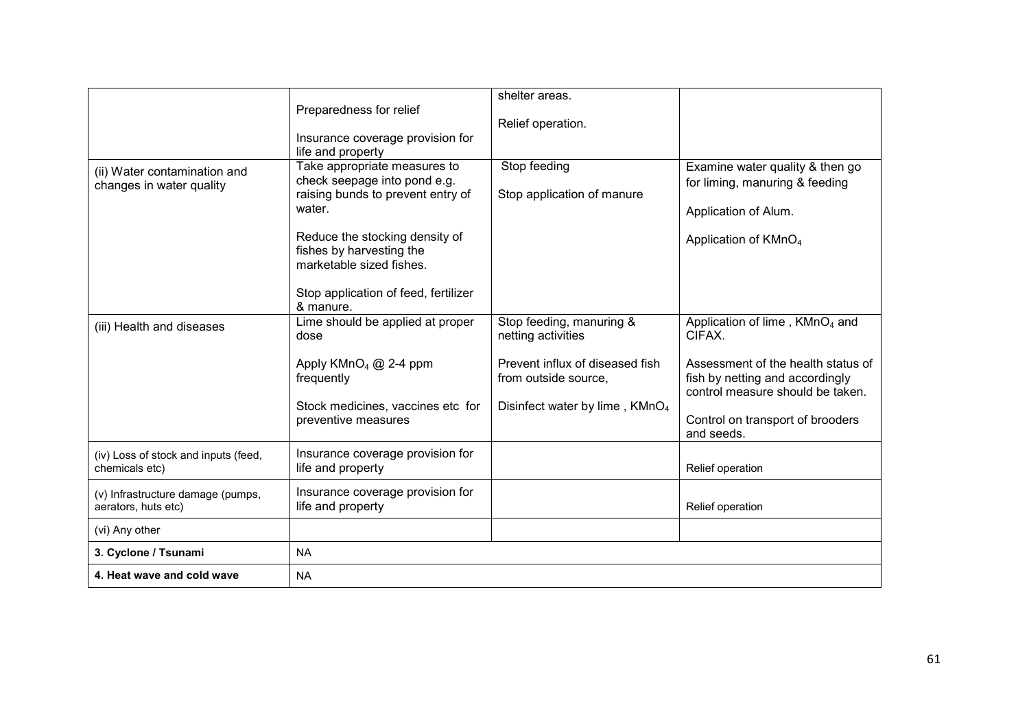| | | | |
|---|---|---|---|
| | Preparedness for relief<br><br>Insurance coverage provision for life and property | shelter areas.<br><br>Relief operation. | |
| (ii) Water contamination and changes in water quality | Take appropriate measures to check seepage into pond e.g. raising bunds to prevent entry of water.<br><br>Reduce the stocking density of fishes by harvesting the marketable sized fishes.<br><br>Stop application of feed, fertilizer & manure. | Stop feeding<br><br>Stop application of manure | Examine water quality & then go for liming, manuring & feeding<br><br>Application of Alum.<br><br>Application of $KMnO_4$ |
| (iii) Health and diseases | Lime should be applied at proper dose<br><br>Apply $KMnO_4$ @ 2-4 ppm frequently<br><br>Stock medicines, vaccines etc for preventive measures | Stop feeding, manuring & netting activities<br><br>Prevent influx of diseased fish from outside source,<br><br>Disinfect water by lime , $KMnO_4$ | Application of lime , $KMnO_4$ and CIFAX.<br><br>Assessment of the health status of fish by netting and accordingly control measure should be taken.<br><br>Control on transport of brooders and seeds. |
| (iv) Loss of stock and inputs (feed, chemicals etc) | Insurance coverage provision for life and property | | Relief operation |
| (v) Infrastructure damage (pumps, aerators, huts etc) | Insurance coverage provision for life and property | | Relief operation |
| (vi) Any other | | | |
| **3. Cyclone / Tsunami** | NA | | |
| **4. Heat wave and cold wave** | NA | | |